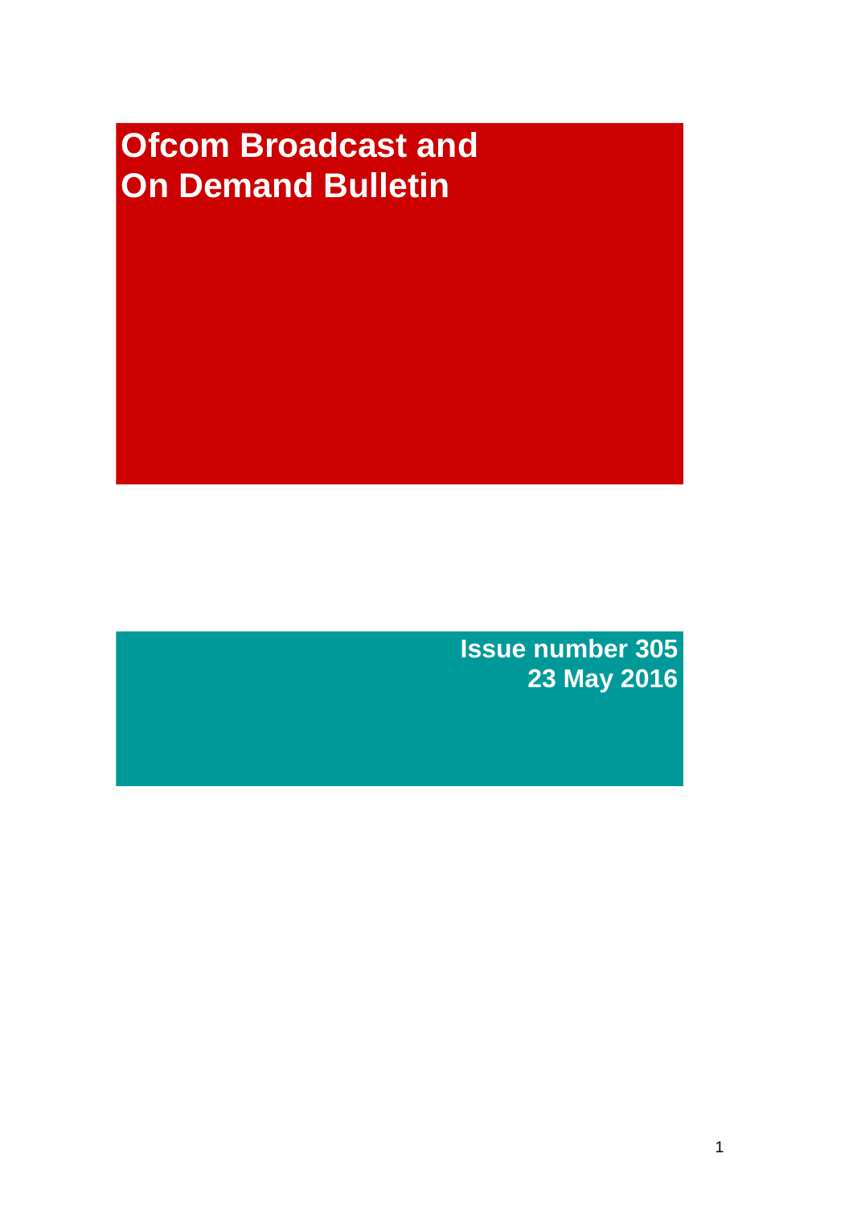# Ofcom Broadcast and On Demand Bulletin

**Issue number 305**
**23 May 2016**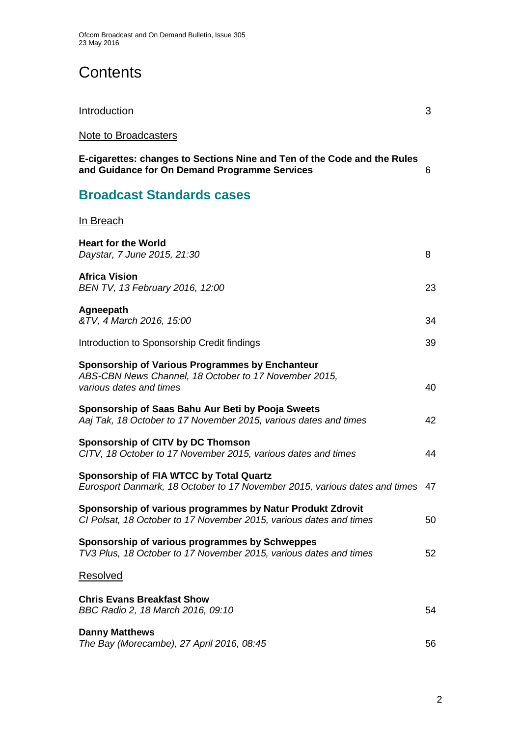# Contents

Introduction 3

Note to Broadcasters

**E-cigarettes: changes to Sections Nine and Ten of the Code and the Rules and Guidance for On Demand Programme Services** 6

## Broadcast Standards cases

In Breach

**Heart for the World**
*Daystar, 7 June 2015, 21:30* 8

**Africa Vision**
*BEN TV, 13 February 2016, 12:00* 23

**Agneepath**
*&TV, 4 March 2016, 15:00* 34

Introduction to Sponsorship Credit findings 39

**Sponsorship of Various Programmes by Enchanteur**
*ABS-CBN News Channel, 18 October to 17 November 2015, various dates and times* 40

**Sponsorship of Saas Bahu Aur Beti by Pooja Sweets**
*Aaj Tak, 18 October to 17 November 2015, various dates and times* 42

**Sponsorship of CITV by DC Thomson**
*CITV, 18 October to 17 November 2015, various dates and times* 44

**Sponsorship of FIA WTCC by Total Quartz**
*Eurosport Danmark, 18 October to 17 November 2015, various dates and times* 47

**Sponsorship of various programmes by Natur Produkt Zdrovit**
*CI Polsat, 18 October to 17 November 2015, various dates and times* 50

**Sponsorship of various programmes by Schweppes**
*TV3 Plus, 18 October to 17 November 2015, various dates and times* 52

Resolved

**Chris Evans Breakfast Show**
*BBC Radio 2, 18 March 2016, 09:10* 54

**Danny Matthews**
*The Bay (Morecambe), 27 April 2016, 08:45* 56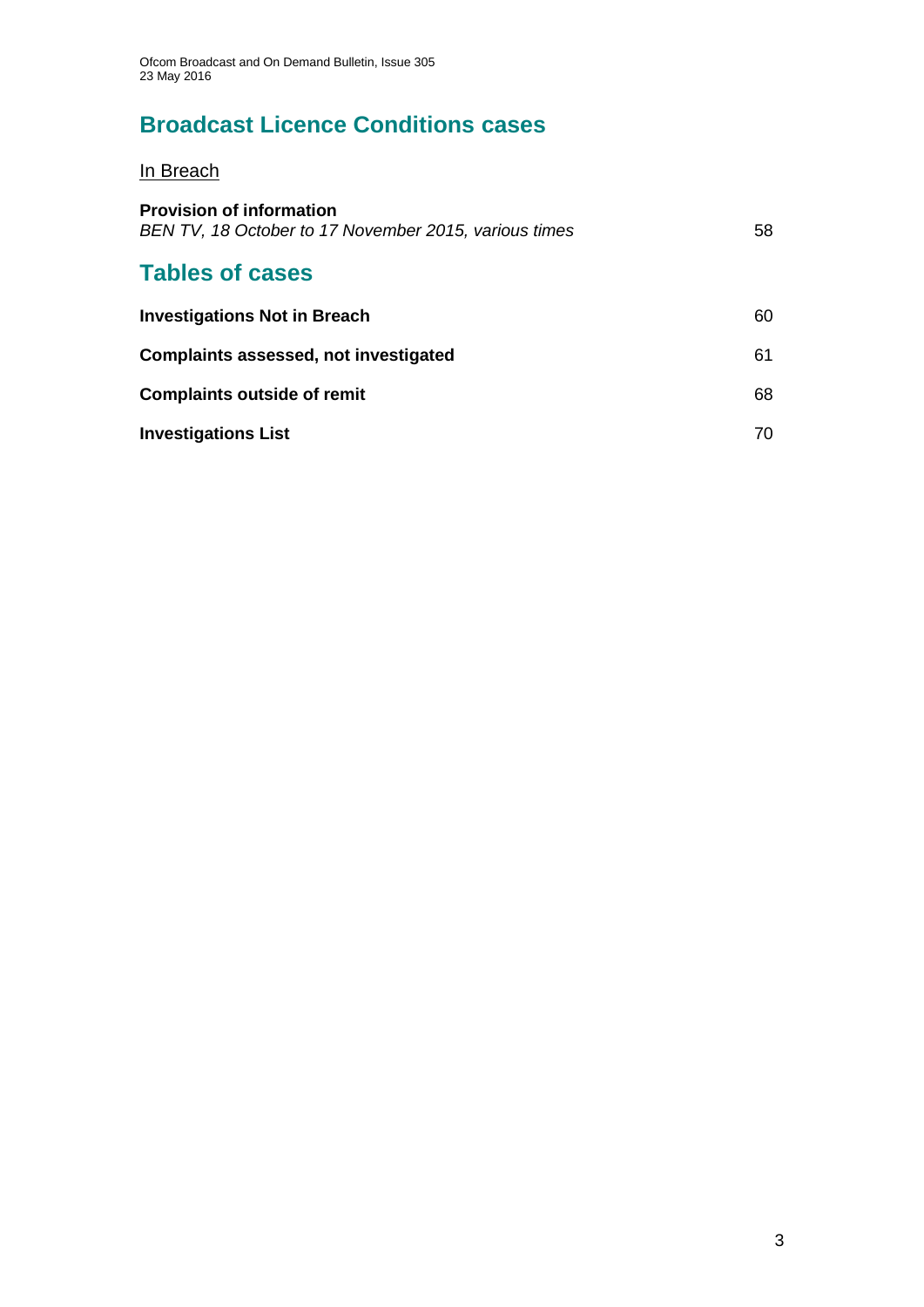## Broadcast Licence Conditions cases

In Breach

**Provision of information**
*BEN TV, 18 October to 17 November 2015, various times* 58

## Tables of cases

**Investigations Not in Breach** 60

**Complaints assessed, not investigated** 61

**Complaints outside of remit** 68

**Investigations List** 70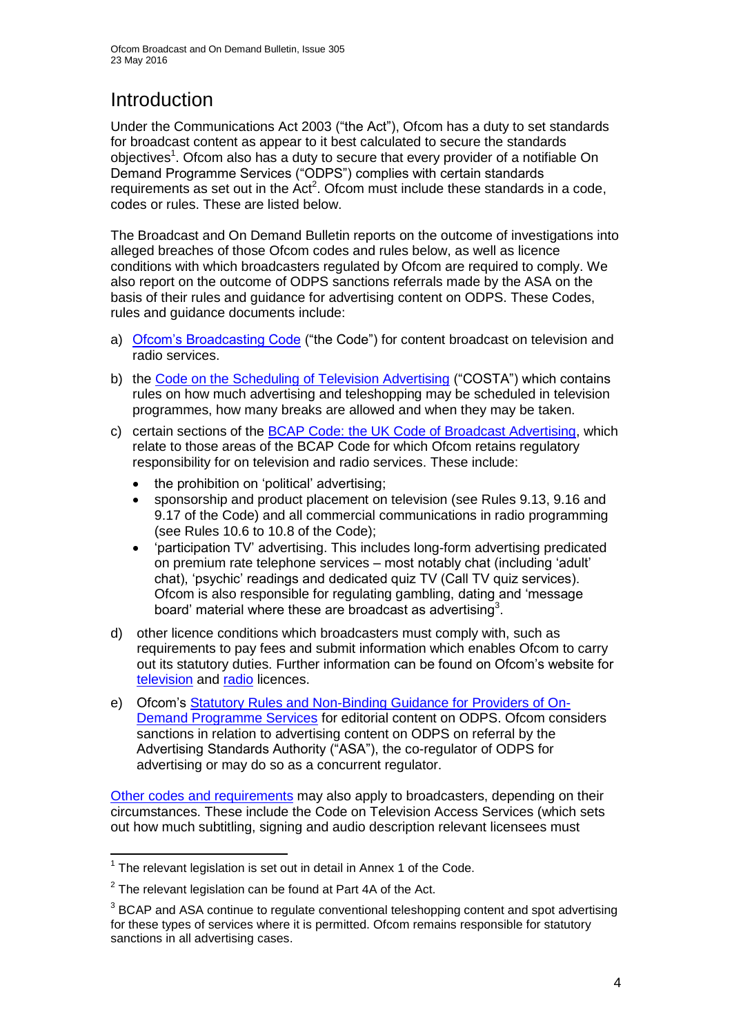# Introduction

Under the Communications Act 2003 ("the Act"), Ofcom has a duty to set standards for broadcast content as appear to it best calculated to secure the standards objectives[1]. Ofcom also has a duty to secure that every provider of a notifiable On Demand Programme Services ("ODPS") complies with certain standards requirements as set out in the Act[2]. Ofcom must include these standards in a code, codes or rules. These are listed below.

The Broadcast and On Demand Bulletin reports on the outcome of investigations into alleged breaches of those Ofcom codes and rules below, as well as licence conditions with which broadcasters regulated by Ofcom are required to comply. We also report on the outcome of ODPS sanctions referrals made by the ASA on the basis of their rules and guidance for advertising content on ODPS. These Codes, rules and guidance documents include:

a) Ofcom's Broadcasting Code ("the Code") for content broadcast on television and radio services.

b) the Code on the Scheduling of Television Advertising ("COSTA") which contains rules on how much advertising and teleshopping may be scheduled in television programmes, how many breaks are allowed and when they may be taken.

c) certain sections of the BCAP Code: the UK Code of Broadcast Advertising, which relate to those areas of the BCAP Code for which Ofcom retains regulatory responsibility for on television and radio services. These include:

   - the prohibition on 'political' advertising;
   - sponsorship and product placement on television (see Rules 9.13, 9.16 and 9.17 of the Code) and all commercial communications in radio programming (see Rules 10.6 to 10.8 of the Code);
   - 'participation TV' advertising. This includes long-form advertising predicated on premium rate telephone services – most notably chat (including 'adult' chat), 'psychic' readings and dedicated quiz TV (Call TV quiz services). Ofcom is also responsible for regulating gambling, dating and 'message board' material where these are broadcast as advertising[3].

d) other licence conditions which broadcasters must comply with, such as requirements to pay fees and submit information which enables Ofcom to carry out its statutory duties. Further information can be found on Ofcom's website for television and radio licences.

e) Ofcom's Statutory Rules and Non-Binding Guidance for Providers of On-Demand Programme Services for editorial content on ODPS. Ofcom considers sanctions in relation to advertising content on ODPS on referral by the Advertising Standards Authority ("ASA"), the co-regulator of ODPS for advertising or may do so as a concurrent regulator.

Other codes and requirements may also apply to broadcasters, depending on their circumstances. These include the Code on Television Access Services (which sets out how much subtitling, signing and audio description relevant licensees must

---

[1] The relevant legislation is set out in detail in Annex 1 of the Code.

[2] The relevant legislation can be found at Part 4A of the Act.

[3] BCAP and ASA continue to regulate conventional teleshopping content and spot advertising for these types of services where it is permitted. Ofcom remains responsible for statutory sanctions in all advertising cases.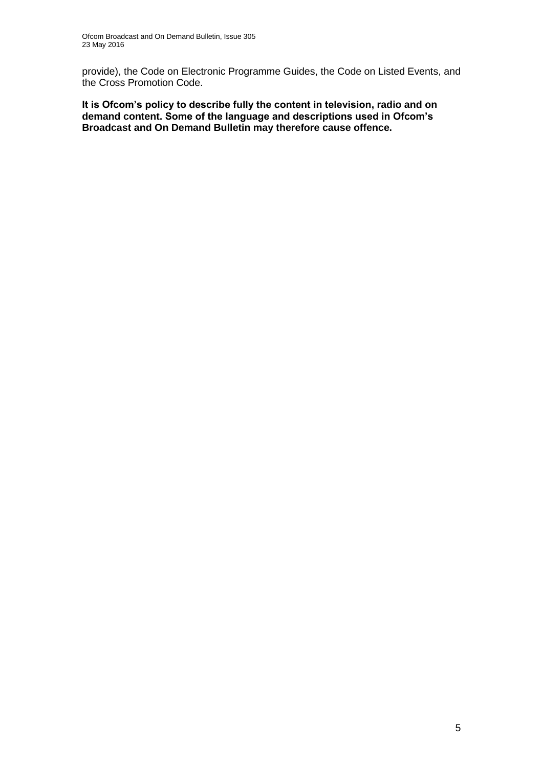provide), the Code on Electronic Programme Guides, the Code on Listed Events, and the Cross Promotion Code.

**It is Ofcom's policy to describe fully the content in television, radio and on demand content. Some of the language and descriptions used in Ofcom's Broadcast and On Demand Bulletin may therefore cause offence.**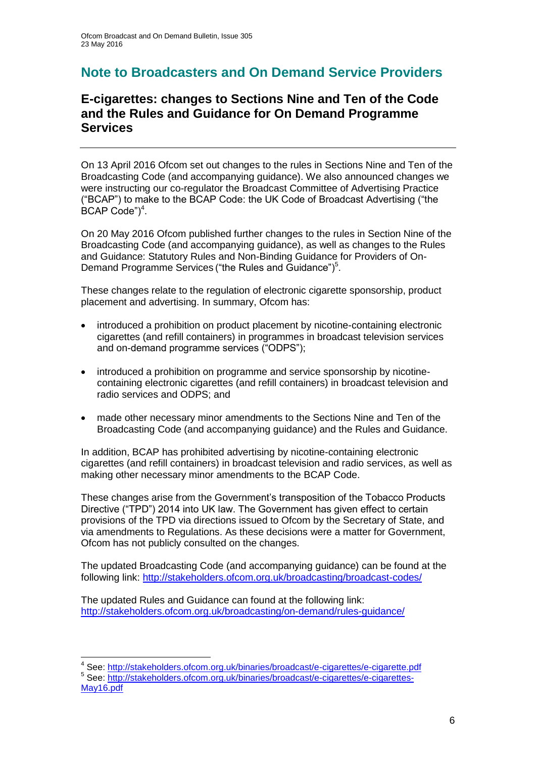## Note to Broadcasters and On Demand Service Providers

### E-cigarettes: changes to Sections Nine and Ten of the Code and the Rules and Guidance for On Demand Programme Services

On 13 April 2016 Ofcom set out changes to the rules in Sections Nine and Ten of the Broadcasting Code (and accompanying guidance). We also announced changes we were instructing our co-regulator the Broadcast Committee of Advertising Practice ("BCAP") to make to the BCAP Code: the UK Code of Broadcast Advertising ("the BCAP Code")[4].

On 20 May 2016 Ofcom published further changes to the rules in Section Nine of the Broadcasting Code (and accompanying guidance), as well as changes to the Rules and Guidance: Statutory Rules and Non-Binding Guidance for Providers of On-Demand Programme Services ("the Rules and Guidance")[5].

These changes relate to the regulation of electronic cigarette sponsorship, product placement and advertising. In summary, Ofcom has:

- introduced a prohibition on product placement by nicotine-containing electronic cigarettes (and refill containers) in programmes in broadcast television services and on-demand programme services ("ODPS");
- introduced a prohibition on programme and service sponsorship by nicotine-containing electronic cigarettes (and refill containers) in broadcast television and radio services and ODPS; and
- made other necessary minor amendments to the Sections Nine and Ten of the Broadcasting Code (and accompanying guidance) and the Rules and Guidance.

In addition, BCAP has prohibited advertising by nicotine-containing electronic cigarettes (and refill containers) in broadcast television and radio services, as well as making other necessary minor amendments to the BCAP Code.

These changes arise from the Government's transposition of the Tobacco Products Directive ("TPD") 2014 into UK law. The Government has given effect to certain provisions of the TPD via directions issued to Ofcom by the Secretary of State, and via amendments to Regulations. As these decisions were a matter for Government, Ofcom has not publicly consulted on the changes.

The updated Broadcasting Code (and accompanying guidance) can be found at the following link: http://stakeholders.ofcom.org.uk/broadcasting/broadcast-codes/

The updated Rules and Guidance can found at the following link: http://stakeholders.ofcom.org.uk/broadcasting/on-demand/rules-guidance/

---

[4] See: http://stakeholders.ofcom.org.uk/binaries/broadcast/e-cigarettes/e-cigarette.pdf

[5] See: http://stakeholders.ofcom.org.uk/binaries/broadcast/e-cigarettes/e-cigarettes-May16.pdf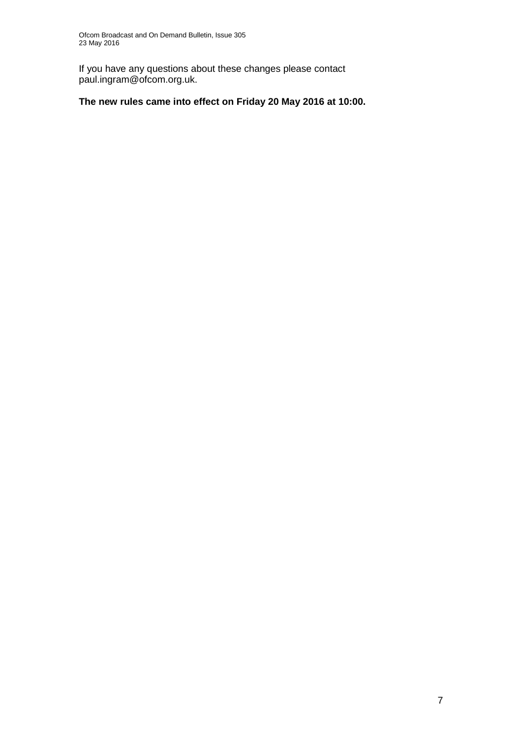If you have any questions about these changes please contact paul.ingram@ofcom.org.uk.

**The new rules came into effect on Friday 20 May 2016 at 10:00.**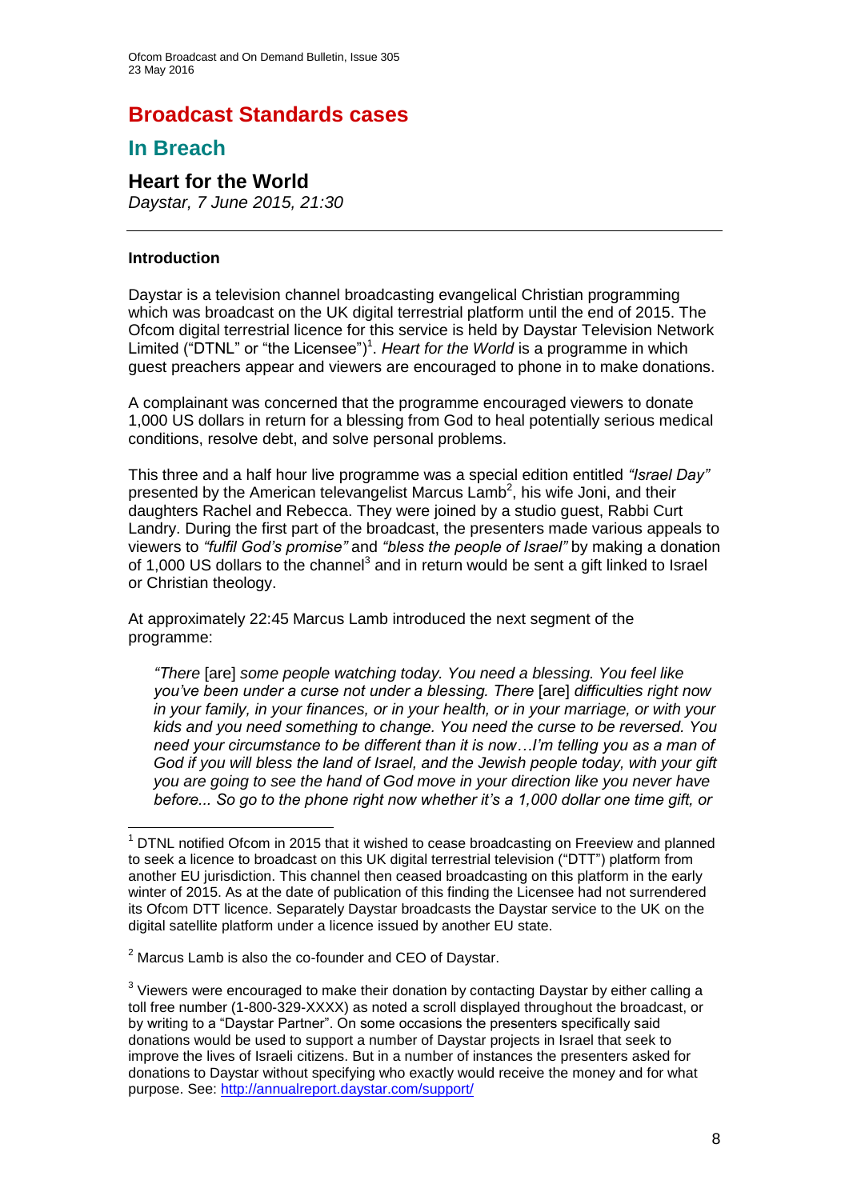# Broadcast Standards cases

## In Breach

### Heart for the World

*Daystar, 7 June 2015, 21:30*

---

#### Introduction

Daystar is a television channel broadcasting evangelical Christian programming which was broadcast on the UK digital terrestrial platform until the end of 2015. The Ofcom digital terrestrial licence for this service is held by Daystar Television Network Limited ("DTNL" or "the Licensee")[1]. *Heart for the World* is a programme in which guest preachers appear and viewers are encouraged to phone in to make donations.

A complainant was concerned that the programme encouraged viewers to donate 1,000 US dollars in return for a blessing from God to heal potentially serious medical conditions, resolve debt, and solve personal problems.

This three and a half hour live programme was a special edition entitled *"Israel Day"* presented by the American televangelist Marcus Lamb[2], his wife Joni, and their daughters Rachel and Rebecca. They were joined by a studio guest, Rabbi Curt Landry. During the first part of the broadcast, the presenters made various appeals to viewers to *"fulfil God's promise"* and *"bless the people of Israel"* by making a donation of 1,000 US dollars to the channel[3] and in return would be sent a gift linked to Israel or Christian theology.

At approximately 22:45 Marcus Lamb introduced the next segment of the programme:

> *"There* [are] *some people watching today. You need a blessing. You feel like you've been under a curse not under a blessing. There* [are] *difficulties right now in your family, in your finances, or in your health, or in your marriage, or with your kids and you need something to change. You need the curse to be reversed. You need your circumstance to be different than it is now…I'm telling you as a man of God if you will bless the land of Israel, and the Jewish people today, with your gift you are going to see the hand of God move in your direction like you never have before... So go to the phone right now whether it's a 1,000 dollar one time gift, or*

---

[1] DTNL notified Ofcom in 2015 that it wished to cease broadcasting on Freeview and planned to seek a licence to broadcast on this UK digital terrestrial television ("DTT") platform from another EU jurisdiction. This channel then ceased broadcasting on this platform in the early winter of 2015. As at the date of publication of this finding the Licensee had not surrendered its Ofcom DTT licence. Separately Daystar broadcasts the Daystar service to the UK on the digital satellite platform under a licence issued by another EU state.

[2] Marcus Lamb is also the co-founder and CEO of Daystar.

[3] Viewers were encouraged to make their donation by contacting Daystar by either calling a toll free number (1-800-329-XXXX) as noted a scroll displayed throughout the broadcast, or by writing to a "Daystar Partner". On some occasions the presenters specifically said donations would be used to support a number of Daystar projects in Israel that seek to improve the lives of Israeli citizens. But in a number of instances the presenters asked for donations to Daystar without specifying who exactly would receive the money and for what purpose. See: http://annualreport.daystar.com/support/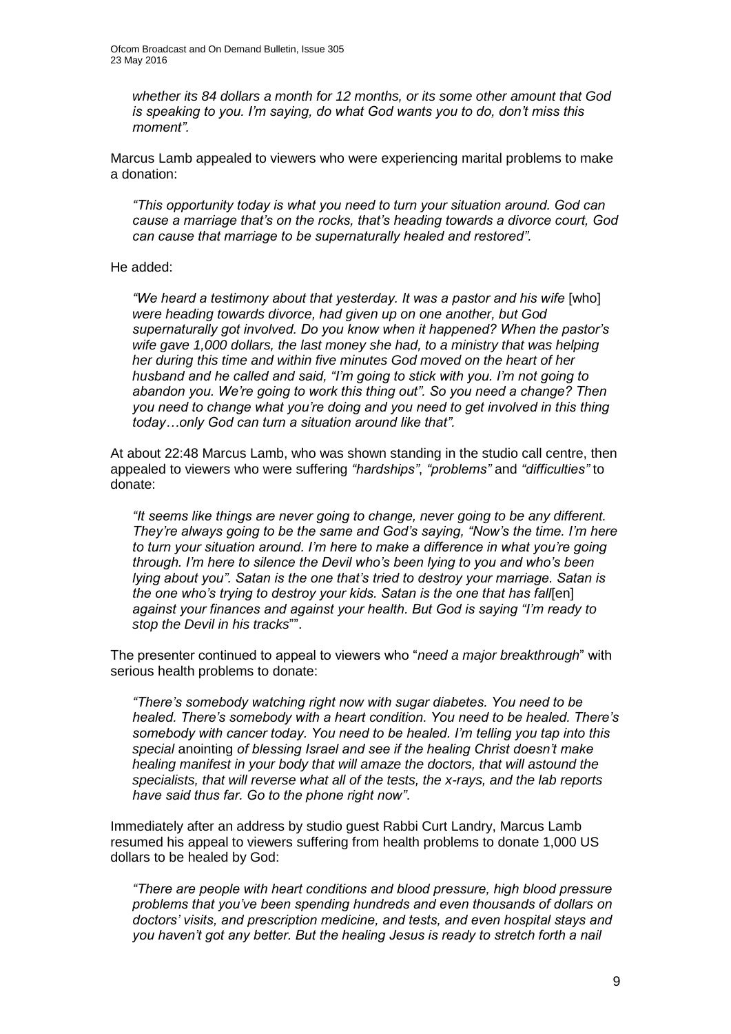*whether its 84 dollars a month for 12 months, or its some other amount that God is speaking to you. I'm saying, do what God wants you to do, don't miss this moment".*

Marcus Lamb appealed to viewers who were experiencing marital problems to make a donation:

> *"This opportunity today is what you need to turn your situation around. God can cause a marriage that's on the rocks, that's heading towards a divorce court, God can cause that marriage to be supernaturally healed and restored".*

He added:

> *"We heard a testimony about that yesterday. It was a pastor and his wife* [who] *were heading towards divorce, had given up on one another, but God supernaturally got involved. Do you know when it happened? When the pastor's wife gave 1,000 dollars, the last money she had, to a ministry that was helping her during this time and within five minutes God moved on the heart of her husband and he called and said, "I'm going to stick with you. I'm not going to abandon you. We're going to work this thing out". So you need a change? Then you need to change what you're doing and you need to get involved in this thing today…only God can turn a situation around like that".*

At about 22:48 Marcus Lamb, who was shown standing in the studio call centre, then appealed to viewers who were suffering *"hardships"*, *"problems"* and *"difficulties"* to donate:

> *"It seems like things are never going to change, never going to be any different. They're always going to be the same and God's saying, "Now's the time. I'm here to turn your situation around. I'm here to make a difference in what you're going through. I'm here to silence the Devil who's been lying to you and who's been lying about you". Satan is the one that's tried to destroy your marriage. Satan is the one who's trying to destroy your kids. Satan is the one that has fall*[en] *against your finances and against your health. But God is saying "I'm ready to stop the Devil in his tracks*"".

The presenter continued to appeal to viewers who "*need a major breakthrough*" with serious health problems to donate:

> *"There's somebody watching right now with sugar diabetes. You need to be healed. There's somebody with a heart condition. You need to be healed. There's somebody with cancer today. You need to be healed. I'm telling you tap into this special* anointing *of blessing Israel and see if the healing Christ doesn't make healing manifest in your body that will amaze the doctors, that will astound the specialists, that will reverse what all of the tests, the x-rays, and the lab reports have said thus far. Go to the phone right now"*.

Immediately after an address by studio guest Rabbi Curt Landry, Marcus Lamb resumed his appeal to viewers suffering from health problems to donate 1,000 US dollars to be healed by God:

> *"There are people with heart conditions and blood pressure, high blood pressure problems that you've been spending hundreds and even thousands of dollars on doctors' visits, and prescription medicine, and tests, and even hospital stays and you haven't got any better. But the healing Jesus is ready to stretch forth a nail*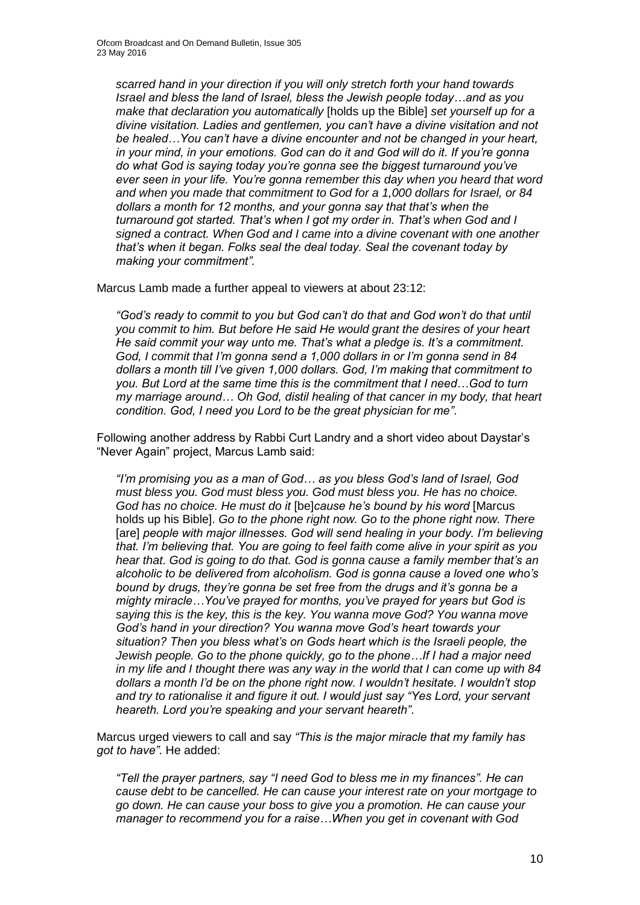*scarred hand in your direction if you will only stretch forth your hand towards Israel and bless the land of Israel, bless the Jewish people today…and as you make that declaration you automatically* [holds up the Bible] *set yourself up for a divine visitation. Ladies and gentlemen, you can't have a divine visitation and not be healed…You can't have a divine encounter and not be changed in your heart, in your mind, in your emotions. God can do it and God will do it. If you're gonna do what God is saying today you're gonna see the biggest turnaround you've ever seen in your life. You're gonna remember this day when you heard that word and when you made that commitment to God for a 1,000 dollars for Israel, or 84 dollars a month for 12 months, and your gonna say that that's when the turnaround got started. That's when I got my order in. That's when God and I signed a contract. When God and I came into a divine covenant with one another that's when it began. Folks seal the deal today. Seal the covenant today by making your commitment".*

Marcus Lamb made a further appeal to viewers at about 23:12:

> *"God's ready to commit to you but God can't do that and God won't do that until you commit to him. But before He said He would grant the desires of your heart He said commit your way unto me. That's what a pledge is. It's a commitment. God, I commit that I'm gonna send a 1,000 dollars in or I'm gonna send in 84 dollars a month till I've given 1,000 dollars. God, I'm making that commitment to you. But Lord at the same time this is the commitment that I need…God to turn my marriage around… Oh God, distil healing of that cancer in my body, that heart condition. God, I need you Lord to be the great physician for me".*

Following another address by Rabbi Curt Landry and a short video about Daystar's "Never Again" project, Marcus Lamb said:

> *"I'm promising you as a man of God… as you bless God's land of Israel, God must bless you. God must bless you. God must bless you. He has no choice. God has no choice. He must do it* [be]*cause he's bound by his word* [Marcus holds up his Bible]. *Go to the phone right now. Go to the phone right now. There* [are] *people with major illnesses. God will send healing in your body. I'm believing that. I'm believing that. You are going to feel faith come alive in your spirit as you hear that. God is going to do that. God is gonna cause a family member that's an alcoholic to be delivered from alcoholism. God is gonna cause a loved one who's bound by drugs, they're gonna be set free from the drugs and it's gonna be a mighty miracle…You've prayed for months, you've prayed for years but God is saying this is the key, this is the key. You wanna move God? You wanna move God's hand in your direction? You wanna move God's heart towards your situation? Then you bless what's on Gods heart which is the Israeli people, the Jewish people. Go to the phone quickly, go to the phone…If I had a major need in my life and I thought there was any way in the world that I can come up with 84 dollars a month I'd be on the phone right now. I wouldn't hesitate. I wouldn't stop and try to rationalise it and figure it out. I would just say "Yes Lord, your servant heareth. Lord you're speaking and your servant heareth".*

Marcus urged viewers to call and say *"This is the major miracle that my family has got to have"*. He added:

> *"Tell the prayer partners, say "I need God to bless me in my finances". He can cause debt to be cancelled. He can cause your interest rate on your mortgage to go down. He can cause your boss to give you a promotion. He can cause your manager to recommend you for a raise…When you get in covenant with God*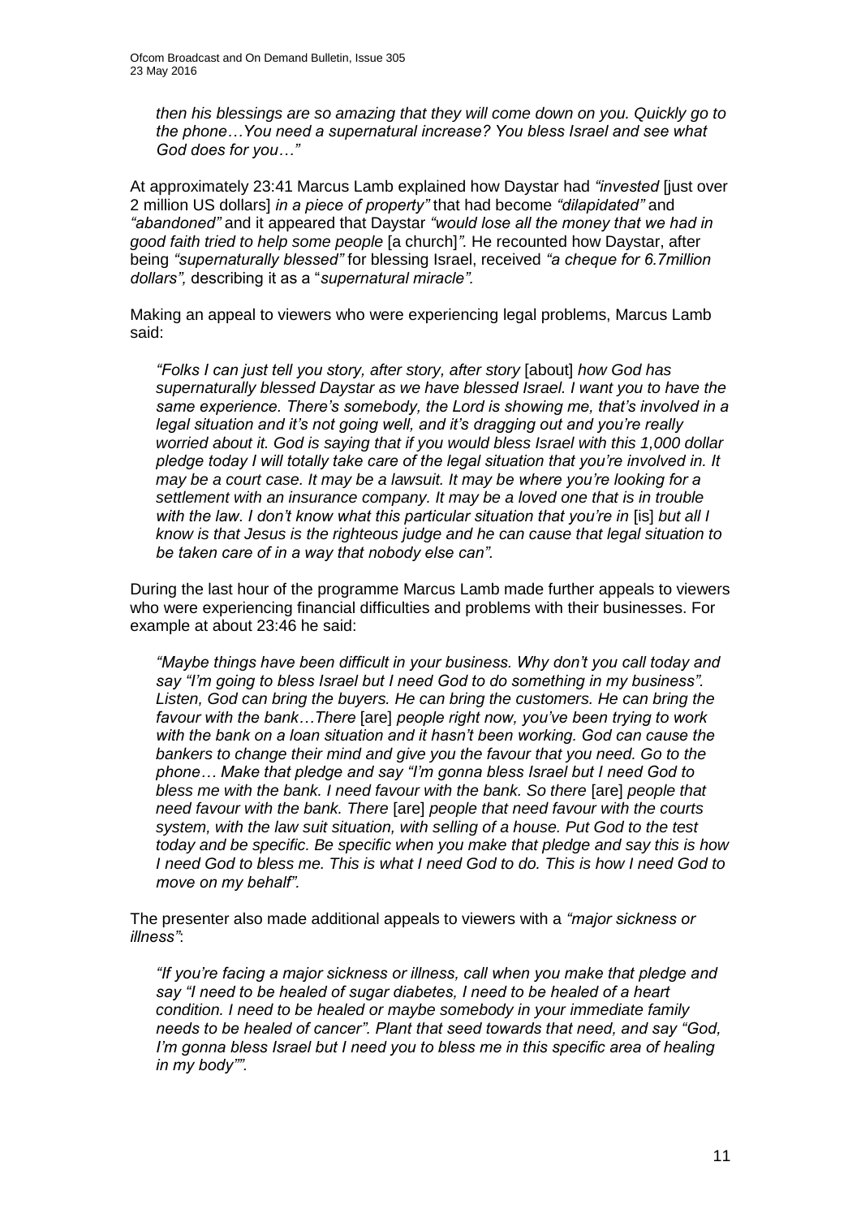*then his blessings are so amazing that they will come down on you. Quickly go to the phone…You need a supernatural increase? You bless Israel and see what God does for you…"*

At approximately 23:41 Marcus Lamb explained how Daystar had *"invested* [just over 2 million US dollars] *in a piece of property"* that had become *"dilapidated"* and *"abandoned"* and it appeared that Daystar *"would lose all the money that we had in good faith tried to help some people* [a church]*".* He recounted how Daystar, after being *"supernaturally blessed"* for blessing Israel, received *"a cheque for 6.7million dollars",* describing it as a "*supernatural miracle"*.

Making an appeal to viewers who were experiencing legal problems, Marcus Lamb said:

> *"Folks I can just tell you story, after story, after story* [about] *how God has supernaturally blessed Daystar as we have blessed Israel. I want you to have the same experience. There's somebody, the Lord is showing me, that's involved in a legal situation and it's not going well, and it's dragging out and you're really worried about it. God is saying that if you would bless Israel with this 1,000 dollar pledge today I will totally take care of the legal situation that you're involved in. It may be a court case. It may be a lawsuit. It may be where you're looking for a settlement with an insurance company. It may be a loved one that is in trouble with the law. I don't know what this particular situation that you're in* [is] *but all I know is that Jesus is the righteous judge and he can cause that legal situation to be taken care of in a way that nobody else can".*

During the last hour of the programme Marcus Lamb made further appeals to viewers who were experiencing financial difficulties and problems with their businesses. For example at about 23:46 he said:

> *"Maybe things have been difficult in your business. Why don't you call today and say "I'm going to bless Israel but I need God to do something in my business". Listen, God can bring the buyers. He can bring the customers. He can bring the favour with the bank…There* [are] *people right now, you've been trying to work with the bank on a loan situation and it hasn't been working. God can cause the bankers to change their mind and give you the favour that you need. Go to the phone… Make that pledge and say "I'm gonna bless Israel but I need God to bless me with the bank. I need favour with the bank. So there* [are] *people that need favour with the bank. There* [are] *people that need favour with the courts system, with the law suit situation, with selling of a house. Put God to the test today and be specific. Be specific when you make that pledge and say this is how I need God to bless me. This is what I need God to do. This is how I need God to move on my behalf".*

The presenter also made additional appeals to viewers with a *"major sickness or illness"*:

> *"If you're facing a major sickness or illness, call when you make that pledge and say "I need to be healed of sugar diabetes, I need to be healed of a heart condition. I need to be healed or maybe somebody in your immediate family needs to be healed of cancer". Plant that seed towards that need, and say "God, I'm gonna bless Israel but I need you to bless me in this specific area of healing in my body"".*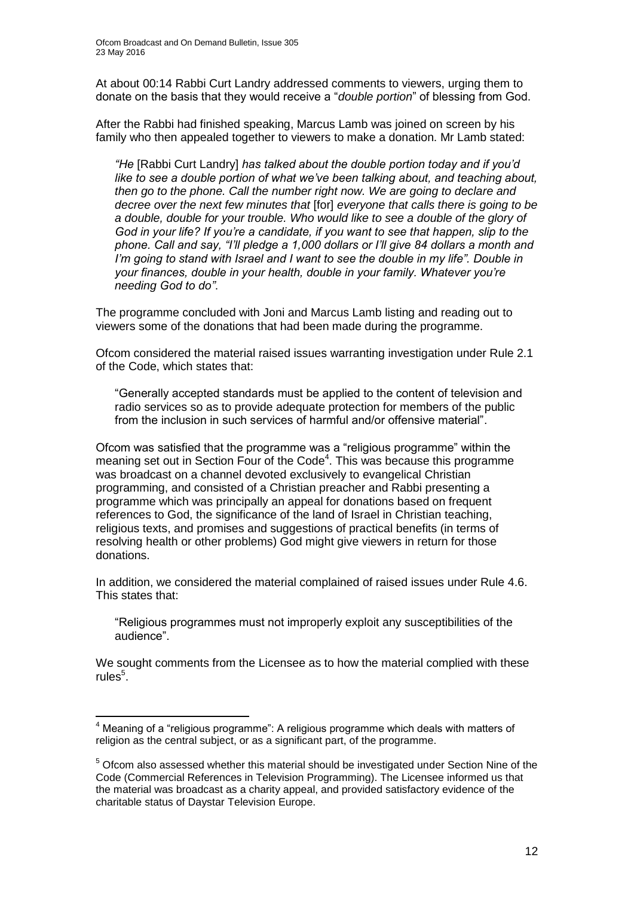At about 00:14 Rabbi Curt Landry addressed comments to viewers, urging them to donate on the basis that they would receive a "*double portion*" of blessing from God.

After the Rabbi had finished speaking, Marcus Lamb was joined on screen by his family who then appealed together to viewers to make a donation. Mr Lamb stated:

> *"He* [Rabbi Curt Landry] *has talked about the double portion today and if you'd like to see a double portion of what we've been talking about, and teaching about, then go to the phone. Call the number right now. We are going to declare and decree over the next few minutes that* [for] *everyone that calls there is going to be a double, double for your trouble. Who would like to see a double of the glory of God in your life? If you're a candidate, if you want to see that happen, slip to the phone. Call and say, "I'll pledge a 1,000 dollars or I'll give 84 dollars a month and I'm going to stand with Israel and I want to see the double in my life". Double in your finances, double in your health, double in your family. Whatever you're needing God to do".*

The programme concluded with Joni and Marcus Lamb listing and reading out to viewers some of the donations that had been made during the programme.

Ofcom considered the material raised issues warranting investigation under Rule 2.1 of the Code, which states that:

> "Generally accepted standards must be applied to the content of television and radio services so as to provide adequate protection for members of the public from the inclusion in such services of harmful and/or offensive material".

Ofcom was satisfied that the programme was a "religious programme" within the meaning set out in Section Four of the Code[4]. This was because this programme was broadcast on a channel devoted exclusively to evangelical Christian programming, and consisted of a Christian preacher and Rabbi presenting a programme which was principally an appeal for donations based on frequent references to God, the significance of the land of Israel in Christian teaching, religious texts, and promises and suggestions of practical benefits (in terms of resolving health or other problems) God might give viewers in return for those donations.

In addition, we considered the material complained of raised issues under Rule 4.6. This states that:

> "Religious programmes must not improperly exploit any susceptibilities of the audience".

We sought comments from the Licensee as to how the material complied with these rules[5].

---

[4] Meaning of a "religious programme": A religious programme which deals with matters of religion as the central subject, or as a significant part, of the programme.

[5] Ofcom also assessed whether this material should be investigated under Section Nine of the Code (Commercial References in Television Programming). The Licensee informed us that the material was broadcast as a charity appeal, and provided satisfactory evidence of the charitable status of Daystar Television Europe.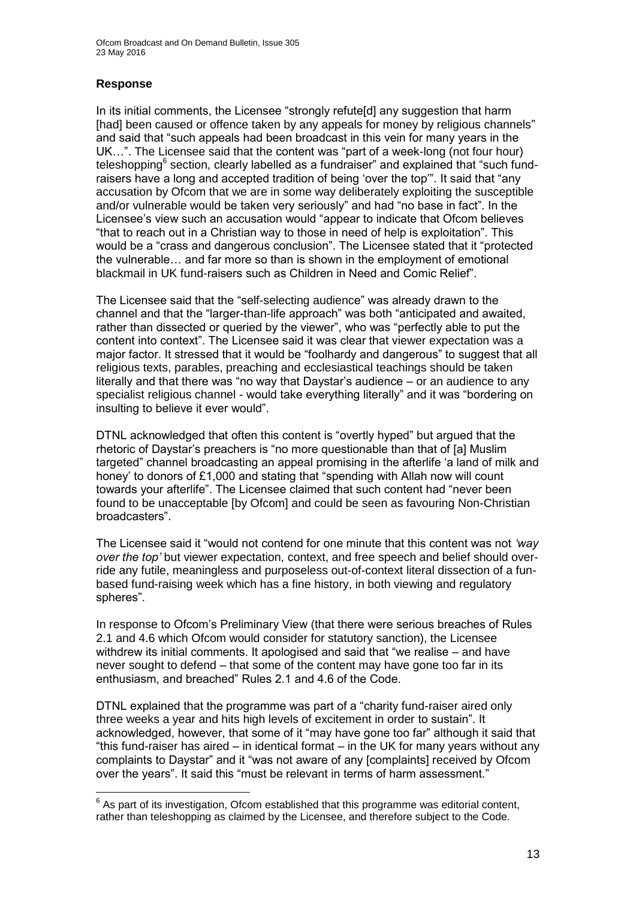## Response

In its initial comments, the Licensee "strongly refute[d] any suggestion that harm [had] been caused or offence taken by any appeals for money by religious channels" and said that "such appeals had been broadcast in this vein for many years in the UK…". The Licensee said that the content was "part of a week-long (not four hour) teleshopping[6] section, clearly labelled as a fundraiser" and explained that "such fund-raisers have a long and accepted tradition of being 'over the top'". It said that "any accusation by Ofcom that we are in some way deliberately exploiting the susceptible and/or vulnerable would be taken very seriously" and had "no base in fact". In the Licensee's view such an accusation would "appear to indicate that Ofcom believes "that to reach out in a Christian way to those in need of help is exploitation". This would be a "crass and dangerous conclusion". The Licensee stated that it "protected the vulnerable… and far more so than is shown in the employment of emotional blackmail in UK fund-raisers such as Children in Need and Comic Relief".

The Licensee said that the "self-selecting audience" was already drawn to the channel and that the "larger-than-life approach" was both "anticipated and awaited, rather than dissected or queried by the viewer", who was "perfectly able to put the content into context". The Licensee said it was clear that viewer expectation was a major factor. It stressed that it would be "foolhardy and dangerous" to suggest that all religious texts, parables, preaching and ecclesiastical teachings should be taken literally and that there was "no way that Daystar's audience – or an audience to any specialist religious channel - would take everything literally" and it was "bordering on insulting to believe it ever would".

DTNL acknowledged that often this content is "overtly hyped" but argued that the rhetoric of Daystar's preachers is "no more questionable than that of [a] Muslim targeted" channel broadcasting an appeal promising in the afterlife 'a land of milk and honey' to donors of £1,000 and stating that "spending with Allah now will count towards your afterlife". The Licensee claimed that such content had "never been found to be unacceptable [by Ofcom] and could be seen as favouring Non-Christian broadcasters".

The Licensee said it "would not contend for one minute that this content was not *'way over the top'* but viewer expectation, context, and free speech and belief should over-ride any futile, meaningless and purposeless out-of-context literal dissection of a fun-based fund-raising week which has a fine history, in both viewing and regulatory spheres".

In response to Ofcom's Preliminary View (that there were serious breaches of Rules 2.1 and 4.6 which Ofcom would consider for statutory sanction), the Licensee withdrew its initial comments. It apologised and said that "we realise – and have never sought to defend – that some of the content may have gone too far in its enthusiasm, and breached" Rules 2.1 and 4.6 of the Code.

DTNL explained that the programme was part of a "charity fund-raiser aired only three weeks a year and hits high levels of excitement in order to sustain". It acknowledged, however, that some of it "may have gone too far" although it said that "this fund-raiser has aired – in identical format – in the UK for many years without any complaints to Daystar" and it "was not aware of any [complaints] received by Ofcom over the years". It said this "must be relevant in terms of harm assessment."

---

[6] As part of its investigation, Ofcom established that this programme was editorial content, rather than teleshopping as claimed by the Licensee, and therefore subject to the Code.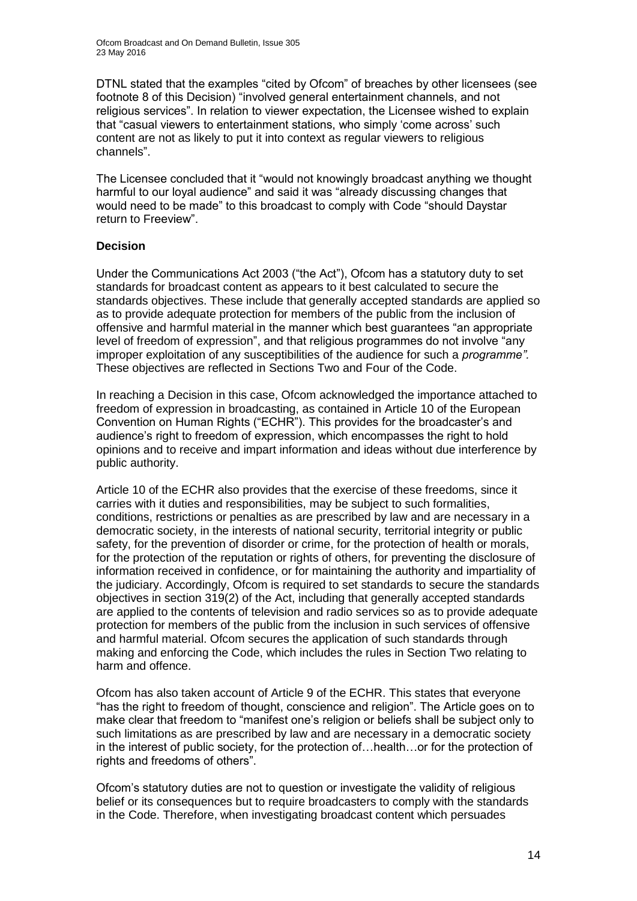DTNL stated that the examples "cited by Ofcom" of breaches by other licensees (see footnote 8 of this Decision) "involved general entertainment channels, and not religious services". In relation to viewer expectation, the Licensee wished to explain that "casual viewers to entertainment stations, who simply 'come across' such content are not as likely to put it into context as regular viewers to religious channels".

The Licensee concluded that it "would not knowingly broadcast anything we thought harmful to our loyal audience" and said it was "already discussing changes that would need to be made" to this broadcast to comply with Code "should Daystar return to Freeview".

**Decision**

Under the Communications Act 2003 ("the Act"), Ofcom has a statutory duty to set standards for broadcast content as appears to it best calculated to secure the standards objectives. These include that generally accepted standards are applied so as to provide adequate protection for members of the public from the inclusion of offensive and harmful material in the manner which best guarantees "an appropriate level of freedom of expression", and that religious programmes do not involve "any improper exploitation of any susceptibilities of the audience for such a *programme"*. These objectives are reflected in Sections Two and Four of the Code.

In reaching a Decision in this case, Ofcom acknowledged the importance attached to freedom of expression in broadcasting, as contained in Article 10 of the European Convention on Human Rights ("ECHR"). This provides for the broadcaster's and audience's right to freedom of expression, which encompasses the right to hold opinions and to receive and impart information and ideas without due interference by public authority.

Article 10 of the ECHR also provides that the exercise of these freedoms, since it carries with it duties and responsibilities, may be subject to such formalities, conditions, restrictions or penalties as are prescribed by law and are necessary in a democratic society, in the interests of national security, territorial integrity or public safety, for the prevention of disorder or crime, for the protection of health or morals, for the protection of the reputation or rights of others, for preventing the disclosure of information received in confidence, or for maintaining the authority and impartiality of the judiciary. Accordingly, Ofcom is required to set standards to secure the standards objectives in section 319(2) of the Act, including that generally accepted standards are applied to the contents of television and radio services so as to provide adequate protection for members of the public from the inclusion in such services of offensive and harmful material. Ofcom secures the application of such standards through making and enforcing the Code, which includes the rules in Section Two relating to harm and offence.

Ofcom has also taken account of Article 9 of the ECHR. This states that everyone "has the right to freedom of thought, conscience and religion". The Article goes on to make clear that freedom to "manifest one's religion or beliefs shall be subject only to such limitations as are prescribed by law and are necessary in a democratic society in the interest of public society, for the protection of…health…or for the protection of rights and freedoms of others".

Ofcom's statutory duties are not to question or investigate the validity of religious belief or its consequences but to require broadcasters to comply with the standards in the Code. Therefore, when investigating broadcast content which persuades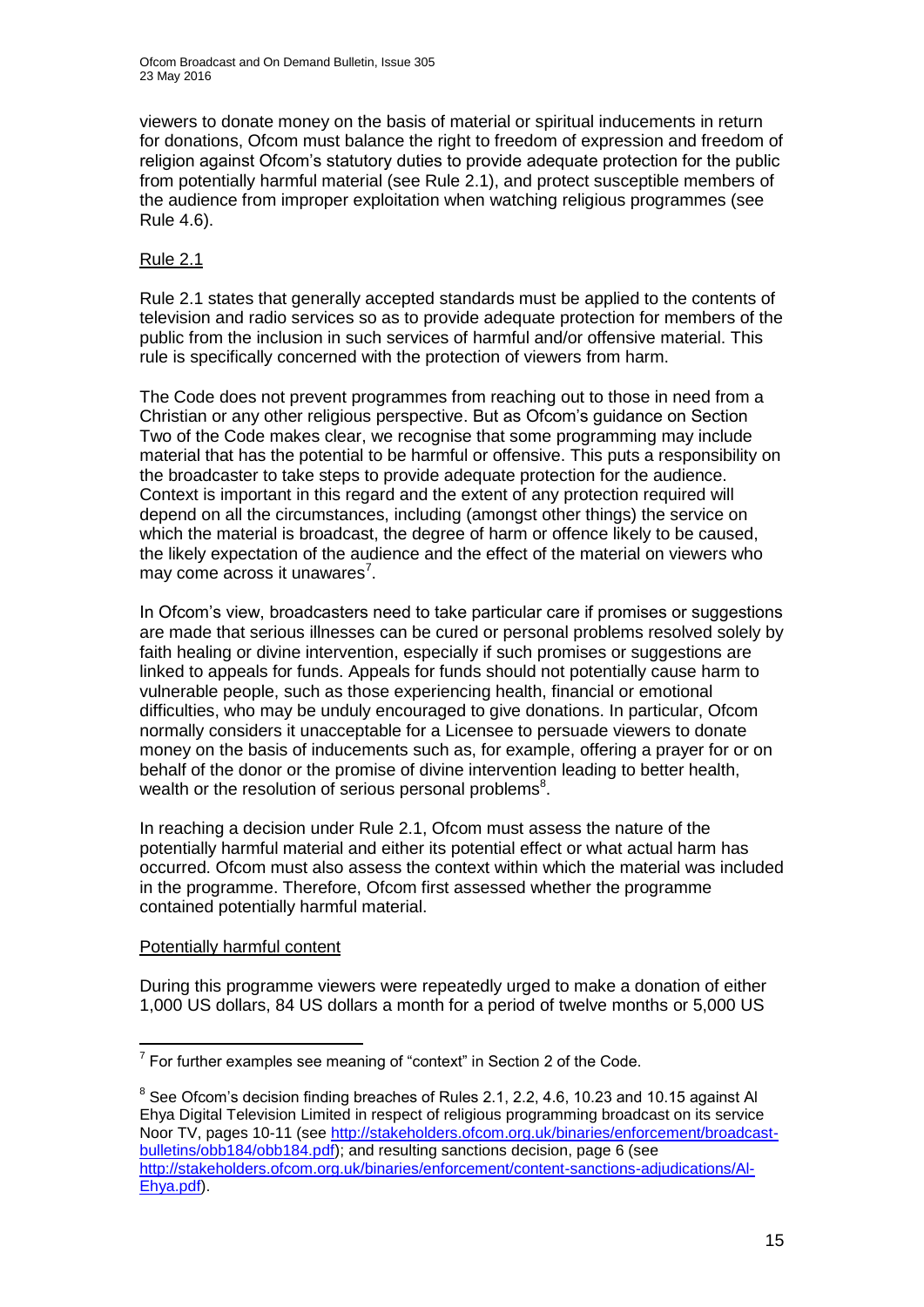viewers to donate money on the basis of material or spiritual inducements in return for donations, Ofcom must balance the right to freedom of expression and freedom of religion against Ofcom's statutory duties to provide adequate protection for the public from potentially harmful material (see Rule 2.1), and protect susceptible members of the audience from improper exploitation when watching religious programmes (see Rule 4.6).

Rule 2.1

Rule 2.1 states that generally accepted standards must be applied to the contents of television and radio services so as to provide adequate protection for members of the public from the inclusion in such services of harmful and/or offensive material. This rule is specifically concerned with the protection of viewers from harm.

The Code does not prevent programmes from reaching out to those in need from a Christian or any other religious perspective. But as Ofcom's guidance on Section Two of the Code makes clear, we recognise that some programming may include material that has the potential to be harmful or offensive. This puts a responsibility on the broadcaster to take steps to provide adequate protection for the audience. Context is important in this regard and the extent of any protection required will depend on all the circumstances, including (amongst other things) the service on which the material is broadcast, the degree of harm or offence likely to be caused, the likely expectation of the audience and the effect of the material on viewers who may come across it unawares[7].

In Ofcom's view, broadcasters need to take particular care if promises or suggestions are made that serious illnesses can be cured or personal problems resolved solely by faith healing or divine intervention, especially if such promises or suggestions are linked to appeals for funds. Appeals for funds should not potentially cause harm to vulnerable people, such as those experiencing health, financial or emotional difficulties, who may be unduly encouraged to give donations. In particular, Ofcom normally considers it unacceptable for a Licensee to persuade viewers to donate money on the basis of inducements such as, for example, offering a prayer for or on behalf of the donor or the promise of divine intervention leading to better health, wealth or the resolution of serious personal problems[8].

In reaching a decision under Rule 2.1, Ofcom must assess the nature of the potentially harmful material and either its potential effect or what actual harm has occurred. Ofcom must also assess the context within which the material was included in the programme. Therefore, Ofcom first assessed whether the programme contained potentially harmful material.

Potentially harmful content

During this programme viewers were repeatedly urged to make a donation of either 1,000 US dollars, 84 US dollars a month for a period of twelve months or 5,000 US

---

[7] For further examples see meaning of "context" in Section 2 of the Code.

[8] See Ofcom's decision finding breaches of Rules 2.1, 2.2, 4.6, 10.23 and 10.15 against Al Ehya Digital Television Limited in respect of religious programming broadcast on its service Noor TV, pages 10-11 (see http://stakeholders.ofcom.org.uk/binaries/enforcement/broadcast-bulletins/obb184/obb184.pdf); and resulting sanctions decision, page 6 (see http://stakeholders.ofcom.org.uk/binaries/enforcement/content-sanctions-adjudications/Al-Ehya.pdf).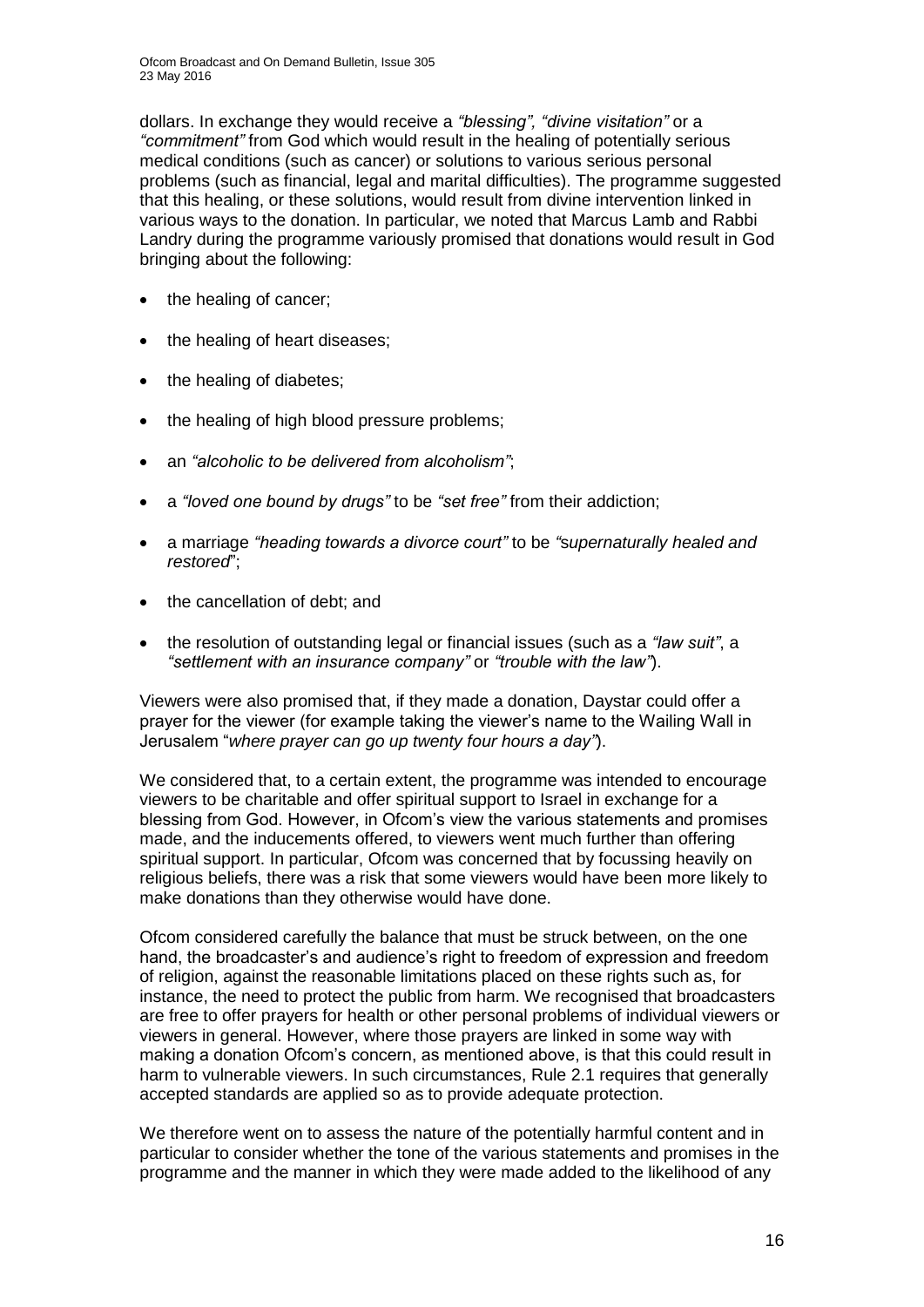dollars. In exchange they would receive a *"blessing", "divine visitation"* or a *"commitment"* from God which would result in the healing of potentially serious medical conditions (such as cancer) or solutions to various serious personal problems (such as financial, legal and marital difficulties). The programme suggested that this healing, or these solutions, would result from divine intervention linked in various ways to the donation. In particular, we noted that Marcus Lamb and Rabbi Landry during the programme variously promised that donations would result in God bringing about the following:

- the healing of cancer;
- the healing of heart diseases;
- the healing of diabetes;
- the healing of high blood pressure problems;
- an *"alcoholic to be delivered from alcoholism"*;
- a *"loved one bound by drugs"* to be *"set free"* from their addiction;
- a marriage *"heading towards a divorce court"* to be *"supernaturally healed and restored*";
- the cancellation of debt; and
- the resolution of outstanding legal or financial issues (such as a *"law suit"*, a *"settlement with an insurance company"* or *"trouble with the law"*).

Viewers were also promised that, if they made a donation, Daystar could offer a prayer for the viewer (for example taking the viewer's name to the Wailing Wall in Jerusalem "*where prayer can go up twenty four hours a day"*).

We considered that, to a certain extent, the programme was intended to encourage viewers to be charitable and offer spiritual support to Israel in exchange for a blessing from God. However, in Ofcom's view the various statements and promises made, and the inducements offered, to viewers went much further than offering spiritual support. In particular, Ofcom was concerned that by focussing heavily on religious beliefs, there was a risk that some viewers would have been more likely to make donations than they otherwise would have done.

Ofcom considered carefully the balance that must be struck between, on the one hand, the broadcaster's and audience's right to freedom of expression and freedom of religion, against the reasonable limitations placed on these rights such as, for instance, the need to protect the public from harm. We recognised that broadcasters are free to offer prayers for health or other personal problems of individual viewers or viewers in general. However, where those prayers are linked in some way with making a donation Ofcom's concern, as mentioned above, is that this could result in harm to vulnerable viewers. In such circumstances, Rule 2.1 requires that generally accepted standards are applied so as to provide adequate protection.

We therefore went on to assess the nature of the potentially harmful content and in particular to consider whether the tone of the various statements and promises in the programme and the manner in which they were made added to the likelihood of any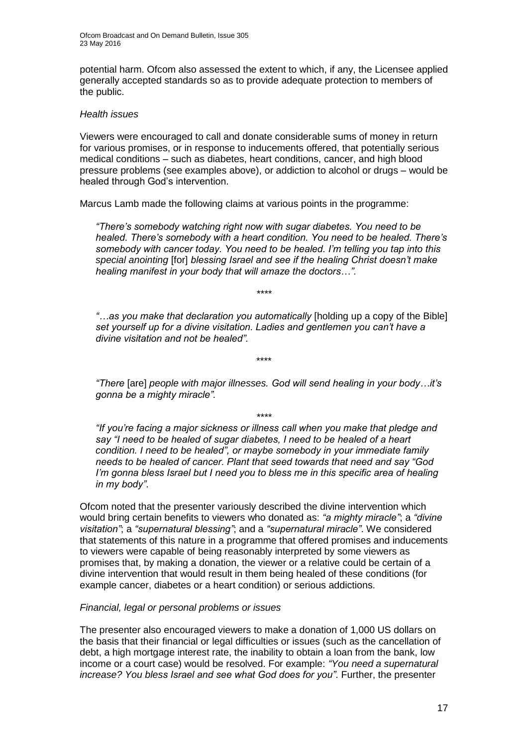potential harm. Ofcom also assessed the extent to which, if any, the Licensee applied generally accepted standards so as to provide adequate protection to members of the public.

*Health issues*

Viewers were encouraged to call and donate considerable sums of money in return for various promises, or in response to inducements offered, that potentially serious medical conditions – such as diabetes, heart conditions, cancer, and high blood pressure problems (see examples above), or addiction to alcohol or drugs – would be healed through God's intervention.

Marcus Lamb made the following claims at various points in the programme:

> *"There's somebody watching right now with sugar diabetes. You need to be healed. There's somebody with a heart condition. You need to be healed. There's somebody with cancer today. You need to be healed. I'm telling you tap into this special anointing* [for] *blessing Israel and see if the healing Christ doesn't make healing manifest in your body that will amaze the doctors…".*
>
> \*\*\*\*
>
> *"…as you make that declaration you automatically* [holding up a copy of the Bible] *set yourself up for a divine visitation. Ladies and gentlemen you can't have a divine visitation and not be healed".*
>
> \*\*\*\*
>
> *"There* [are] *people with major illnesses. God will send healing in your body…it's gonna be a mighty miracle".*
>
> \*\*\*\*
>
> *"If you're facing a major sickness or illness call when you make that pledge and say "I need to be healed of sugar diabetes, I need to be healed of a heart condition. I need to be healed", or maybe somebody in your immediate family needs to be healed of cancer. Plant that seed towards that need and say "God I'm gonna bless Israel but I need you to bless me in this specific area of healing in my body"*.

Ofcom noted that the presenter variously described the divine intervention which would bring certain benefits to viewers who donated as: *"a mighty miracle"*; a *"divine visitation"*; a *"supernatural blessing"*; and a *"supernatural miracle"*. We considered that statements of this nature in a programme that offered promises and inducements to viewers were capable of being reasonably interpreted by some viewers as promises that, by making a donation, the viewer or a relative could be certain of a divine intervention that would result in them being healed of these conditions (for example cancer, diabetes or a heart condition) or serious addictions.

*Financial, legal or personal problems or issues*

The presenter also encouraged viewers to make a donation of 1,000 US dollars on the basis that their financial or legal difficulties or issues (such as the cancellation of debt, a high mortgage interest rate, the inability to obtain a loan from the bank, low income or a court case) would be resolved. For example: *"You need a supernatural increase? You bless Israel and see what God does for you"*. Further, the presenter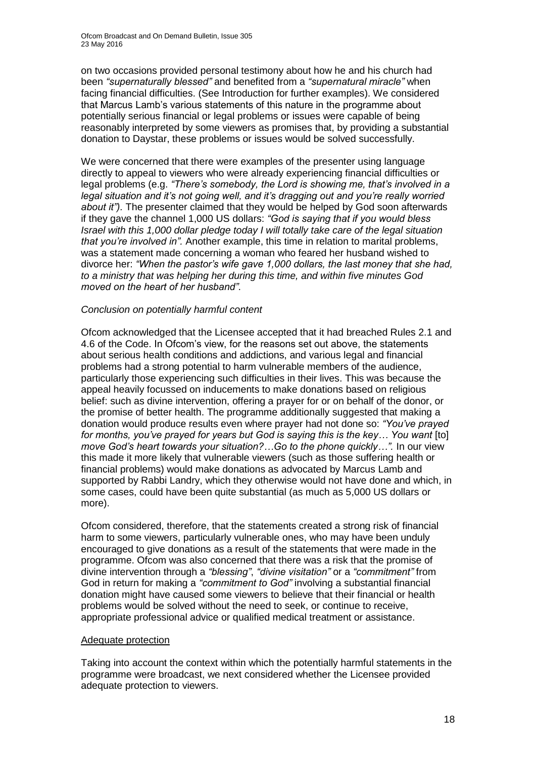on two occasions provided personal testimony about how he and his church had been *"supernaturally blessed"* and benefited from a *"supernatural miracle"* when facing financial difficulties. (See Introduction for further examples). We considered that Marcus Lamb's various statements of this nature in the programme about potentially serious financial or legal problems or issues were capable of being reasonably interpreted by some viewers as promises that, by providing a substantial donation to Daystar, these problems or issues would be solved successfully.

We were concerned that there were examples of the presenter using language directly to appeal to viewers who were already experiencing financial difficulties or legal problems (e.g. *"There's somebody, the Lord is showing me, that's involved in a legal situation and it's not going well, and it's dragging out and you're really worried about it").* The presenter claimed that they would be helped by God soon afterwards if they gave the channel 1,000 US dollars: *"God is saying that if you would bless Israel with this 1,000 dollar pledge today I will totally take care of the legal situation that you're involved in".* Another example, this time in relation to marital problems, was a statement made concerning a woman who feared her husband wished to divorce her: *"When the pastor's wife gave 1,000 dollars, the last money that she had, to a ministry that was helping her during this time, and within five minutes God moved on the heart of her husband".*

*Conclusion on potentially harmful content*

Ofcom acknowledged that the Licensee accepted that it had breached Rules 2.1 and 4.6 of the Code. In Ofcom's view, for the reasons set out above, the statements about serious health conditions and addictions, and various legal and financial problems had a strong potential to harm vulnerable members of the audience, particularly those experiencing such difficulties in their lives. This was because the appeal heavily focussed on inducements to make donations based on religious belief: such as divine intervention, offering a prayer for or on behalf of the donor, or the promise of better health. The programme additionally suggested that making a donation would produce results even where prayer had not done so: *"You've prayed for months, you've prayed for years but God is saying this is the key… You want* [to] *move God's heart towards your situation?…Go to the phone quickly…".* In our view this made it more likely that vulnerable viewers (such as those suffering health or financial problems) would make donations as advocated by Marcus Lamb and supported by Rabbi Landry, which they otherwise would not have done and which, in some cases, could have been quite substantial (as much as 5,000 US dollars or more).

Ofcom considered, therefore, that the statements created a strong risk of financial harm to some viewers, particularly vulnerable ones, who may have been unduly encouraged to give donations as a result of the statements that were made in the programme. Ofcom was also concerned that there was a risk that the promise of divine intervention through a *"blessing"*, *"divine visitation"* or a *"commitment"* from God in return for making a *"commitment to God"* involving a substantial financial donation might have caused some viewers to believe that their financial or health problems would be solved without the need to seek, or continue to receive, appropriate professional advice or qualified medical treatment or assistance.

Adequate protection

Taking into account the context within which the potentially harmful statements in the programme were broadcast, we next considered whether the Licensee provided adequate protection to viewers.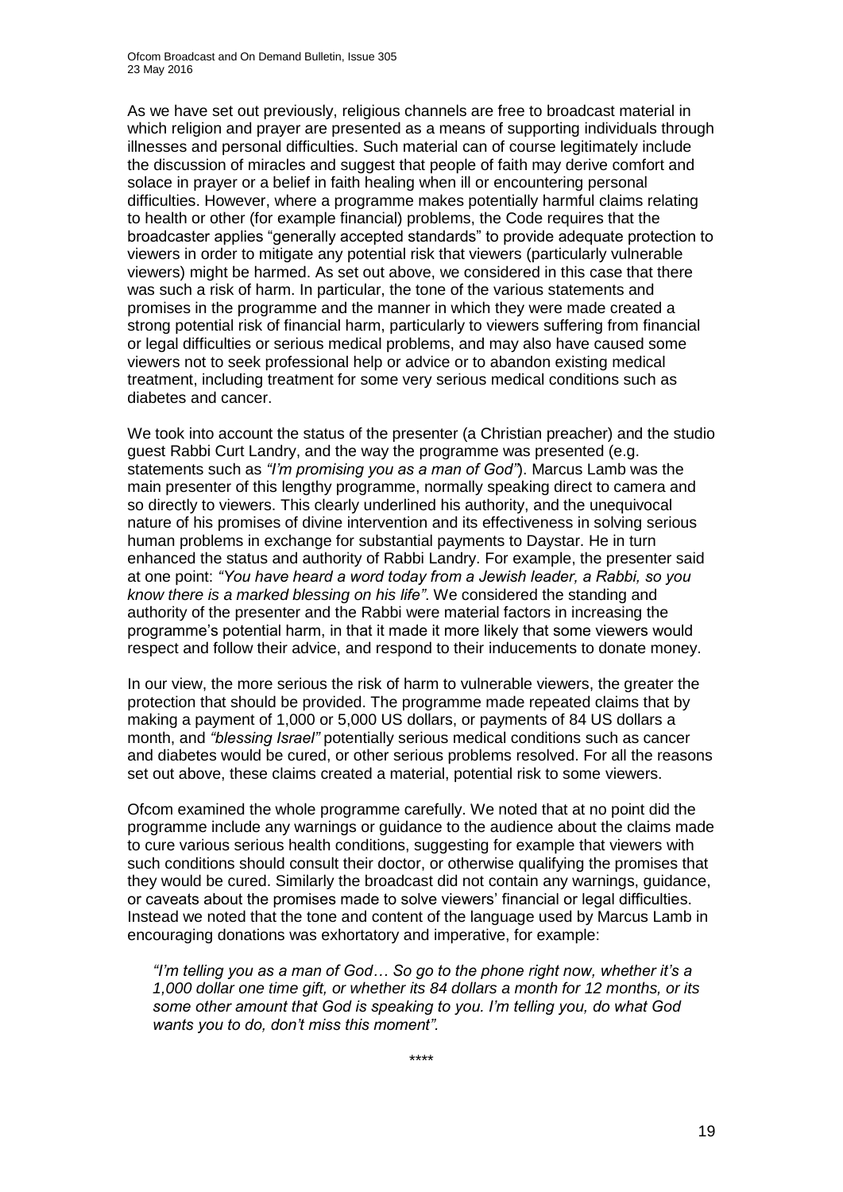As we have set out previously, religious channels are free to broadcast material in which religion and prayer are presented as a means of supporting individuals through illnesses and personal difficulties. Such material can of course legitimately include the discussion of miracles and suggest that people of faith may derive comfort and solace in prayer or a belief in faith healing when ill or encountering personal difficulties. However, where a programme makes potentially harmful claims relating to health or other (for example financial) problems, the Code requires that the broadcaster applies "generally accepted standards" to provide adequate protection to viewers in order to mitigate any potential risk that viewers (particularly vulnerable viewers) might be harmed. As set out above, we considered in this case that there was such a risk of harm. In particular, the tone of the various statements and promises in the programme and the manner in which they were made created a strong potential risk of financial harm, particularly to viewers suffering from financial or legal difficulties or serious medical problems, and may also have caused some viewers not to seek professional help or advice or to abandon existing medical treatment, including treatment for some very serious medical conditions such as diabetes and cancer.

We took into account the status of the presenter (a Christian preacher) and the studio guest Rabbi Curt Landry, and the way the programme was presented (e.g. statements such as *"I'm promising you as a man of God"*). Marcus Lamb was the main presenter of this lengthy programme, normally speaking direct to camera and so directly to viewers. This clearly underlined his authority, and the unequivocal nature of his promises of divine intervention and its effectiveness in solving serious human problems in exchange for substantial payments to Daystar. He in turn enhanced the status and authority of Rabbi Landry. For example, the presenter said at one point: *"You have heard a word today from a Jewish leader, a Rabbi, so you know there is a marked blessing on his life"*. We considered the standing and authority of the presenter and the Rabbi were material factors in increasing the programme's potential harm, in that it made it more likely that some viewers would respect and follow their advice, and respond to their inducements to donate money.

In our view, the more serious the risk of harm to vulnerable viewers, the greater the protection that should be provided. The programme made repeated claims that by making a payment of 1,000 or 5,000 US dollars, or payments of 84 US dollars a month, and *"blessing Israel"* potentially serious medical conditions such as cancer and diabetes would be cured, or other serious problems resolved. For all the reasons set out above, these claims created a material, potential risk to some viewers.

Ofcom examined the whole programme carefully. We noted that at no point did the programme include any warnings or guidance to the audience about the claims made to cure various serious health conditions, suggesting for example that viewers with such conditions should consult their doctor, or otherwise qualifying the promises that they would be cured. Similarly the broadcast did not contain any warnings, guidance, or caveats about the promises made to solve viewers' financial or legal difficulties. Instead we noted that the tone and content of the language used by Marcus Lamb in encouraging donations was exhortatory and imperative, for example:

> *"I'm telling you as a man of God… So go to the phone right now, whether it's a 1,000 dollar one time gift, or whether its 84 dollars a month for 12 months, or its some other amount that God is speaking to you. I'm telling you, do what God wants you to do, don't miss this moment".*

\*\*\*\*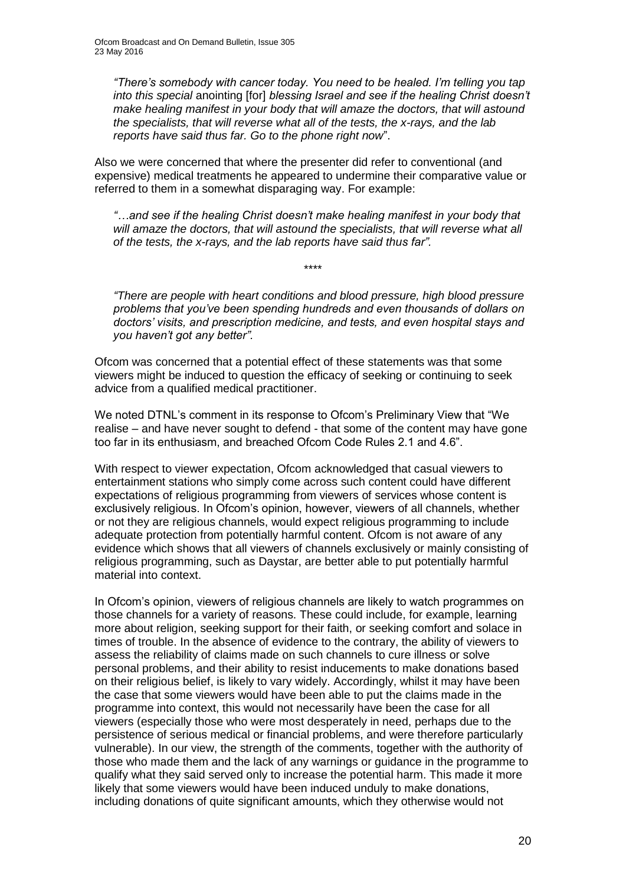*"There's somebody with cancer today. You need to be healed. I'm telling you tap into this special* anointing [for] *blessing Israel and see if the healing Christ doesn't make healing manifest in your body that will amaze the doctors, that will astound the specialists, that will reverse what all of the tests, the x-rays, and the lab reports have said thus far. Go to the phone right now*".

Also we were concerned that where the presenter did refer to conventional (and expensive) medical treatments he appeared to undermine their comparative value or referred to them in a somewhat disparaging way. For example:

*"…and see if the healing Christ doesn't make healing manifest in your body that will amaze the doctors, that will astound the specialists, that will reverse what all of the tests, the x-rays, and the lab reports have said thus far".*

\*\*\*\*

*"There are people with heart conditions and blood pressure, high blood pressure problems that you've been spending hundreds and even thousands of dollars on doctors' visits, and prescription medicine, and tests, and even hospital stays and you haven't got any better".*

Ofcom was concerned that a potential effect of these statements was that some viewers might be induced to question the efficacy of seeking or continuing to seek advice from a qualified medical practitioner.

We noted DTNL's comment in its response to Ofcom's Preliminary View that "We realise – and have never sought to defend - that some of the content may have gone too far in its enthusiasm, and breached Ofcom Code Rules 2.1 and 4.6".

With respect to viewer expectation, Ofcom acknowledged that casual viewers to entertainment stations who simply come across such content could have different expectations of religious programming from viewers of services whose content is exclusively religious. In Ofcom's opinion, however, viewers of all channels, whether or not they are religious channels, would expect religious programming to include adequate protection from potentially harmful content. Ofcom is not aware of any evidence which shows that all viewers of channels exclusively or mainly consisting of religious programming, such as Daystar, are better able to put potentially harmful material into context.

In Ofcom's opinion, viewers of religious channels are likely to watch programmes on those channels for a variety of reasons. These could include, for example, learning more about religion, seeking support for their faith, or seeking comfort and solace in times of trouble. In the absence of evidence to the contrary, the ability of viewers to assess the reliability of claims made on such channels to cure illness or solve personal problems, and their ability to resist inducements to make donations based on their religious belief, is likely to vary widely. Accordingly, whilst it may have been the case that some viewers would have been able to put the claims made in the programme into context, this would not necessarily have been the case for all viewers (especially those who were most desperately in need, perhaps due to the persistence of serious medical or financial problems, and were therefore particularly vulnerable). In our view, the strength of the comments, together with the authority of those who made them and the lack of any warnings or guidance in the programme to qualify what they said served only to increase the potential harm. This made it more likely that some viewers would have been induced unduly to make donations, including donations of quite significant amounts, which they otherwise would not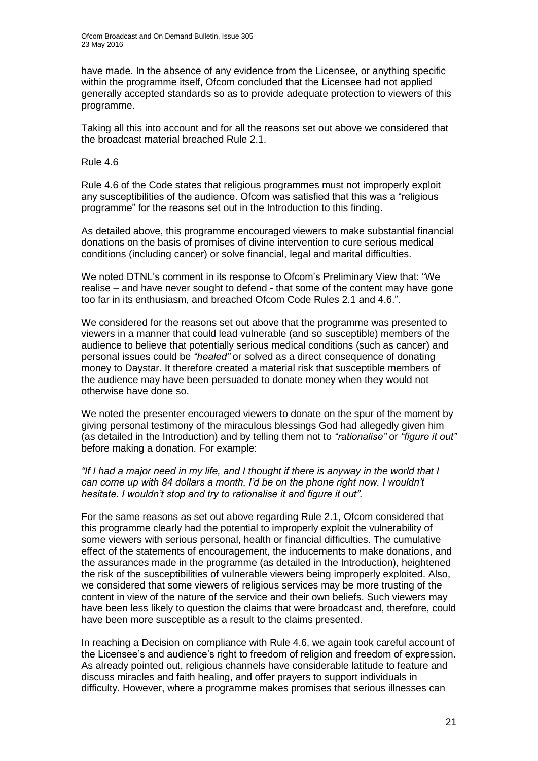have made. In the absence of any evidence from the Licensee, or anything specific within the programme itself, Ofcom concluded that the Licensee had not applied generally accepted standards so as to provide adequate protection to viewers of this programme.

Taking all this into account and for all the reasons set out above we considered that the broadcast material breached Rule 2.1.

Rule 4.6

Rule 4.6 of the Code states that religious programmes must not improperly exploit any susceptibilities of the audience. Ofcom was satisfied that this was a "religious programme" for the reasons set out in the Introduction to this finding.

As detailed above, this programme encouraged viewers to make substantial financial donations on the basis of promises of divine intervention to cure serious medical conditions (including cancer) or solve financial, legal and marital difficulties.

We noted DTNL's comment in its response to Ofcom's Preliminary View that: "We realise – and have never sought to defend - that some of the content may have gone too far in its enthusiasm, and breached Ofcom Code Rules 2.1 and 4.6.".

We considered for the reasons set out above that the programme was presented to viewers in a manner that could lead vulnerable (and so susceptible) members of the audience to believe that potentially serious medical conditions (such as cancer) and personal issues could be *"healed"* or solved as a direct consequence of donating money to Daystar. It therefore created a material risk that susceptible members of the audience may have been persuaded to donate money when they would not otherwise have done so.

We noted the presenter encouraged viewers to donate on the spur of the moment by giving personal testimony of the miraculous blessings God had allegedly given him (as detailed in the Introduction) and by telling them not to *"rationalise"* or *"figure it out"* before making a donation. For example:

*"If I had a major need in my life, and I thought if there is anyway in the world that I can come up with 84 dollars a month, I'd be on the phone right now. I wouldn't hesitate. I wouldn't stop and try to rationalise it and figure it out".*

For the same reasons as set out above regarding Rule 2.1, Ofcom considered that this programme clearly had the potential to improperly exploit the vulnerability of some viewers with serious personal, health or financial difficulties. The cumulative effect of the statements of encouragement, the inducements to make donations, and the assurances made in the programme (as detailed in the Introduction), heightened the risk of the susceptibilities of vulnerable viewers being improperly exploited. Also, we considered that some viewers of religious services may be more trusting of the content in view of the nature of the service and their own beliefs. Such viewers may have been less likely to question the claims that were broadcast and, therefore, could have been more susceptible as a result to the claims presented.

In reaching a Decision on compliance with Rule 4.6, we again took careful account of the Licensee's and audience's right to freedom of religion and freedom of expression. As already pointed out, religious channels have considerable latitude to feature and discuss miracles and faith healing, and offer prayers to support individuals in difficulty. However, where a programme makes promises that serious illnesses can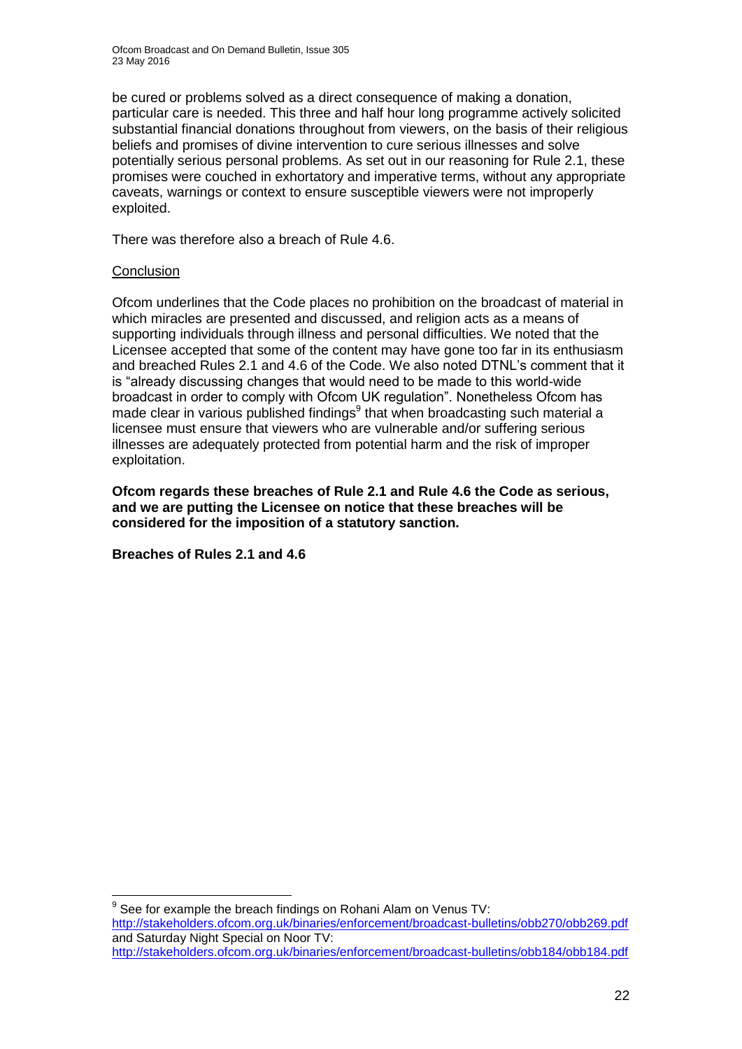be cured or problems solved as a direct consequence of making a donation, particular care is needed. This three and half hour long programme actively solicited substantial financial donations throughout from viewers, on the basis of their religious beliefs and promises of divine intervention to cure serious illnesses and solve potentially serious personal problems. As set out in our reasoning for Rule 2.1, these promises were couched in exhortatory and imperative terms, without any appropriate caveats, warnings or context to ensure susceptible viewers were not improperly exploited.

There was therefore also a breach of Rule 4.6.

Conclusion

Ofcom underlines that the Code places no prohibition on the broadcast of material in which miracles are presented and discussed, and religion acts as a means of supporting individuals through illness and personal difficulties. We noted that the Licensee accepted that some of the content may have gone too far in its enthusiasm and breached Rules 2.1 and 4.6 of the Code. We also noted DTNL's comment that it is "already discussing changes that would need to be made to this world-wide broadcast in order to comply with Ofcom UK regulation". Nonetheless Ofcom has made clear in various published findings[9] that when broadcasting such material a licensee must ensure that viewers who are vulnerable and/or suffering serious illnesses are adequately protected from potential harm and the risk of improper exploitation.

**Ofcom regards these breaches of Rule 2.1 and Rule 4.6 the Code as serious, and we are putting the Licensee on notice that these breaches will be considered for the imposition of a statutory sanction.**

**Breaches of Rules 2.1 and 4.6**

---

[9] See for example the breach findings on Rohani Alam on Venus TV: http://stakeholders.ofcom.org.uk/binaries/enforcement/broadcast-bulletins/obb270/obb269.pdf and Saturday Night Special on Noor TV: http://stakeholders.ofcom.org.uk/binaries/enforcement/broadcast-bulletins/obb184/obb184.pdf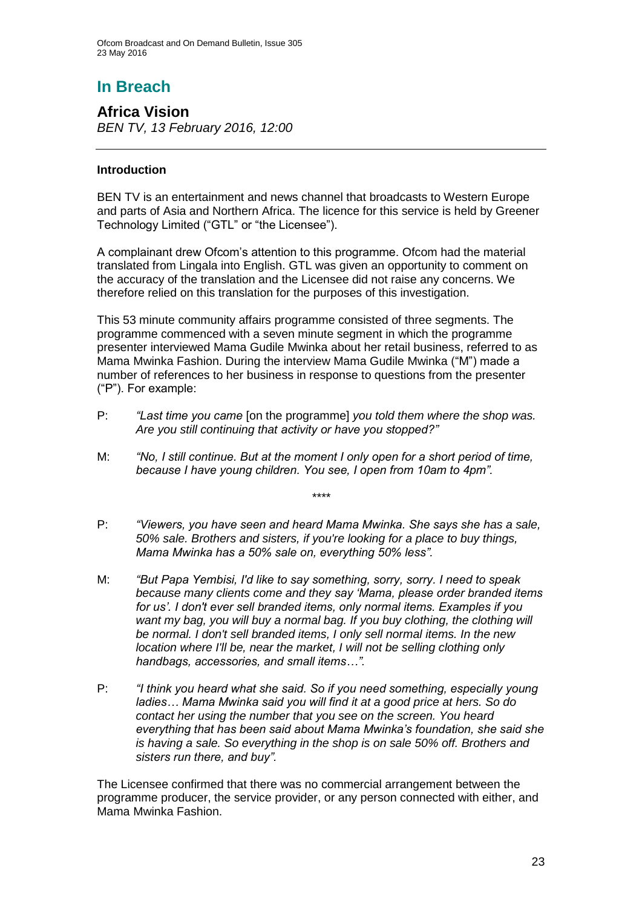# In Breach

## Africa Vision

*BEN TV, 13 February 2016, 12:00*

### Introduction

BEN TV is an entertainment and news channel that broadcasts to Western Europe and parts of Asia and Northern Africa. The licence for this service is held by Greener Technology Limited ("GTL" or "the Licensee").

A complainant drew Ofcom's attention to this programme. Ofcom had the material translated from Lingala into English. GTL was given an opportunity to comment on the accuracy of the translation and the Licensee did not raise any concerns. We therefore relied on this translation for the purposes of this investigation.

This 53 minute community affairs programme consisted of three segments. The programme commenced with a seven minute segment in which the programme presenter interviewed Mama Gudile Mwinka about her retail business, referred to as Mama Mwinka Fashion. During the interview Mama Gudile Mwinka ("M") made a number of references to her business in response to questions from the presenter ("P"). For example:

P: *"Last time you came* [on the programme] *you told them where the shop was. Are you still continuing that activity or have you stopped?"*

M: *"No, I still continue. But at the moment I only open for a short period of time, because I have young children. You see, I open from 10am to 4pm".*

\*\*\*\*

P: *"Viewers, you have seen and heard Mama Mwinka. She says she has a sale, 50% sale. Brothers and sisters, if you're looking for a place to buy things, Mama Mwinka has a 50% sale on, everything 50% less".*

M: *"But Papa Yembisi, I'd like to say something, sorry, sorry. I need to speak because many clients come and they say 'Mama, please order branded items for us'. I don't ever sell branded items, only normal items. Examples if you want my bag, you will buy a normal bag. If you buy clothing, the clothing will be normal. I don't sell branded items, I only sell normal items. In the new location where I'll be, near the market, I will not be selling clothing only handbags, accessories, and small items…".*

P: *"I think you heard what she said. So if you need something, especially young ladies… Mama Mwinka said you will find it at a good price at hers. So do contact her using the number that you see on the screen. You heard everything that has been said about Mama Mwinka's foundation, she said she is having a sale. So everything in the shop is on sale 50% off. Brothers and sisters run there, and buy".*

The Licensee confirmed that there was no commercial arrangement between the programme producer, the service provider, or any person connected with either, and Mama Mwinka Fashion.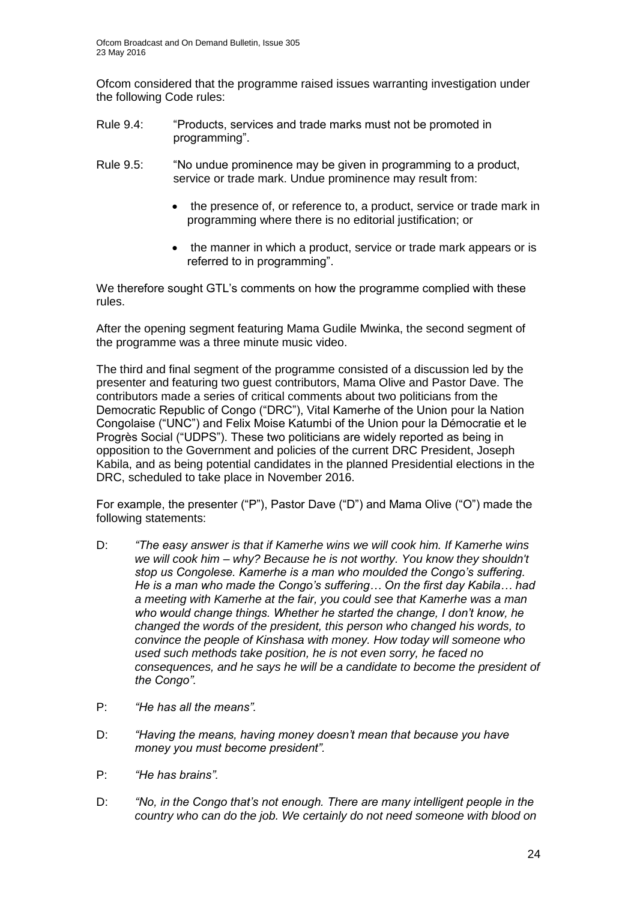Ofcom considered that the programme raised issues warranting investigation under the following Code rules:

Rule 9.4: "Products, services and trade marks must not be promoted in programming".

Rule 9.5: "No undue prominence may be given in programming to a product, service or trade mark. Undue prominence may result from:

- the presence of, or reference to, a product, service or trade mark in programming where there is no editorial justification; or
- the manner in which a product, service or trade mark appears or is referred to in programming".

We therefore sought GTL's comments on how the programme complied with these rules.

After the opening segment featuring Mama Gudile Mwinka, the second segment of the programme was a three minute music video.

The third and final segment of the programme consisted of a discussion led by the presenter and featuring two guest contributors, Mama Olive and Pastor Dave. The contributors made a series of critical comments about two politicians from the Democratic Republic of Congo ("DRC"), Vital Kamerhe of the Union pour la Nation Congolaise ("UNC") and Felix Moise Katumbi of the Union pour la Démocratie et le Progrès Social ("UDPS"). These two politicians are widely reported as being in opposition to the Government and policies of the current DRC President, Joseph Kabila, and as being potential candidates in the planned Presidential elections in the DRC, scheduled to take place in November 2016.

For example, the presenter ("P"), Pastor Dave ("D") and Mama Olive ("O") made the following statements:

D: *"The easy answer is that if Kamerhe wins we will cook him. If Kamerhe wins we will cook him – why? Because he is not worthy. You know they shouldn't stop us Congolese. Kamerhe is a man who moulded the Congo's suffering. He is a man who made the Congo's suffering… On the first day Kabila… had a meeting with Kamerhe at the fair, you could see that Kamerhe was a man who would change things. Whether he started the change, I don't know, he changed the words of the president, this person who changed his words, to convince the people of Kinshasa with money. How today will someone who used such methods take position, he is not even sorry, he faced no consequences, and he says he will be a candidate to become the president of the Congo".*

P: *"He has all the means".*

D: *"Having the means, having money doesn't mean that because you have money you must become president".*

P: *"He has brains".*

D: *"No, in the Congo that's not enough. There are many intelligent people in the country who can do the job. We certainly do not need someone with blood on*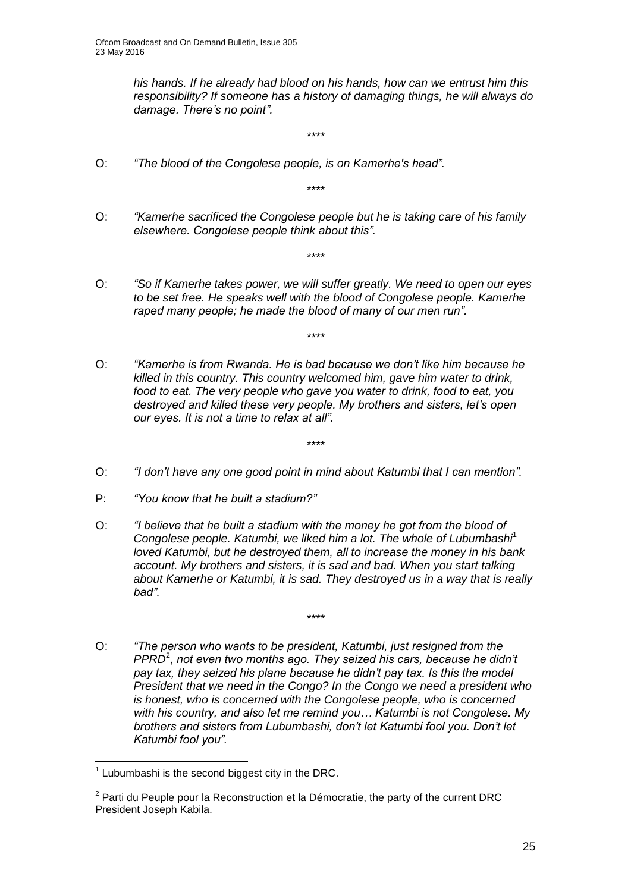*his hands. If he already had blood on his hands, how can we entrust him this responsibility? If someone has a history of damaging things, he will always do damage. There's no point".*

\*\*\*\*

O: *"The blood of the Congolese people, is on Kamerhe's head".*

\*\*\*\*

O: *"Kamerhe sacrificed the Congolese people but he is taking care of his family elsewhere. Congolese people think about this".*

\*\*\*\*

O: *"So if Kamerhe takes power, we will suffer greatly. We need to open our eyes to be set free. He speaks well with the blood of Congolese people. Kamerhe raped many people; he made the blood of many of our men run".*

\*\*\*\*

O: *"Kamerhe is from Rwanda. He is bad because we don't like him because he killed in this country. This country welcomed him, gave him water to drink, food to eat. The very people who gave you water to drink, food to eat, you destroyed and killed these very people. My brothers and sisters, let's open our eyes. It is not a time to relax at all".*

\*\*\*\*

O: *"I don't have any one good point in mind about Katumbi that I can mention".*

P: *"You know that he built a stadium?"*

O: *"I believe that he built a stadium with the money he got from the blood of Congolese people. Katumbi, we liked him a lot. The whole of Lubumbashi*[1] *loved Katumbi, but he destroyed them, all to increase the money in his bank account. My brothers and sisters, it is sad and bad. When you start talking about Kamerhe or Katumbi, it is sad. They destroyed us in a way that is really bad".*

\*\*\*\*

O: *"The person who wants to be president, Katumbi, just resigned from the PPRD*[2]*, not even two months ago. They seized his cars, because he didn't pay tax, they seized his plane because he didn't pay tax. Is this the model President that we need in the Congo? In the Congo we need a president who is honest, who is concerned with the Congolese people, who is concerned with his country, and also let me remind you… Katumbi is not Congolese. My brothers and sisters from Lubumbashi, don't let Katumbi fool you. Don't let Katumbi fool you".*

---

[1] Lubumbashi is the second biggest city in the DRC.

[2] Parti du Peuple pour la Reconstruction et la Démocratie, the party of the current DRC President Joseph Kabila.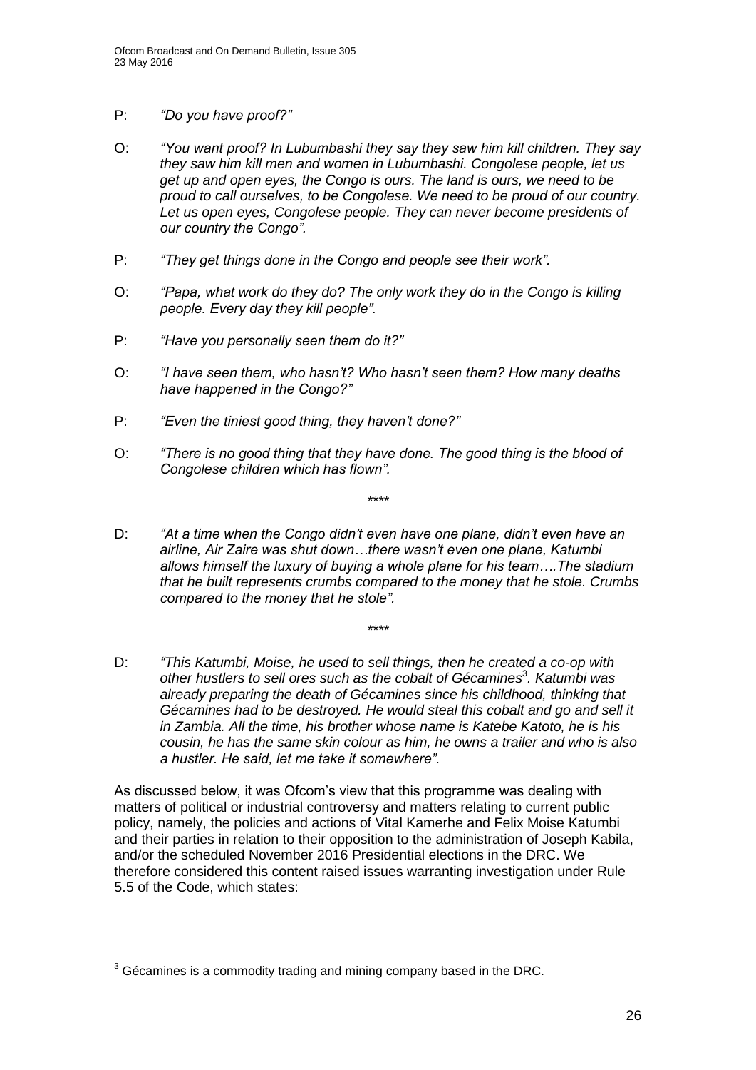P: *"Do you have proof?"*

O: *"You want proof? In Lubumbashi they say they saw him kill children. They say they saw him kill men and women in Lubumbashi. Congolese people, let us get up and open eyes, the Congo is ours. The land is ours, we need to be proud to call ourselves, to be Congolese. We need to be proud of our country. Let us open eyes, Congolese people. They can never become presidents of our country the Congo".*

P: *"They get things done in the Congo and people see their work".*

O: *"Papa, what work do they do? The only work they do in the Congo is killing people. Every day they kill people".*

P: *"Have you personally seen them do it?"*

O: *"I have seen them, who hasn't? Who hasn't seen them? How many deaths have happened in the Congo?"*

P: *"Even the tiniest good thing, they haven't done?"*

O: *"There is no good thing that they have done. The good thing is the blood of Congolese children which has flown".*

\*\*\*\*

D: *"At a time when the Congo didn't even have one plane, didn't even have an airline, Air Zaire was shut down…there wasn't even one plane, Katumbi allows himself the luxury of buying a whole plane for his team….The stadium that he built represents crumbs compared to the money that he stole. Crumbs compared to the money that he stole".*

\*\*\*\*

D: *"This Katumbi, Moise, he used to sell things, then he created a co-op with other hustlers to sell ores such as the cobalt of Gécamines*[3]*. Katumbi was already preparing the death of Gécamines since his childhood, thinking that Gécamines had to be destroyed. He would steal this cobalt and go and sell it in Zambia. All the time, his brother whose name is Katebe Katoto, he is his cousin, he has the same skin colour as him, he owns a trailer and who is also a hustler. He said, let me take it somewhere".*

As discussed below, it was Ofcom's view that this programme was dealing with matters of political or industrial controversy and matters relating to current public policy, namely, the policies and actions of Vital Kamerhe and Felix Moise Katumbi and their parties in relation to their opposition to the administration of Joseph Kabila, and/or the scheduled November 2016 Presidential elections in the DRC. We therefore considered this content raised issues warranting investigation under Rule 5.5 of the Code, which states:

[3] Gécamines is a commodity trading and mining company based in the DRC.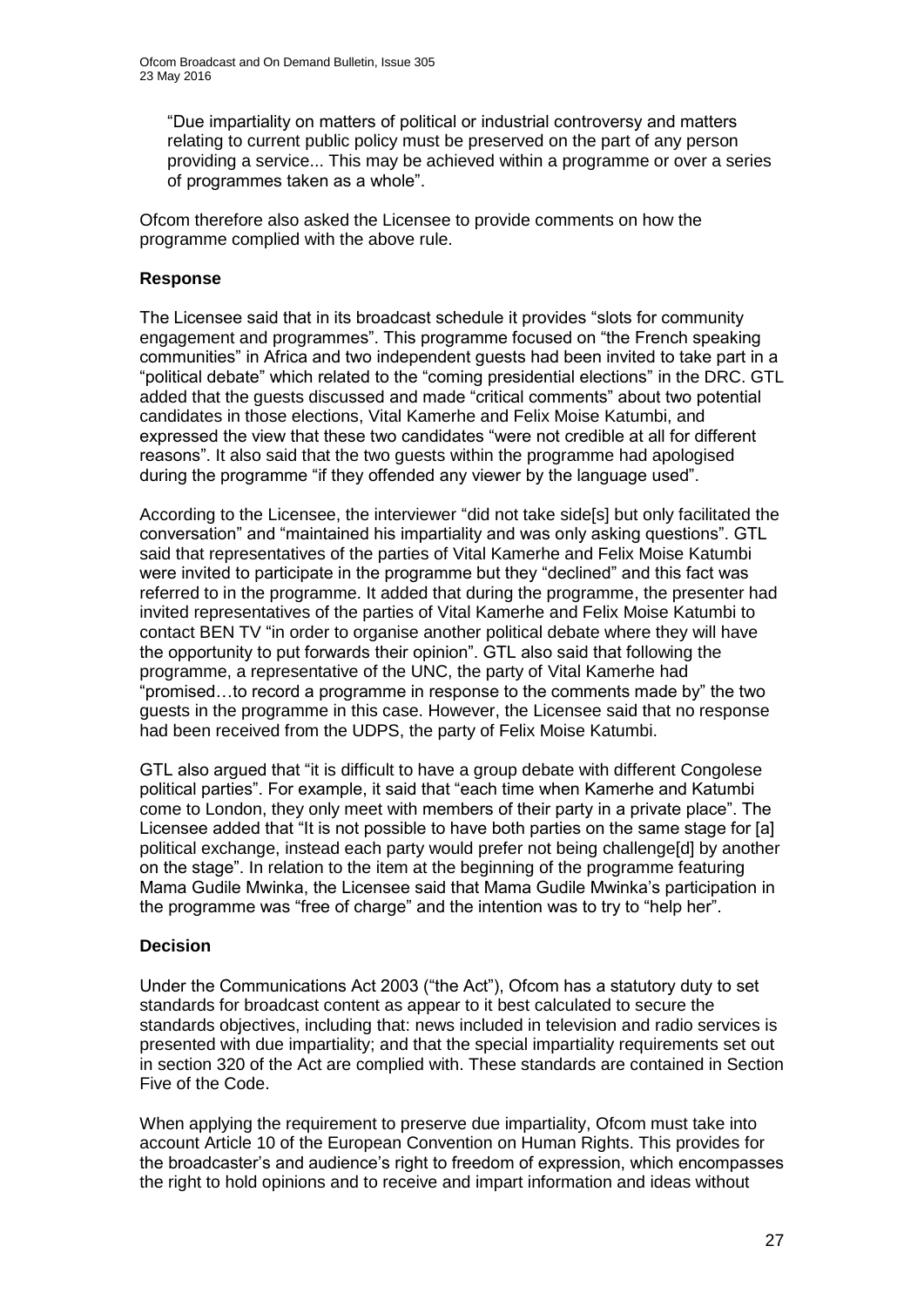"Due impartiality on matters of political or industrial controversy and matters relating to current public policy must be preserved on the part of any person providing a service... This may be achieved within a programme or over a series of programmes taken as a whole".

Ofcom therefore also asked the Licensee to provide comments on how the programme complied with the above rule.

### Response

The Licensee said that in its broadcast schedule it provides "slots for community engagement and programmes". This programme focused on "the French speaking communities" in Africa and two independent guests had been invited to take part in a "political debate" which related to the "coming presidential elections" in the DRC. GTL added that the guests discussed and made "critical comments" about two potential candidates in those elections, Vital Kamerhe and Felix Moise Katumbi, and expressed the view that these two candidates "were not credible at all for different reasons". It also said that the two guests within the programme had apologised during the programme "if they offended any viewer by the language used".

According to the Licensee, the interviewer "did not take side[s] but only facilitated the conversation" and "maintained his impartiality and was only asking questions". GTL said that representatives of the parties of Vital Kamerhe and Felix Moise Katumbi were invited to participate in the programme but they "declined" and this fact was referred to in the programme. It added that during the programme, the presenter had invited representatives of the parties of Vital Kamerhe and Felix Moise Katumbi to contact BEN TV "in order to organise another political debate where they will have the opportunity to put forwards their opinion". GTL also said that following the programme, a representative of the UNC, the party of Vital Kamerhe had "promised…to record a programme in response to the comments made by" the two guests in the programme in this case. However, the Licensee said that no response had been received from the UDPS, the party of Felix Moise Katumbi.

GTL also argued that "it is difficult to have a group debate with different Congolese political parties". For example, it said that "each time when Kamerhe and Katumbi come to London, they only meet with members of their party in a private place". The Licensee added that "It is not possible to have both parties on the same stage for [a] political exchange, instead each party would prefer not being challenge[d] by another on the stage". In relation to the item at the beginning of the programme featuring Mama Gudile Mwinka, the Licensee said that Mama Gudile Mwinka's participation in the programme was "free of charge" and the intention was to try to "help her".

### Decision

Under the Communications Act 2003 ("the Act"), Ofcom has a statutory duty to set standards for broadcast content as appear to it best calculated to secure the standards objectives, including that: news included in television and radio services is presented with due impartiality; and that the special impartiality requirements set out in section 320 of the Act are complied with. These standards are contained in Section Five of the Code.

When applying the requirement to preserve due impartiality, Ofcom must take into account Article 10 of the European Convention on Human Rights. This provides for the broadcaster's and audience's right to freedom of expression, which encompasses the right to hold opinions and to receive and impart information and ideas without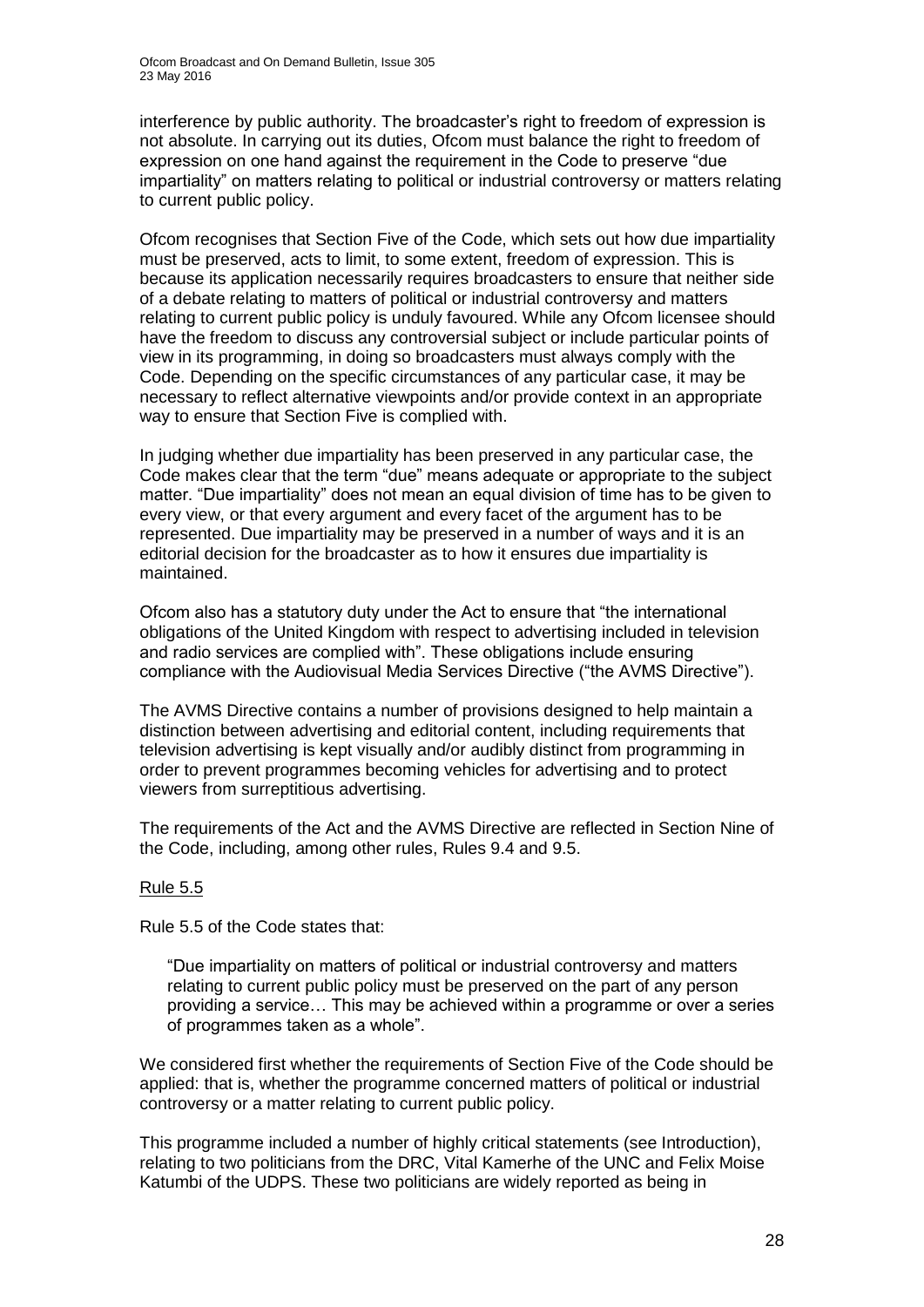interference by public authority. The broadcaster's right to freedom of expression is not absolute. In carrying out its duties, Ofcom must balance the right to freedom of expression on one hand against the requirement in the Code to preserve "due impartiality" on matters relating to political or industrial controversy or matters relating to current public policy.

Ofcom recognises that Section Five of the Code, which sets out how due impartiality must be preserved, acts to limit, to some extent, freedom of expression. This is because its application necessarily requires broadcasters to ensure that neither side of a debate relating to matters of political or industrial controversy and matters relating to current public policy is unduly favoured. While any Ofcom licensee should have the freedom to discuss any controversial subject or include particular points of view in its programming, in doing so broadcasters must always comply with the Code. Depending on the specific circumstances of any particular case, it may be necessary to reflect alternative viewpoints and/or provide context in an appropriate way to ensure that Section Five is complied with.

In judging whether due impartiality has been preserved in any particular case, the Code makes clear that the term "due" means adequate or appropriate to the subject matter. "Due impartiality" does not mean an equal division of time has to be given to every view, or that every argument and every facet of the argument has to be represented. Due impartiality may be preserved in a number of ways and it is an editorial decision for the broadcaster as to how it ensures due impartiality is maintained.

Ofcom also has a statutory duty under the Act to ensure that "the international obligations of the United Kingdom with respect to advertising included in television and radio services are complied with". These obligations include ensuring compliance with the Audiovisual Media Services Directive ("the AVMS Directive").

The AVMS Directive contains a number of provisions designed to help maintain a distinction between advertising and editorial content, including requirements that television advertising is kept visually and/or audibly distinct from programming in order to prevent programmes becoming vehicles for advertising and to protect viewers from surreptitious advertising.

The requirements of the Act and the AVMS Directive are reflected in Section Nine of the Code, including, among other rules, Rules 9.4 and 9.5.

Rule 5.5

Rule 5.5 of the Code states that:

> "Due impartiality on matters of political or industrial controversy and matters relating to current public policy must be preserved on the part of any person providing a service… This may be achieved within a programme or over a series of programmes taken as a whole".

We considered first whether the requirements of Section Five of the Code should be applied: that is, whether the programme concerned matters of political or industrial controversy or a matter relating to current public policy.

This programme included a number of highly critical statements (see Introduction), relating to two politicians from the DRC, Vital Kamerhe of the UNC and Felix Moise Katumbi of the UDPS. These two politicians are widely reported as being in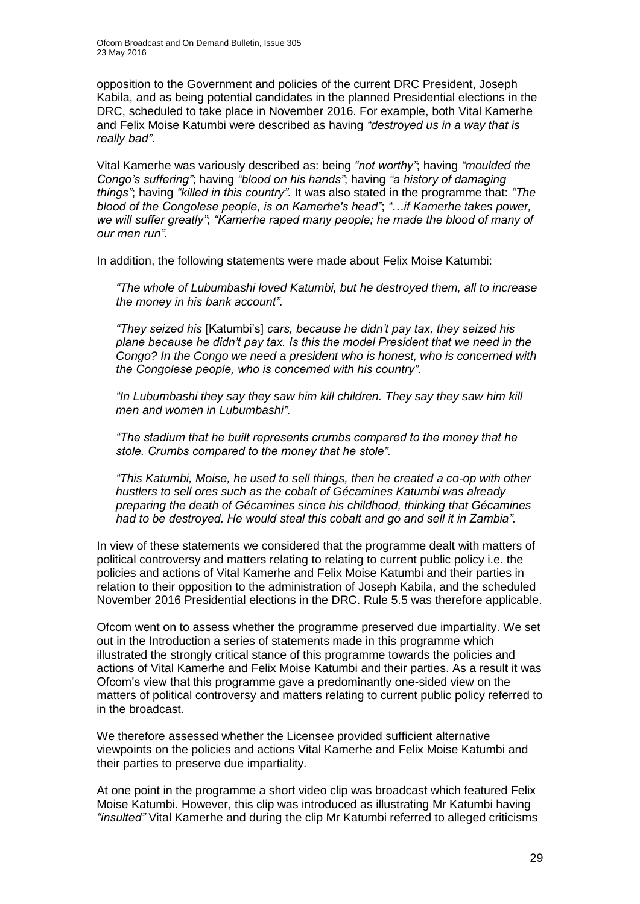opposition to the Government and policies of the current DRC President, Joseph Kabila, and as being potential candidates in the planned Presidential elections in the DRC, scheduled to take place in November 2016. For example, both Vital Kamerhe and Felix Moise Katumbi were described as having *"destroyed us in a way that is really bad"*.

Vital Kamerhe was variously described as: being *"not worthy"*; having *"moulded the Congo's suffering"*; having *"blood on his hands"*; having *"a history of damaging things"*; having *"killed in this country".* It was also stated in the programme that: *"The blood of the Congolese people, is on Kamerhe's head"*; *"…if Kamerhe takes power, we will suffer greatly"*; *"Kamerhe raped many people; he made the blood of many of our men run"*.

In addition, the following statements were made about Felix Moise Katumbi:

> *"The whole of Lubumbashi loved Katumbi, but he destroyed them, all to increase the money in his bank account"*.
>
> *"They seized his* [Katumbi's] *cars, because he didn't pay tax, they seized his plane because he didn't pay tax. Is this the model President that we need in the Congo? In the Congo we need a president who is honest, who is concerned with the Congolese people, who is concerned with his country"*.
>
> *"In Lubumbashi they say they saw him kill children. They say they saw him kill men and women in Lubumbashi"*.
>
> *"The stadium that he built represents crumbs compared to the money that he stole. Crumbs compared to the money that he stole"*.
>
> *"This Katumbi, Moise, he used to sell things, then he created a co-op with other hustlers to sell ores such as the cobalt of Gécamines Katumbi was already preparing the death of Gécamines since his childhood, thinking that Gécamines had to be destroyed. He would steal this cobalt and go and sell it in Zambia"*.

In view of these statements we considered that the programme dealt with matters of political controversy and matters relating to relating to current public policy i.e. the policies and actions of Vital Kamerhe and Felix Moise Katumbi and their parties in relation to their opposition to the administration of Joseph Kabila, and the scheduled November 2016 Presidential elections in the DRC. Rule 5.5 was therefore applicable.

Ofcom went on to assess whether the programme preserved due impartiality. We set out in the Introduction a series of statements made in this programme which illustrated the strongly critical stance of this programme towards the policies and actions of Vital Kamerhe and Felix Moise Katumbi and their parties. As a result it was Ofcom's view that this programme gave a predominantly one-sided view on the matters of political controversy and matters relating to current public policy referred to in the broadcast.

We therefore assessed whether the Licensee provided sufficient alternative viewpoints on the policies and actions Vital Kamerhe and Felix Moise Katumbi and their parties to preserve due impartiality.

At one point in the programme a short video clip was broadcast which featured Felix Moise Katumbi. However, this clip was introduced as illustrating Mr Katumbi having *"insulted"* Vital Kamerhe and during the clip Mr Katumbi referred to alleged criticisms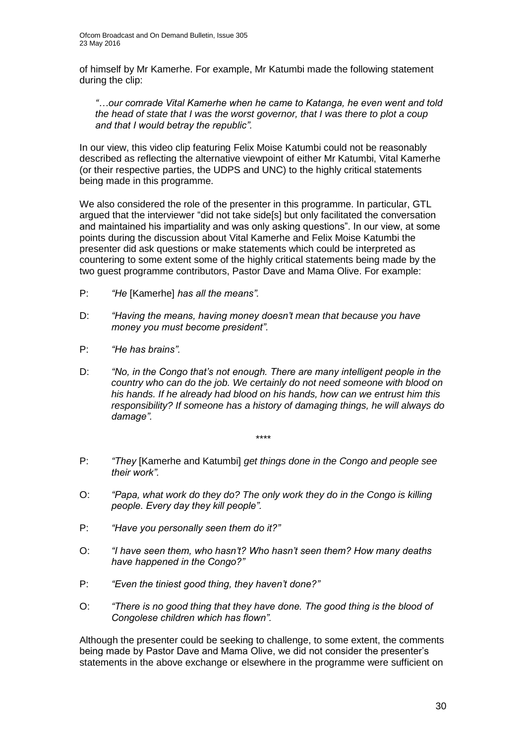of himself by Mr Kamerhe. For example, Mr Katumbi made the following statement during the clip:

> *"…our comrade Vital Kamerhe when he came to Katanga, he even went and told the head of state that I was the worst governor, that I was there to plot a coup and that I would betray the republic".*

In our view, this video clip featuring Felix Moise Katumbi could not be reasonably described as reflecting the alternative viewpoint of either Mr Katumbi, Vital Kamerhe (or their respective parties, the UDPS and UNC) to the highly critical statements being made in this programme.

We also considered the role of the presenter in this programme. In particular, GTL argued that the interviewer "did not take side[s] but only facilitated the conversation and maintained his impartiality and was only asking questions". In our view, at some points during the discussion about Vital Kamerhe and Felix Moise Katumbi the presenter did ask questions or make statements which could be interpreted as countering to some extent some of the highly critical statements being made by the two guest programme contributors, Pastor Dave and Mama Olive. For example:

P: *"He* [Kamerhe] *has all the means".*

D: *"Having the means, having money doesn't mean that because you have money you must become president".*

P: *"He has brains".*

D: *"No, in the Congo that's not enough. There are many intelligent people in the country who can do the job. We certainly do not need someone with blood on his hands. If he already had blood on his hands, how can we entrust him this responsibility? If someone has a history of damaging things, he will always do damage".*

****

P: *"They* [Kamerhe and Katumbi] *get things done in the Congo and people see their work".*

O: *"Papa, what work do they do? The only work they do in the Congo is killing people. Every day they kill people".*

P: *"Have you personally seen them do it?"*

O: *"I have seen them, who hasn't? Who hasn't seen them? How many deaths have happened in the Congo?"*

P: *"Even the tiniest good thing, they haven't done?"*

O: *"There is no good thing that they have done. The good thing is the blood of Congolese children which has flown".*

Although the presenter could be seeking to challenge, to some extent, the comments being made by Pastor Dave and Mama Olive, we did not consider the presenter's statements in the above exchange or elsewhere in the programme were sufficient on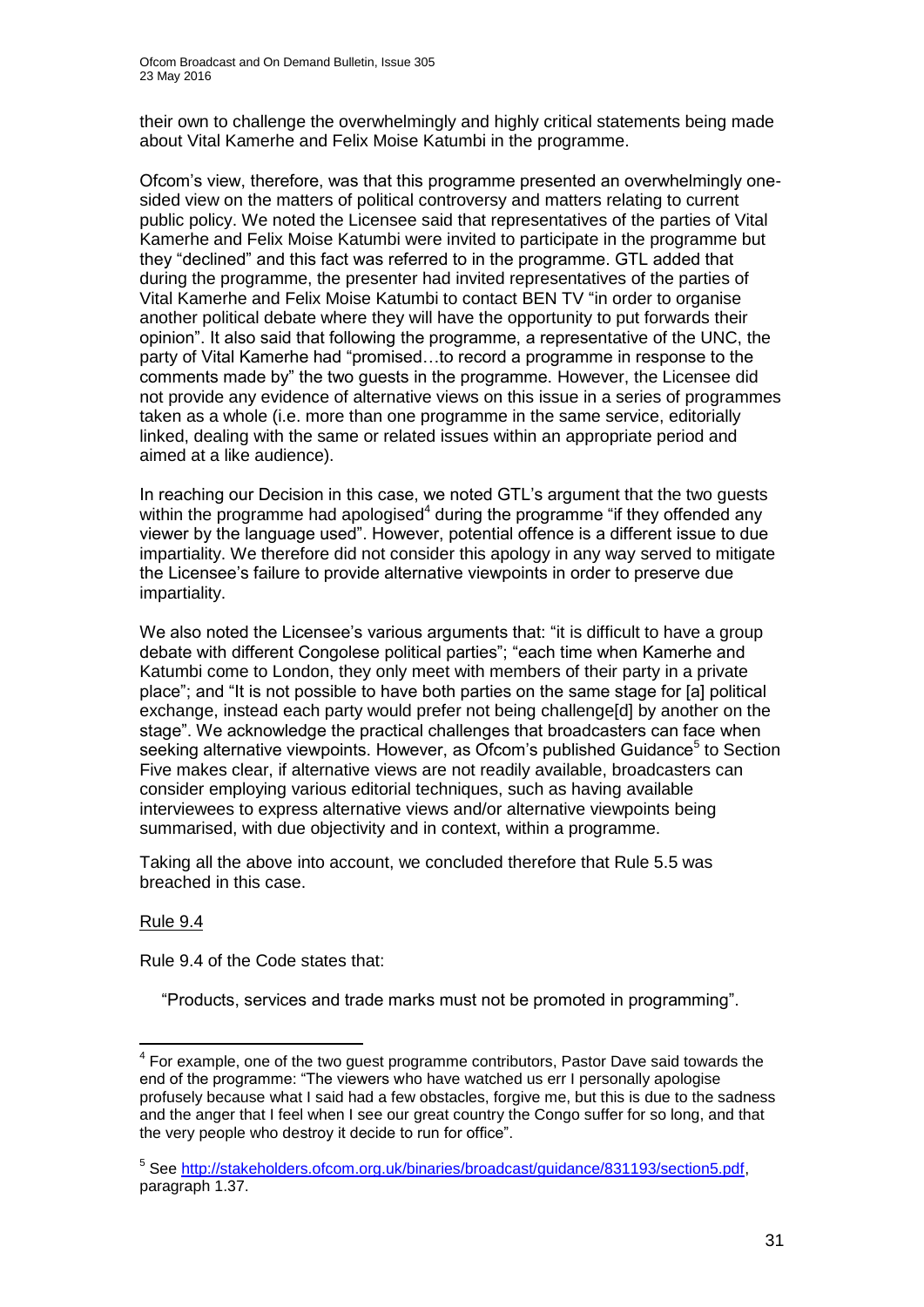their own to challenge the overwhelmingly and highly critical statements being made about Vital Kamerhe and Felix Moise Katumbi in the programme.

Ofcom's view, therefore, was that this programme presented an overwhelmingly one-sided view on the matters of political controversy and matters relating to current public policy. We noted the Licensee said that representatives of the parties of Vital Kamerhe and Felix Moise Katumbi were invited to participate in the programme but they "declined" and this fact was referred to in the programme. GTL added that during the programme, the presenter had invited representatives of the parties of Vital Kamerhe and Felix Moise Katumbi to contact BEN TV "in order to organise another political debate where they will have the opportunity to put forwards their opinion". It also said that following the programme, a representative of the UNC, the party of Vital Kamerhe had "promised…to record a programme in response to the comments made by" the two guests in the programme. However, the Licensee did not provide any evidence of alternative views on this issue in a series of programmes taken as a whole (i.e. more than one programme in the same service, editorially linked, dealing with the same or related issues within an appropriate period and aimed at a like audience).

In reaching our Decision in this case, we noted GTL's argument that the two guests within the programme had apologised[4] during the programme "if they offended any viewer by the language used". However, potential offence is a different issue to due impartiality. We therefore did not consider this apology in any way served to mitigate the Licensee's failure to provide alternative viewpoints in order to preserve due impartiality.

We also noted the Licensee's various arguments that: "it is difficult to have a group debate with different Congolese political parties"; "each time when Kamerhe and Katumbi come to London, they only meet with members of their party in a private place"; and "It is not possible to have both parties on the same stage for [a] political exchange, instead each party would prefer not being challenge[d] by another on the stage". We acknowledge the practical challenges that broadcasters can face when seeking alternative viewpoints. However, as Ofcom's published Guidance[5] to Section Five makes clear, if alternative views are not readily available, broadcasters can consider employing various editorial techniques, such as having available interviewees to express alternative views and/or alternative viewpoints being summarised, with due objectivity and in context, within a programme.

Taking all the above into account, we concluded therefore that Rule 5.5 was breached in this case.

Rule 9.4

Rule 9.4 of the Code states that:

> "Products, services and trade marks must not be promoted in programming".

---

[4] For example, one of the two guest programme contributors, Pastor Dave said towards the end of the programme: "The viewers who have watched us err I personally apologise profusely because what I said had a few obstacles, forgive me, but this is due to the sadness and the anger that I feel when I see our great country the Congo suffer for so long, and that the very people who destroy it decide to run for office".

[5] See http://stakeholders.ofcom.org.uk/binaries/broadcast/guidance/831193/section5.pdf, paragraph 1.37.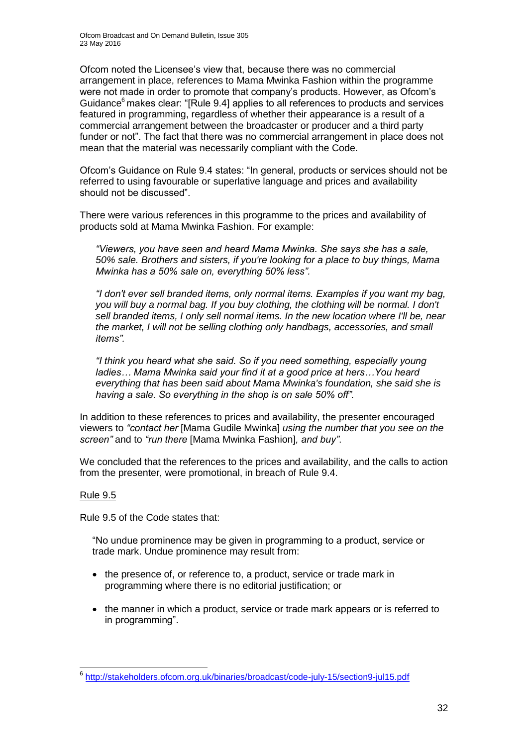Ofcom noted the Licensee's view that, because there was no commercial arrangement in place, references to Mama Mwinka Fashion within the programme were not made in order to promote that company's products. However, as Ofcom's Guidance[6] makes clear: "[Rule 9.4] applies to all references to products and services featured in programming, regardless of whether their appearance is a result of a commercial arrangement between the broadcaster or producer and a third party funder or not". The fact that there was no commercial arrangement in place does not mean that the material was necessarily compliant with the Code.

Ofcom's Guidance on Rule 9.4 states: "In general, products or services should not be referred to using favourable or superlative language and prices and availability should not be discussed".

There were various references in this programme to the prices and availability of products sold at Mama Mwinka Fashion. For example:

> *"Viewers, you have seen and heard Mama Mwinka. She says she has a sale, 50% sale. Brothers and sisters, if you're looking for a place to buy things, Mama Mwinka has a 50% sale on, everything 50% less".*
>
> *"I don't ever sell branded items, only normal items. Examples if you want my bag, you will buy a normal bag. If you buy clothing, the clothing will be normal. I don't sell branded items, I only sell normal items. In the new location where I'll be, near the market, I will not be selling clothing only handbags, accessories, and small items".*
>
> *"I think you heard what she said. So if you need something, especially young ladies… Mama Mwinka said your find it at a good price at hers…You heard everything that has been said about Mama Mwinka's foundation, she said she is having a sale. So everything in the shop is on sale 50% off".*

In addition to these references to prices and availability, the presenter encouraged viewers to *"contact her* [Mama Gudile Mwinka] *using the number that you see on the screen"* and to *"run there* [Mama Mwinka Fashion]*, and buy"*.

We concluded that the references to the prices and availability, and the calls to action from the presenter, were promotional, in breach of Rule 9.4.

Rule 9.5

Rule 9.5 of the Code states that:

> "No undue prominence may be given in programming to a product, service or trade mark. Undue prominence may result from:
>
> - the presence of, or reference to, a product, service or trade mark in programming where there is no editorial justification; or
> - the manner in which a product, service or trade mark appears or is referred to in programming".

---

[6] http://stakeholders.ofcom.org.uk/binaries/broadcast/code-july-15/section9-jul15.pdf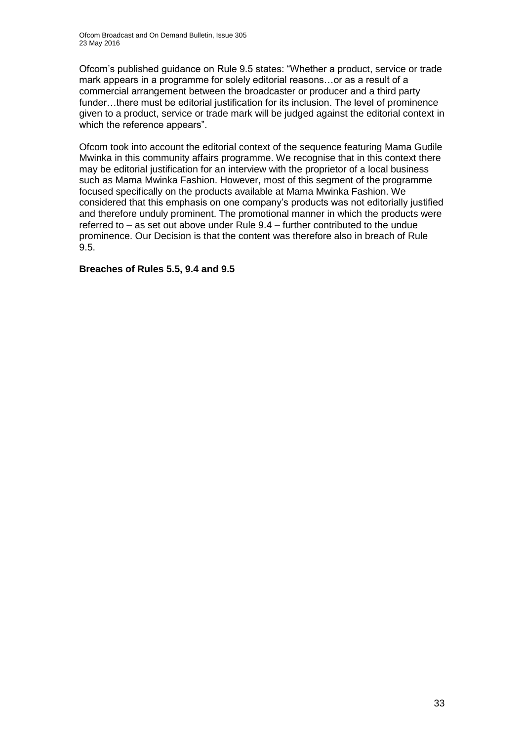Ofcom's published guidance on Rule 9.5 states: "Whether a product, service or trade mark appears in a programme for solely editorial reasons…or as a result of a commercial arrangement between the broadcaster or producer and a third party funder…there must be editorial justification for its inclusion. The level of prominence given to a product, service or trade mark will be judged against the editorial context in which the reference appears".

Ofcom took into account the editorial context of the sequence featuring Mama Gudile Mwinka in this community affairs programme. We recognise that in this context there may be editorial justification for an interview with the proprietor of a local business such as Mama Mwinka Fashion. However, most of this segment of the programme focused specifically on the products available at Mama Mwinka Fashion. We considered that this emphasis on one company's products was not editorially justified and therefore unduly prominent. The promotional manner in which the products were referred to – as set out above under Rule 9.4 – further contributed to the undue prominence. Our Decision is that the content was therefore also in breach of Rule 9.5.

**Breaches of Rules 5.5, 9.4 and 9.5**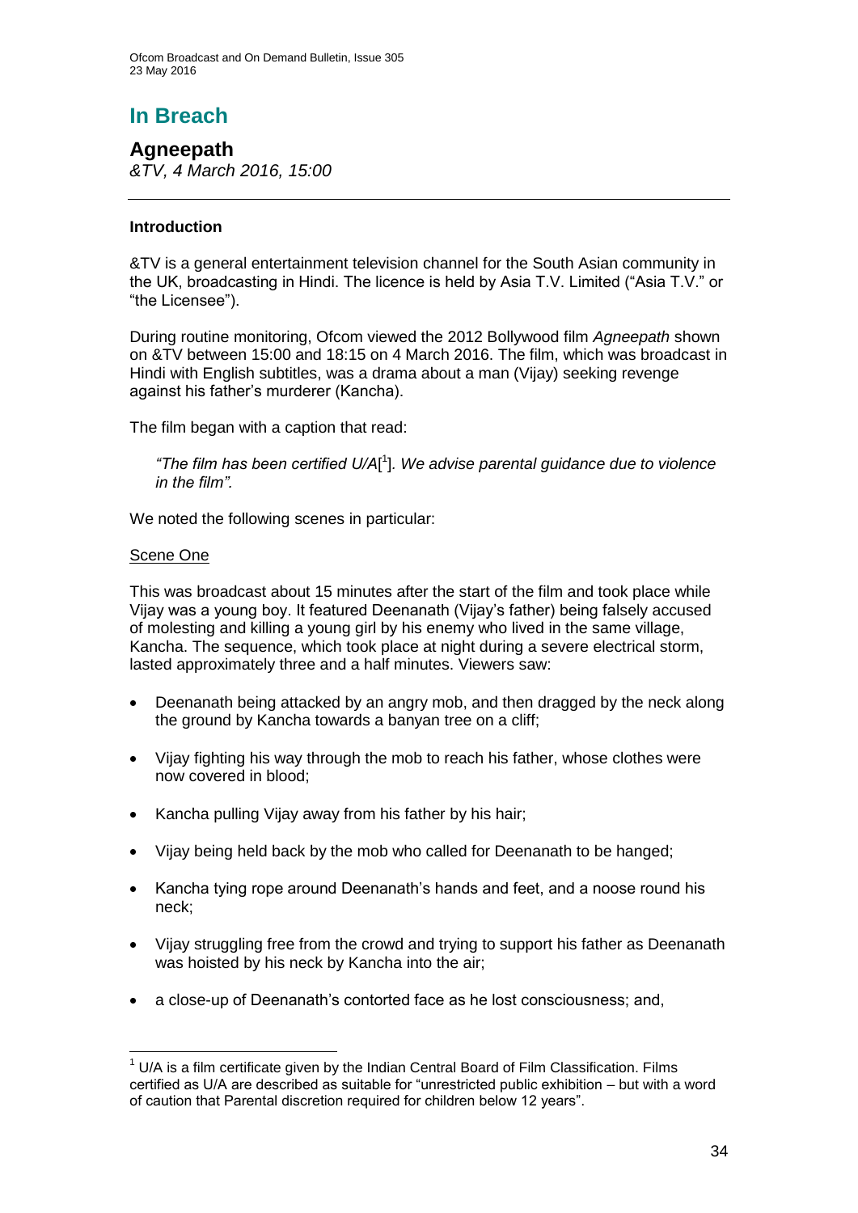# In Breach

## Agneepath

*&TV, 4 March 2016, 15:00*

### Introduction

&TV is a general entertainment television channel for the South Asian community in the UK, broadcasting in Hindi. The licence is held by Asia T.V. Limited ("Asia T.V." or "the Licensee").

During routine monitoring, Ofcom viewed the 2012 Bollywood film *Agneepath* shown on &TV between 15:00 and 18:15 on 4 March 2016. The film, which was broadcast in Hindi with English subtitles, was a drama about a man (Vijay) seeking revenge against his father's murderer (Kancha).

The film began with a caption that read:

> *"The film has been certified U/A*[1]*. We advise parental guidance due to violence in the film".*

We noted the following scenes in particular:

Scene One

This was broadcast about 15 minutes after the start of the film and took place while Vijay was a young boy. It featured Deenanath (Vijay's father) being falsely accused of molesting and killing a young girl by his enemy who lived in the same village, Kancha. The sequence, which took place at night during a severe electrical storm, lasted approximately three and a half minutes. Viewers saw:

- Deenanath being attacked by an angry mob, and then dragged by the neck along the ground by Kancha towards a banyan tree on a cliff;
- Vijay fighting his way through the mob to reach his father, whose clothes were now covered in blood;
- Kancha pulling Vijay away from his father by his hair;
- Vijay being held back by the mob who called for Deenanath to be hanged;
- Kancha tying rope around Deenanath's hands and feet, and a noose round his neck;
- Vijay struggling free from the crowd and trying to support his father as Deenanath was hoisted by his neck by Kancha into the air;
- a close-up of Deenanath's contorted face as he lost consciousness; and,

---

[1] U/A is a film certificate given by the Indian Central Board of Film Classification. Films certified as U/A are described as suitable for "unrestricted public exhibition – but with a word of caution that Parental discretion required for children below 12 years".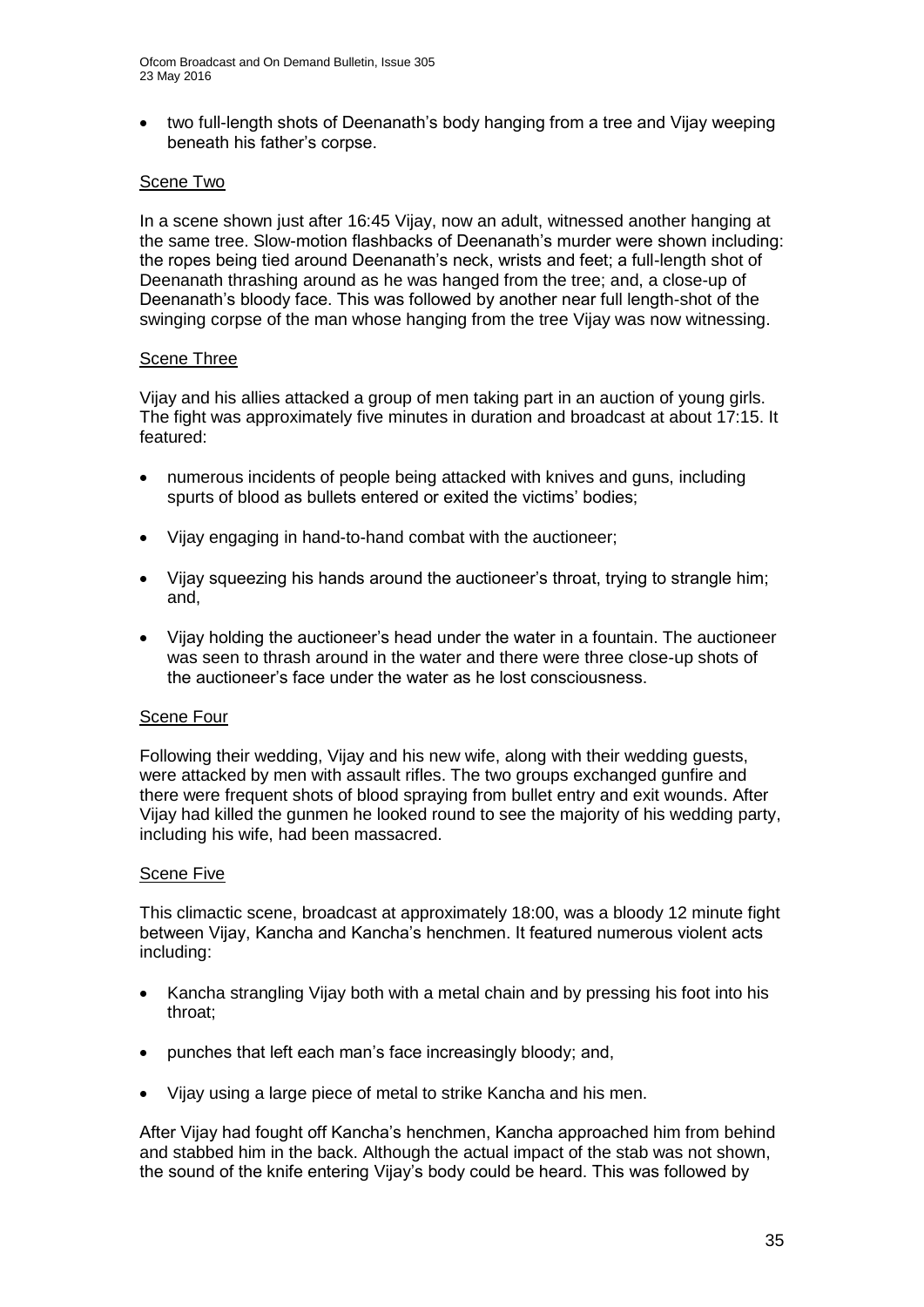- two full-length shots of Deenanath's body hanging from a tree and Vijay weeping beneath his father's corpse.

Scene Two

In a scene shown just after 16:45 Vijay, now an adult, witnessed another hanging at the same tree. Slow-motion flashbacks of Deenanath's murder were shown including: the ropes being tied around Deenanath's neck, wrists and feet; a full-length shot of Deenanath thrashing around as he was hanged from the tree; and, a close-up of Deenanath's bloody face. This was followed by another near full length-shot of the swinging corpse of the man whose hanging from the tree Vijay was now witnessing.

Scene Three

Vijay and his allies attacked a group of men taking part in an auction of young girls. The fight was approximately five minutes in duration and broadcast at about 17:15. It featured:

- numerous incidents of people being attacked with knives and guns, including spurts of blood as bullets entered or exited the victims' bodies;
- Vijay engaging in hand-to-hand combat with the auctioneer;
- Vijay squeezing his hands around the auctioneer's throat, trying to strangle him; and,
- Vijay holding the auctioneer's head under the water in a fountain. The auctioneer was seen to thrash around in the water and there were three close-up shots of the auctioneer's face under the water as he lost consciousness.

Scene Four

Following their wedding, Vijay and his new wife, along with their wedding guests, were attacked by men with assault rifles. The two groups exchanged gunfire and there were frequent shots of blood spraying from bullet entry and exit wounds. After Vijay had killed the gunmen he looked round to see the majority of his wedding party, including his wife, had been massacred.

Scene Five

This climactic scene, broadcast at approximately 18:00, was a bloody 12 minute fight between Vijay, Kancha and Kancha's henchmen. It featured numerous violent acts including:

- Kancha strangling Vijay both with a metal chain and by pressing his foot into his throat;
- punches that left each man's face increasingly bloody; and,
- Vijay using a large piece of metal to strike Kancha and his men.

After Vijay had fought off Kancha's henchmen, Kancha approached him from behind and stabbed him in the back. Although the actual impact of the stab was not shown, the sound of the knife entering Vijay's body could be heard. This was followed by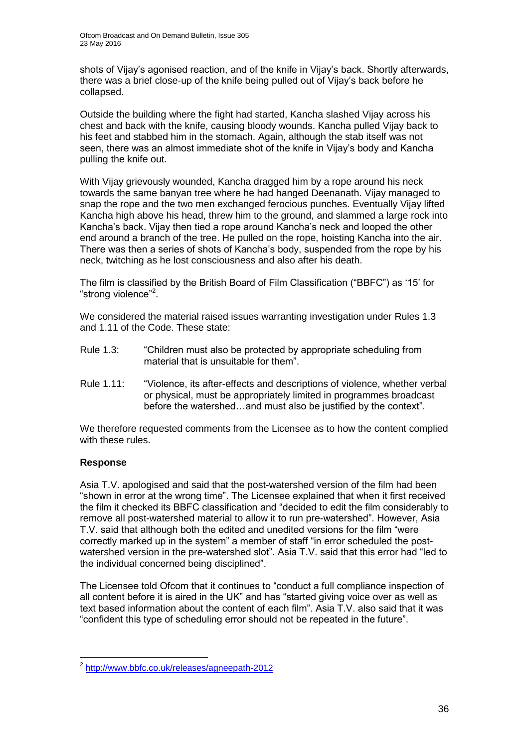shots of Vijay's agonised reaction, and of the knife in Vijay's back. Shortly afterwards, there was a brief close-up of the knife being pulled out of Vijay's back before he collapsed.

Outside the building where the fight had started, Kancha slashed Vijay across his chest and back with the knife, causing bloody wounds. Kancha pulled Vijay back to his feet and stabbed him in the stomach. Again, although the stab itself was not seen, there was an almost immediate shot of the knife in Vijay's body and Kancha pulling the knife out.

With Vijay grievously wounded, Kancha dragged him by a rope around his neck towards the same banyan tree where he had hanged Deenanath. Vijay managed to snap the rope and the two men exchanged ferocious punches. Eventually Vijay lifted Kancha high above his head, threw him to the ground, and slammed a large rock into Kancha's back. Vijay then tied a rope around Kancha's neck and looped the other end around a branch of the tree. He pulled on the rope, hoisting Kancha into the air. There was then a series of shots of Kancha's body, suspended from the rope by his neck, twitching as he lost consciousness and also after his death.

The film is classified by the British Board of Film Classification ("BBFC") as '15' for "strong violence"[2].

We considered the material raised issues warranting investigation under Rules 1.3 and 1.11 of the Code. These state:

Rule 1.3: "Children must also be protected by appropriate scheduling from material that is unsuitable for them".

Rule 1.11: "Violence, its after-effects and descriptions of violence, whether verbal or physical, must be appropriately limited in programmes broadcast before the watershed…and must also be justified by the context".

We therefore requested comments from the Licensee as to how the content complied with these rules.

**Response**

Asia T.V. apologised and said that the post-watershed version of the film had been "shown in error at the wrong time". The Licensee explained that when it first received the film it checked its BBFC classification and "decided to edit the film considerably to remove all post-watershed material to allow it to run pre-watershed". However, Asia T.V. said that although both the edited and unedited versions for the film "were correctly marked up in the system" a member of staff "in error scheduled the post-watershed version in the pre-watershed slot". Asia T.V. said that this error had "led to the individual concerned being disciplined".

The Licensee told Ofcom that it continues to "conduct a full compliance inspection of all content before it is aired in the UK" and has "started giving voice over as well as text based information about the content of each film". Asia T.V. also said that it was "confident this type of scheduling error should not be repeated in the future".

---

[2] http://www.bbfc.co.uk/releases/agneepath-2012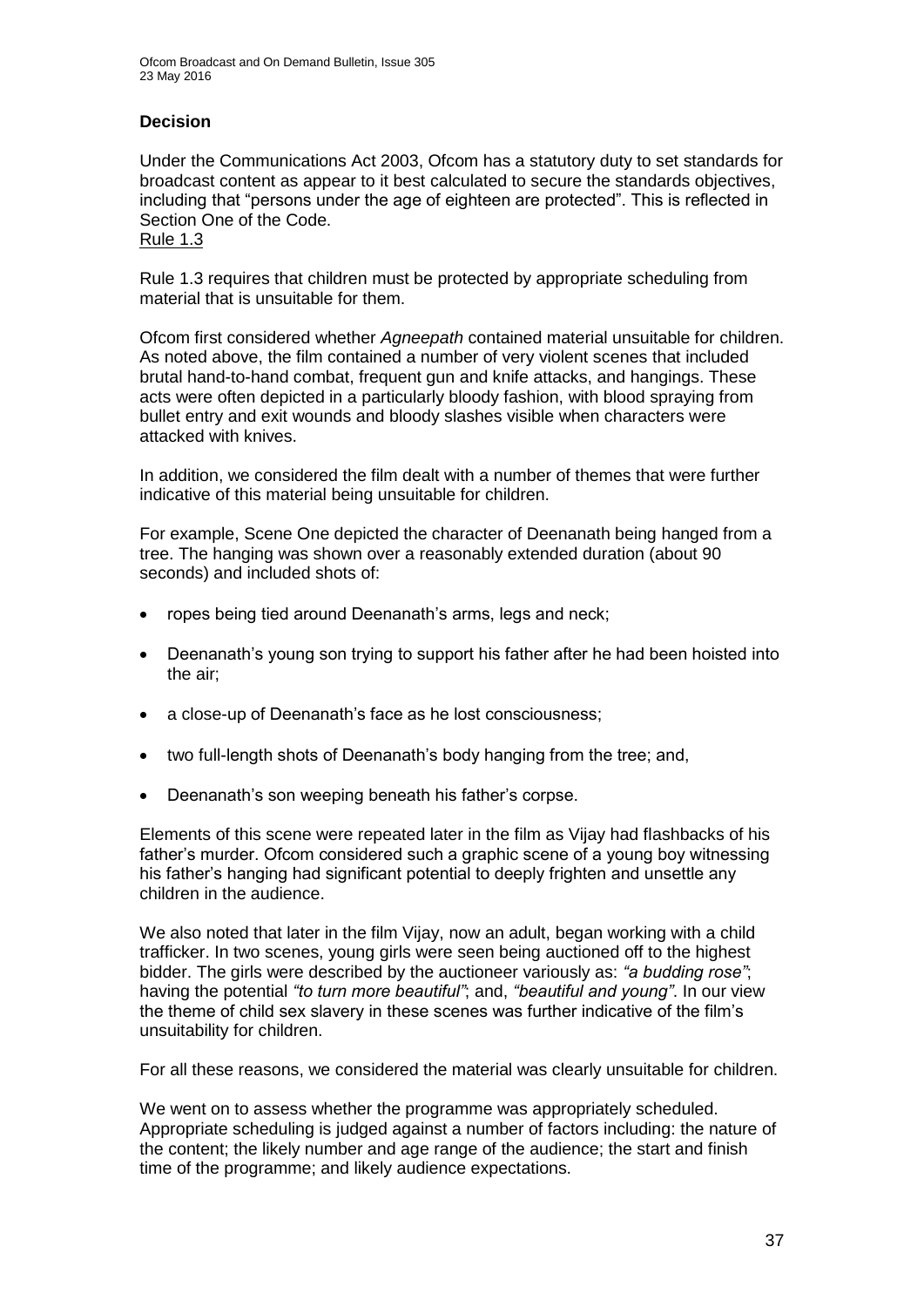### Decision

Under the Communications Act 2003, Ofcom has a statutory duty to set standards for broadcast content as appear to it best calculated to secure the standards objectives, including that "persons under the age of eighteen are protected". This is reflected in Section One of the Code.

Rule 1.3

Rule 1.3 requires that children must be protected by appropriate scheduling from material that is unsuitable for them.

Ofcom first considered whether *Agneepath* contained material unsuitable for children. As noted above, the film contained a number of very violent scenes that included brutal hand-to-hand combat, frequent gun and knife attacks, and hangings. These acts were often depicted in a particularly bloody fashion, with blood spraying from bullet entry and exit wounds and bloody slashes visible when characters were attacked with knives.

In addition, we considered the film dealt with a number of themes that were further indicative of this material being unsuitable for children.

For example, Scene One depicted the character of Deenanath being hanged from a tree. The hanging was shown over a reasonably extended duration (about 90 seconds) and included shots of:

- ropes being tied around Deenanath's arms, legs and neck;
- Deenanath's young son trying to support his father after he had been hoisted into the air;
- a close-up of Deenanath's face as he lost consciousness;
- two full-length shots of Deenanath's body hanging from the tree; and,
- Deenanath's son weeping beneath his father's corpse.

Elements of this scene were repeated later in the film as Vijay had flashbacks of his father's murder. Ofcom considered such a graphic scene of a young boy witnessing his father's hanging had significant potential to deeply frighten and unsettle any children in the audience.

We also noted that later in the film Vijay, now an adult, began working with a child trafficker. In two scenes, young girls were seen being auctioned off to the highest bidder. The girls were described by the auctioneer variously as: *"a budding rose"*; having the potential *"to turn more beautiful"*; and, *"beautiful and young"*. In our view the theme of child sex slavery in these scenes was further indicative of the film's unsuitability for children.

For all these reasons, we considered the material was clearly unsuitable for children.

We went on to assess whether the programme was appropriately scheduled. Appropriate scheduling is judged against a number of factors including: the nature of the content; the likely number and age range of the audience; the start and finish time of the programme; and likely audience expectations.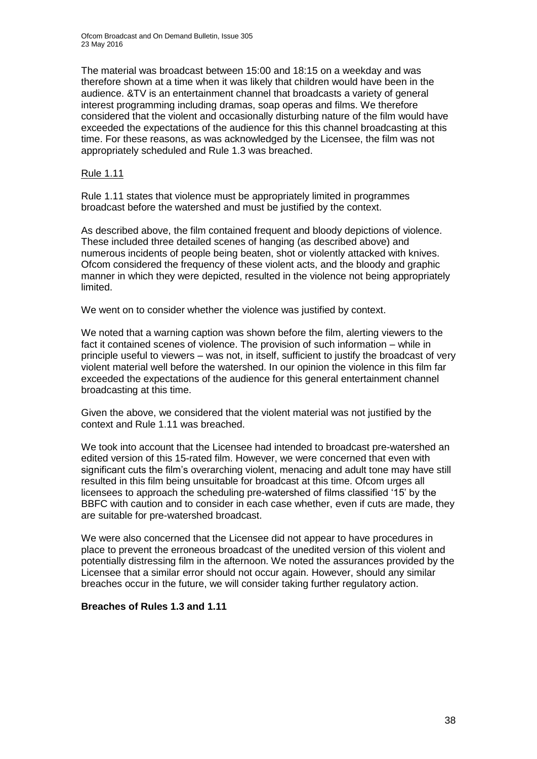The material was broadcast between 15:00 and 18:15 on a weekday and was therefore shown at a time when it was likely that children would have been in the audience. &TV is an entertainment channel that broadcasts a variety of general interest programming including dramas, soap operas and films. We therefore considered that the violent and occasionally disturbing nature of the film would have exceeded the expectations of the audience for this this channel broadcasting at this time. For these reasons, as was acknowledged by the Licensee, the film was not appropriately scheduled and Rule 1.3 was breached.

Rule 1.11

Rule 1.11 states that violence must be appropriately limited in programmes broadcast before the watershed and must be justified by the context.

As described above, the film contained frequent and bloody depictions of violence. These included three detailed scenes of hanging (as described above) and numerous incidents of people being beaten, shot or violently attacked with knives. Ofcom considered the frequency of these violent acts, and the bloody and graphic manner in which they were depicted, resulted in the violence not being appropriately limited.

We went on to consider whether the violence was justified by context.

We noted that a warning caption was shown before the film, alerting viewers to the fact it contained scenes of violence. The provision of such information – while in principle useful to viewers – was not, in itself, sufficient to justify the broadcast of very violent material well before the watershed. In our opinion the violence in this film far exceeded the expectations of the audience for this general entertainment channel broadcasting at this time.

Given the above, we considered that the violent material was not justified by the context and Rule 1.11 was breached.

We took into account that the Licensee had intended to broadcast pre-watershed an edited version of this 15-rated film. However, we were concerned that even with significant cuts the film's overarching violent, menacing and adult tone may have still resulted in this film being unsuitable for broadcast at this time. Ofcom urges all licensees to approach the scheduling pre-watershed of films classified '15' by the BBFC with caution and to consider in each case whether, even if cuts are made, they are suitable for pre-watershed broadcast.

We were also concerned that the Licensee did not appear to have procedures in place to prevent the erroneous broadcast of the unedited version of this violent and potentially distressing film in the afternoon. We noted the assurances provided by the Licensee that a similar error should not occur again. However, should any similar breaches occur in the future, we will consider taking further regulatory action.

**Breaches of Rules 1.3 and 1.11**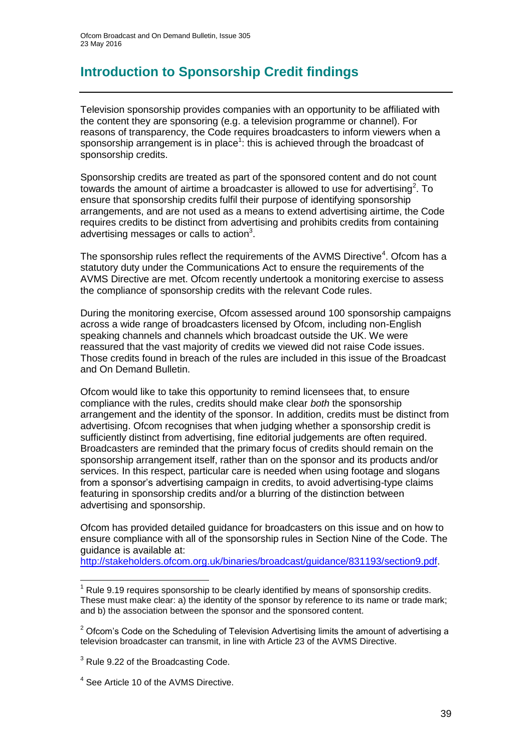# Introduction to Sponsorship Credit findings

Television sponsorship provides companies with an opportunity to be affiliated with the content they are sponsoring (e.g. a television programme or channel). For reasons of transparency, the Code requires broadcasters to inform viewers when a sponsorship arrangement is in place[1]: this is achieved through the broadcast of sponsorship credits.

Sponsorship credits are treated as part of the sponsored content and do not count towards the amount of airtime a broadcaster is allowed to use for advertising[2]. To ensure that sponsorship credits fulfil their purpose of identifying sponsorship arrangements, and are not used as a means to extend advertising airtime, the Code requires credits to be distinct from advertising and prohibits credits from containing advertising messages or calls to action[3].

The sponsorship rules reflect the requirements of the AVMS Directive[4]. Ofcom has a statutory duty under the Communications Act to ensure the requirements of the AVMS Directive are met. Ofcom recently undertook a monitoring exercise to assess the compliance of sponsorship credits with the relevant Code rules.

During the monitoring exercise, Ofcom assessed around 100 sponsorship campaigns across a wide range of broadcasters licensed by Ofcom, including non-English speaking channels and channels which broadcast outside the UK. We were reassured that the vast majority of credits we viewed did not raise Code issues. Those credits found in breach of the rules are included in this issue of the Broadcast and On Demand Bulletin.

Ofcom would like to take this opportunity to remind licensees that, to ensure compliance with the rules, credits should make clear *both* the sponsorship arrangement and the identity of the sponsor. In addition, credits must be distinct from advertising. Ofcom recognises that when judging whether a sponsorship credit is sufficiently distinct from advertising, fine editorial judgements are often required. Broadcasters are reminded that the primary focus of credits should remain on the sponsorship arrangement itself, rather than on the sponsor and its products and/or services. In this respect, particular care is needed when using footage and slogans from a sponsor's advertising campaign in credits, to avoid advertising-type claims featuring in sponsorship credits and/or a blurring of the distinction between advertising and sponsorship.

Ofcom has provided detailed guidance for broadcasters on this issue and on how to ensure compliance with all of the sponsorship rules in Section Nine of the Code. The guidance is available at:
[http://stakeholders.ofcom.org.uk/binaries/broadcast/guidance/831193/section9.pdf](http://stakeholders.ofcom.org.uk/binaries/broadcast/guidance/831193/section9.pdf).

---

[1] Rule 9.19 requires sponsorship to be clearly identified by means of sponsorship credits. These must make clear: a) the identity of the sponsor by reference to its name or trade mark; and b) the association between the sponsor and the sponsored content.

[2] Ofcom's Code on the Scheduling of Television Advertising limits the amount of advertising a television broadcaster can transmit, in line with Article 23 of the AVMS Directive.

[3] Rule 9.22 of the Broadcasting Code.

[4] See Article 10 of the AVMS Directive.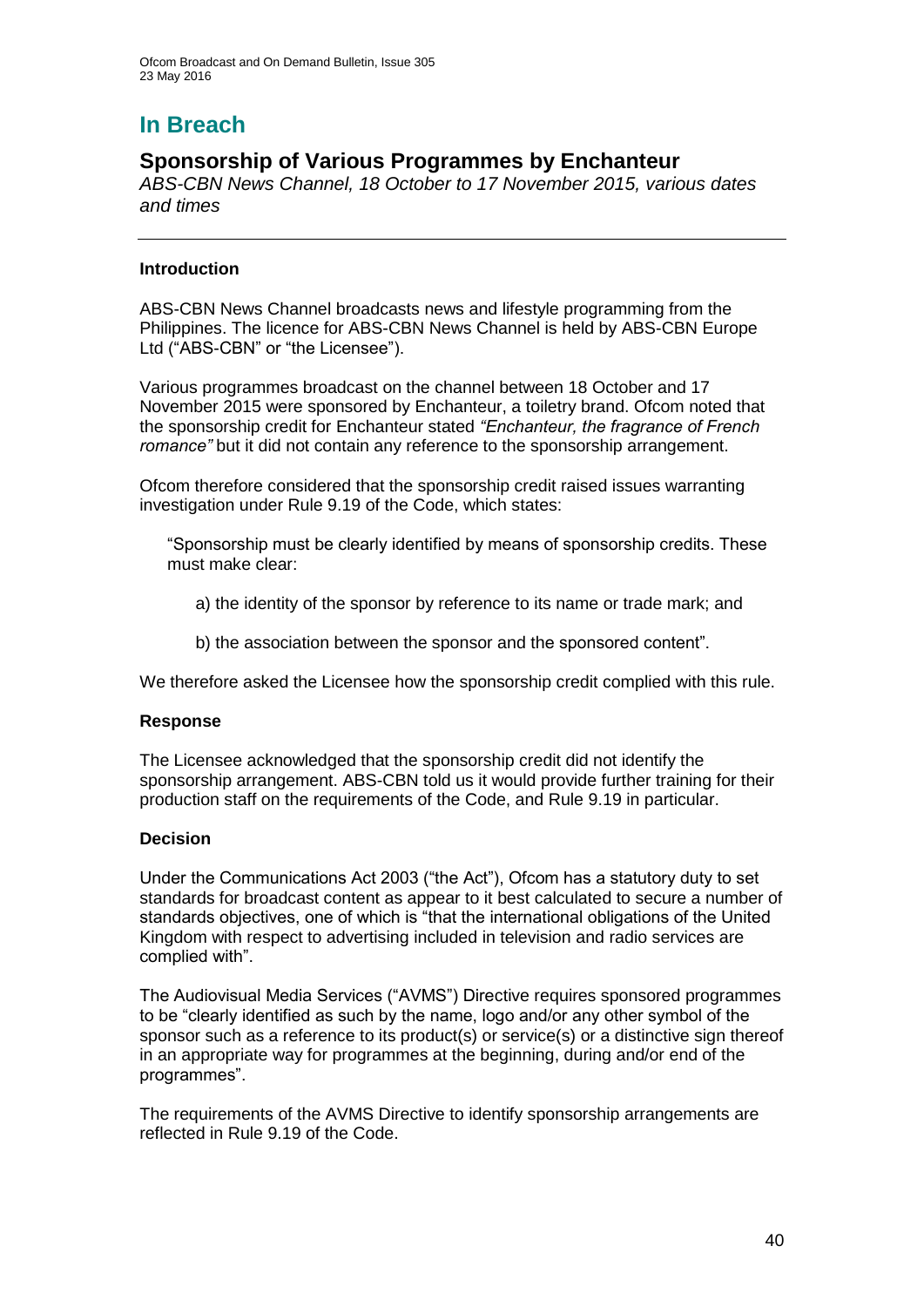# In Breach

## Sponsorship of Various Programmes by Enchanteur

*ABS-CBN News Channel, 18 October to 17 November 2015, various dates and times*

---

### Introduction

ABS-CBN News Channel broadcasts news and lifestyle programming from the Philippines. The licence for ABS-CBN News Channel is held by ABS-CBN Europe Ltd ("ABS-CBN" or "the Licensee").

Various programmes broadcast on the channel between 18 October and 17 November 2015 were sponsored by Enchanteur, a toiletry brand. Ofcom noted that the sponsorship credit for Enchanteur stated *"Enchanteur, the fragrance of French romance"* but it did not contain any reference to the sponsorship arrangement.

Ofcom therefore considered that the sponsorship credit raised issues warranting investigation under Rule 9.19 of the Code, which states:

> "Sponsorship must be clearly identified by means of sponsorship credits. These must make clear:
>
> a) the identity of the sponsor by reference to its name or trade mark; and
>
> b) the association between the sponsor and the sponsored content".

We therefore asked the Licensee how the sponsorship credit complied with this rule.

### Response

The Licensee acknowledged that the sponsorship credit did not identify the sponsorship arrangement. ABS-CBN told us it would provide further training for their production staff on the requirements of the Code, and Rule 9.19 in particular.

### Decision

Under the Communications Act 2003 ("the Act"), Ofcom has a statutory duty to set standards for broadcast content as appear to it best calculated to secure a number of standards objectives, one of which is "that the international obligations of the United Kingdom with respect to advertising included in television and radio services are complied with".

The Audiovisual Media Services ("AVMS") Directive requires sponsored programmes to be "clearly identified as such by the name, logo and/or any other symbol of the sponsor such as a reference to its product(s) or service(s) or a distinctive sign thereof in an appropriate way for programmes at the beginning, during and/or end of the programmes".

The requirements of the AVMS Directive to identify sponsorship arrangements are reflected in Rule 9.19 of the Code.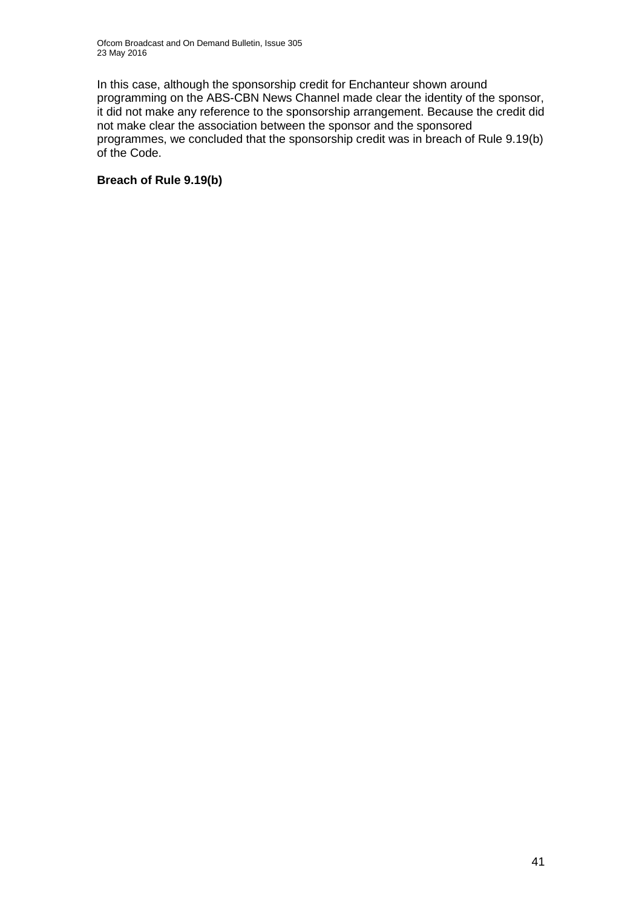In this case, although the sponsorship credit for Enchanteur shown around programming on the ABS-CBN News Channel made clear the identity of the sponsor, it did not make any reference to the sponsorship arrangement. Because the credit did not make clear the association between the sponsor and the sponsored programmes, we concluded that the sponsorship credit was in breach of Rule 9.19(b) of the Code.

**Breach of Rule 9.19(b)**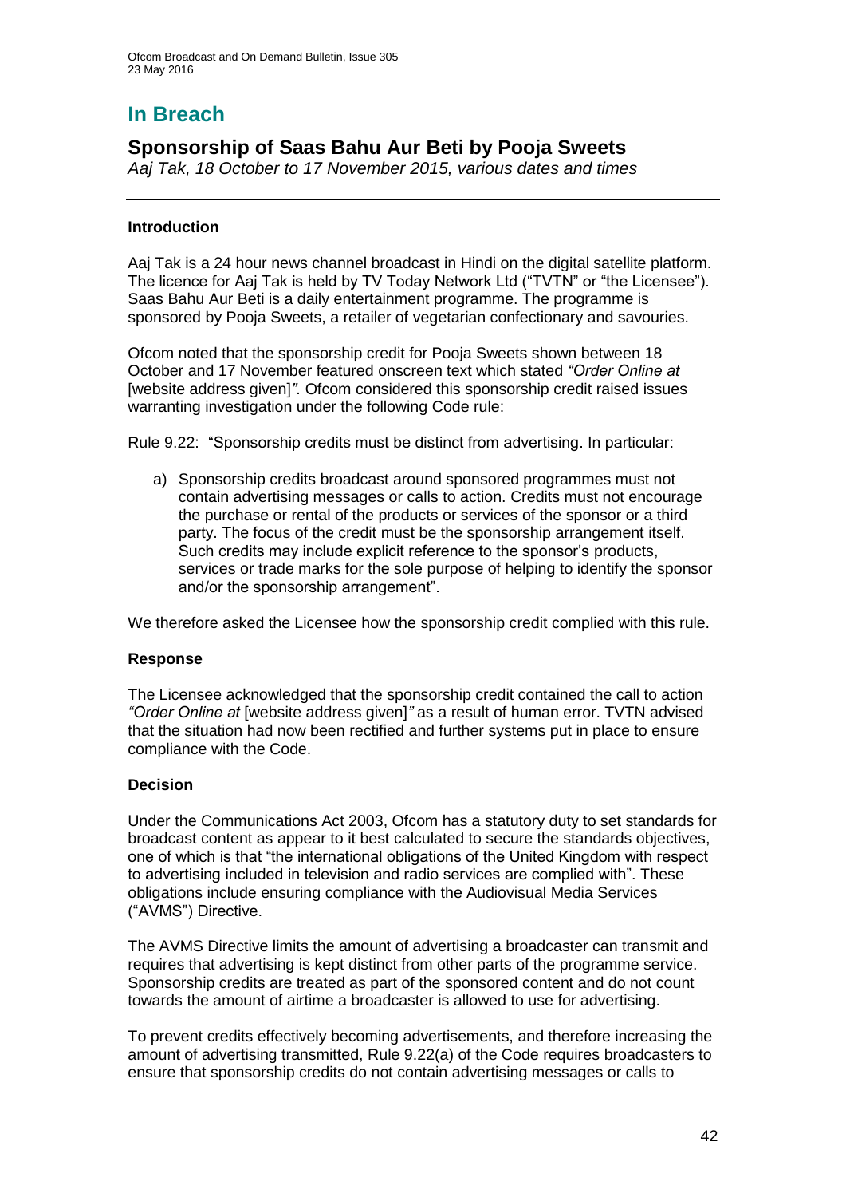# In Breach

## Sponsorship of Saas Bahu Aur Beti by Pooja Sweets

*Aaj Tak, 18 October to 17 November 2015, various dates and times*

### Introduction

Aaj Tak is a 24 hour news channel broadcast in Hindi on the digital satellite platform. The licence for Aaj Tak is held by TV Today Network Ltd ("TVTN" or "the Licensee"). Saas Bahu Aur Beti is a daily entertainment programme. The programme is sponsored by Pooja Sweets, a retailer of vegetarian confectionary and savouries.

Ofcom noted that the sponsorship credit for Pooja Sweets shown between 18 October and 17 November featured onscreen text which stated *"Order Online at* [website address given]*"*. Ofcom considered this sponsorship credit raised issues warranting investigation under the following Code rule:

Rule 9.22: "Sponsorship credits must be distinct from advertising. In particular:

a) Sponsorship credits broadcast around sponsored programmes must not contain advertising messages or calls to action. Credits must not encourage the purchase or rental of the products or services of the sponsor or a third party. The focus of the credit must be the sponsorship arrangement itself. Such credits may include explicit reference to the sponsor's products, services or trade marks for the sole purpose of helping to identify the sponsor and/or the sponsorship arrangement".

We therefore asked the Licensee how the sponsorship credit complied with this rule.

### Response

The Licensee acknowledged that the sponsorship credit contained the call to action *"Order Online at* [website address given]*"* as a result of human error. TVTN advised that the situation had now been rectified and further systems put in place to ensure compliance with the Code.

### Decision

Under the Communications Act 2003, Ofcom has a statutory duty to set standards for broadcast content as appear to it best calculated to secure the standards objectives, one of which is that "the international obligations of the United Kingdom with respect to advertising included in television and radio services are complied with". These obligations include ensuring compliance with the Audiovisual Media Services ("AVMS") Directive.

The AVMS Directive limits the amount of advertising a broadcaster can transmit and requires that advertising is kept distinct from other parts of the programme service. Sponsorship credits are treated as part of the sponsored content and do not count towards the amount of airtime a broadcaster is allowed to use for advertising.

To prevent credits effectively becoming advertisements, and therefore increasing the amount of advertising transmitted, Rule 9.22(a) of the Code requires broadcasters to ensure that sponsorship credits do not contain advertising messages or calls to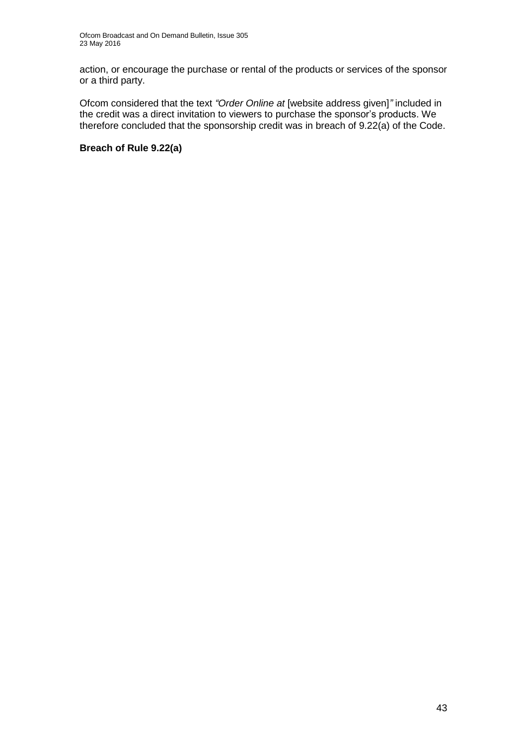action, or encourage the purchase or rental of the products or services of the sponsor or a third party.

Ofcom considered that the text *"Order Online at* [website address given]*"* included in the credit was a direct invitation to viewers to purchase the sponsor's products. We therefore concluded that the sponsorship credit was in breach of 9.22(a) of the Code.

**Breach of Rule 9.22(a)**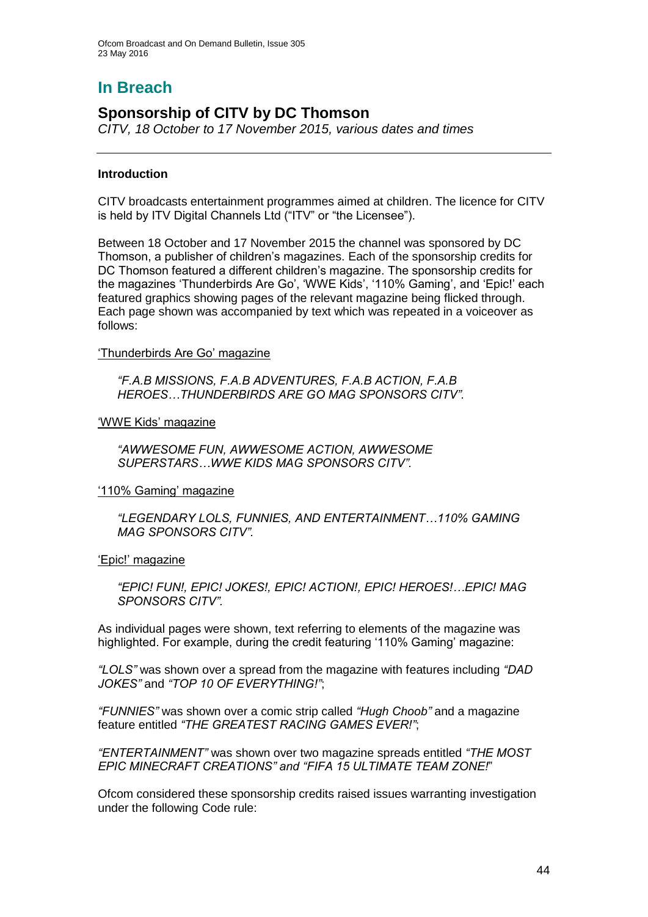# In Breach

## Sponsorship of CITV by DC Thomson

*CITV, 18 October to 17 November 2015, various dates and times*

---

### Introduction

CITV broadcasts entertainment programmes aimed at children. The licence for CITV is held by ITV Digital Channels Ltd ("ITV" or "the Licensee").

Between 18 October and 17 November 2015 the channel was sponsored by DC Thomson, a publisher of children's magazines. Each of the sponsorship credits for DC Thomson featured a different children's magazine. The sponsorship credits for the magazines 'Thunderbirds Are Go', 'WWE Kids', '110% Gaming', and 'Epic!' each featured graphics showing pages of the relevant magazine being flicked through. Each page shown was accompanied by text which was repeated in a voiceover as follows:

'Thunderbirds Are Go' magazine

> *"F.A.B MISSIONS, F.A.B ADVENTURES, F.A.B ACTION, F.A.B HEROES…THUNDERBIRDS ARE GO MAG SPONSORS CITV".*

'WWE Kids' magazine

> *"AWWESOME FUN, AWWESOME ACTION, AWWESOME SUPERSTARS…WWE KIDS MAG SPONSORS CITV".*

'110% Gaming' magazine

> *"LEGENDARY LOLS, FUNNIES, AND ENTERTAINMENT…110% GAMING MAG SPONSORS CITV".*

'Epic!' magazine

> *"EPIC! FUN!, EPIC! JOKES!, EPIC! ACTION!, EPIC! HEROES!…EPIC! MAG SPONSORS CITV".*

As individual pages were shown, text referring to elements of the magazine was highlighted. For example, during the credit featuring '110% Gaming' magazine:

*"LOLS"* was shown over a spread from the magazine with features including *"DAD JOKES"* and *"TOP 10 OF EVERYTHING!"*;

*"FUNNIES"* was shown over a comic strip called *"Hugh Choob"* and a magazine feature entitled *"THE GREATEST RACING GAMES EVER!"*;

*"ENTERTAINMENT"* was shown over two magazine spreads entitled *"THE MOST EPIC MINECRAFT CREATIONS" and "FIFA 15 ULTIMATE TEAM ZONE!*"

Ofcom considered these sponsorship credits raised issues warranting investigation under the following Code rule: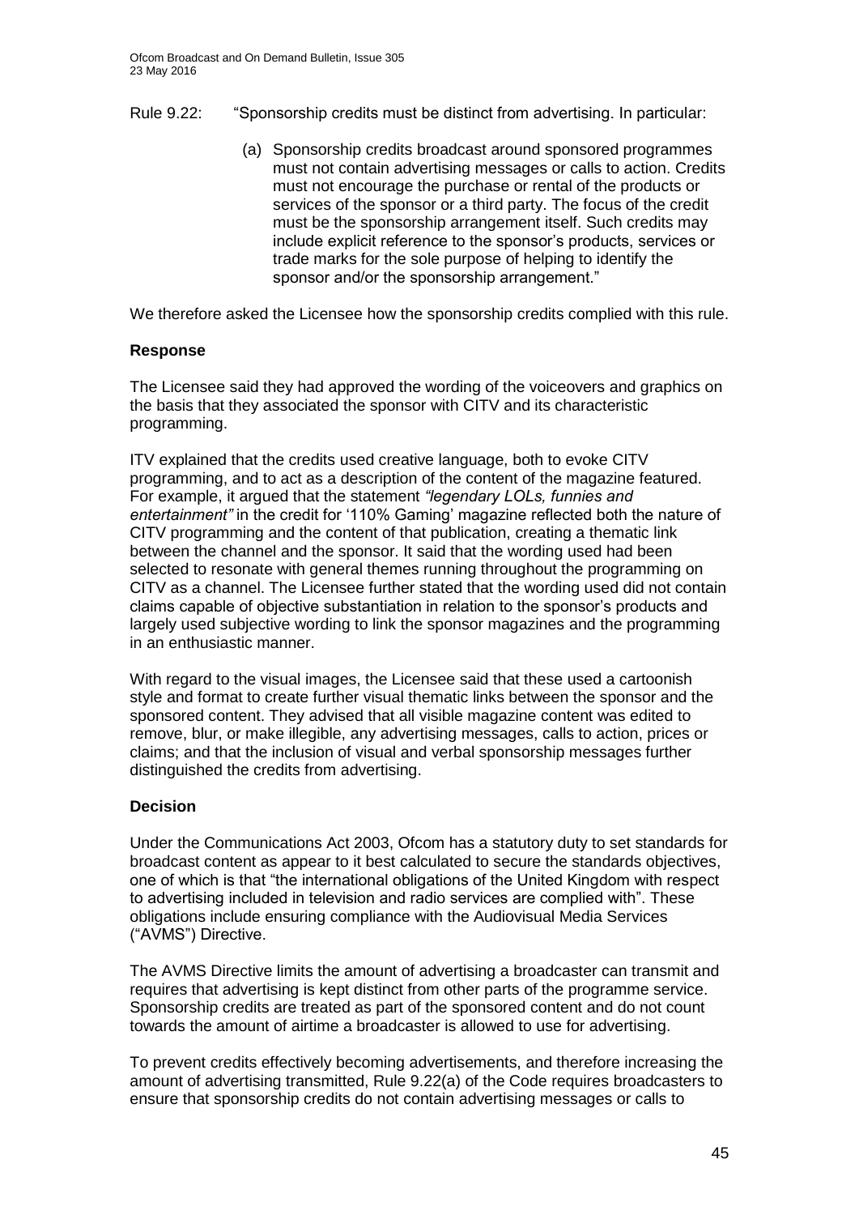Rule 9.22: "Sponsorship credits must be distinct from advertising. In particular:

> (a) Sponsorship credits broadcast around sponsored programmes must not contain advertising messages or calls to action. Credits must not encourage the purchase or rental of the products or services of the sponsor or a third party. The focus of the credit must be the sponsorship arrangement itself. Such credits may include explicit reference to the sponsor's products, services or trade marks for the sole purpose of helping to identify the sponsor and/or the sponsorship arrangement."

We therefore asked the Licensee how the sponsorship credits complied with this rule.

### Response

The Licensee said they had approved the wording of the voiceovers and graphics on the basis that they associated the sponsor with CITV and its characteristic programming.

ITV explained that the credits used creative language, both to evoke CITV programming, and to act as a description of the content of the magazine featured. For example, it argued that the statement *"legendary LOLs, funnies and entertainment"* in the credit for '110% Gaming' magazine reflected both the nature of CITV programming and the content of that publication, creating a thematic link between the channel and the sponsor. It said that the wording used had been selected to resonate with general themes running throughout the programming on CITV as a channel. The Licensee further stated that the wording used did not contain claims capable of objective substantiation in relation to the sponsor's products and largely used subjective wording to link the sponsor magazines and the programming in an enthusiastic manner.

With regard to the visual images, the Licensee said that these used a cartoonish style and format to create further visual thematic links between the sponsor and the sponsored content. They advised that all visible magazine content was edited to remove, blur, or make illegible, any advertising messages, calls to action, prices or claims; and that the inclusion of visual and verbal sponsorship messages further distinguished the credits from advertising.

### Decision

Under the Communications Act 2003, Ofcom has a statutory duty to set standards for broadcast content as appear to it best calculated to secure the standards objectives, one of which is that "the international obligations of the United Kingdom with respect to advertising included in television and radio services are complied with". These obligations include ensuring compliance with the Audiovisual Media Services ("AVMS") Directive.

The AVMS Directive limits the amount of advertising a broadcaster can transmit and requires that advertising is kept distinct from other parts of the programme service. Sponsorship credits are treated as part of the sponsored content and do not count towards the amount of airtime a broadcaster is allowed to use for advertising.

To prevent credits effectively becoming advertisements, and therefore increasing the amount of advertising transmitted, Rule 9.22(a) of the Code requires broadcasters to ensure that sponsorship credits do not contain advertising messages or calls to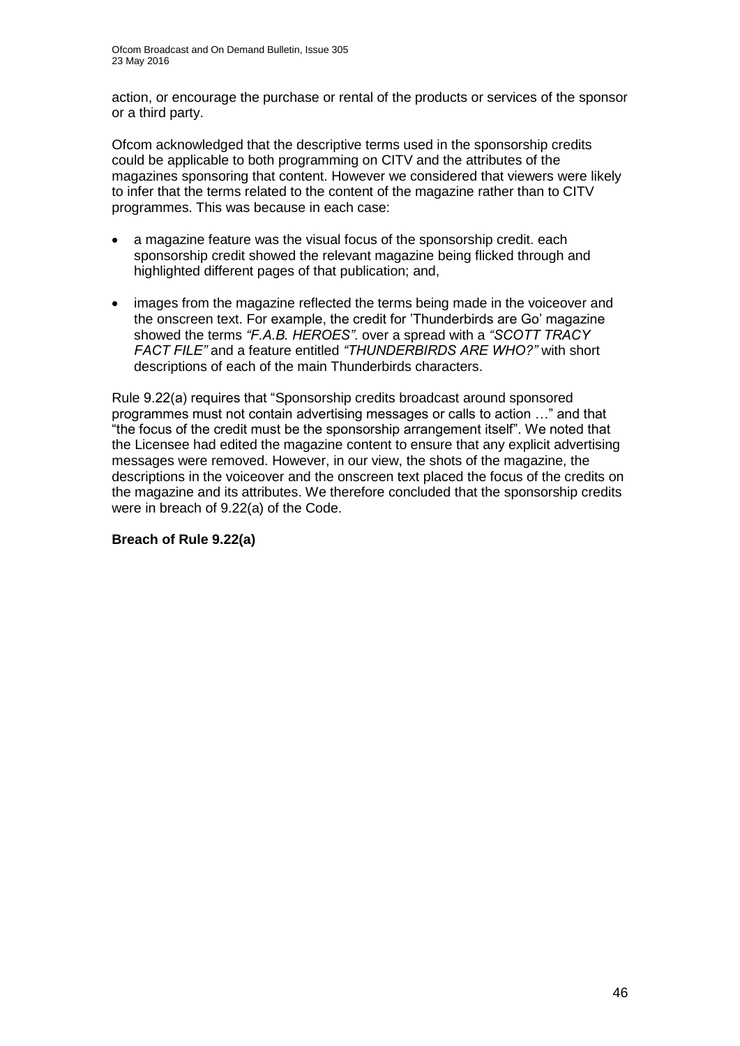action, or encourage the purchase or rental of the products or services of the sponsor or a third party.

Ofcom acknowledged that the descriptive terms used in the sponsorship credits could be applicable to both programming on CITV and the attributes of the magazines sponsoring that content. However we considered that viewers were likely to infer that the terms related to the content of the magazine rather than to CITV programmes. This was because in each case:

- a magazine feature was the visual focus of the sponsorship credit. each sponsorship credit showed the relevant magazine being flicked through and highlighted different pages of that publication; and,
- images from the magazine reflected the terms being made in the voiceover and the onscreen text. For example, the credit for 'Thunderbirds are Go' magazine showed the terms *"F.A.B. HEROES"*. over a spread with a *"SCOTT TRACY FACT FILE"* and a feature entitled *"THUNDERBIRDS ARE WHO?"* with short descriptions of each of the main Thunderbirds characters.

Rule 9.22(a) requires that "Sponsorship credits broadcast around sponsored programmes must not contain advertising messages or calls to action …" and that "the focus of the credit must be the sponsorship arrangement itself". We noted that the Licensee had edited the magazine content to ensure that any explicit advertising messages were removed. However, in our view, the shots of the magazine, the descriptions in the voiceover and the onscreen text placed the focus of the credits on the magazine and its attributes. We therefore concluded that the sponsorship credits were in breach of 9.22(a) of the Code.

**Breach of Rule 9.22(a)**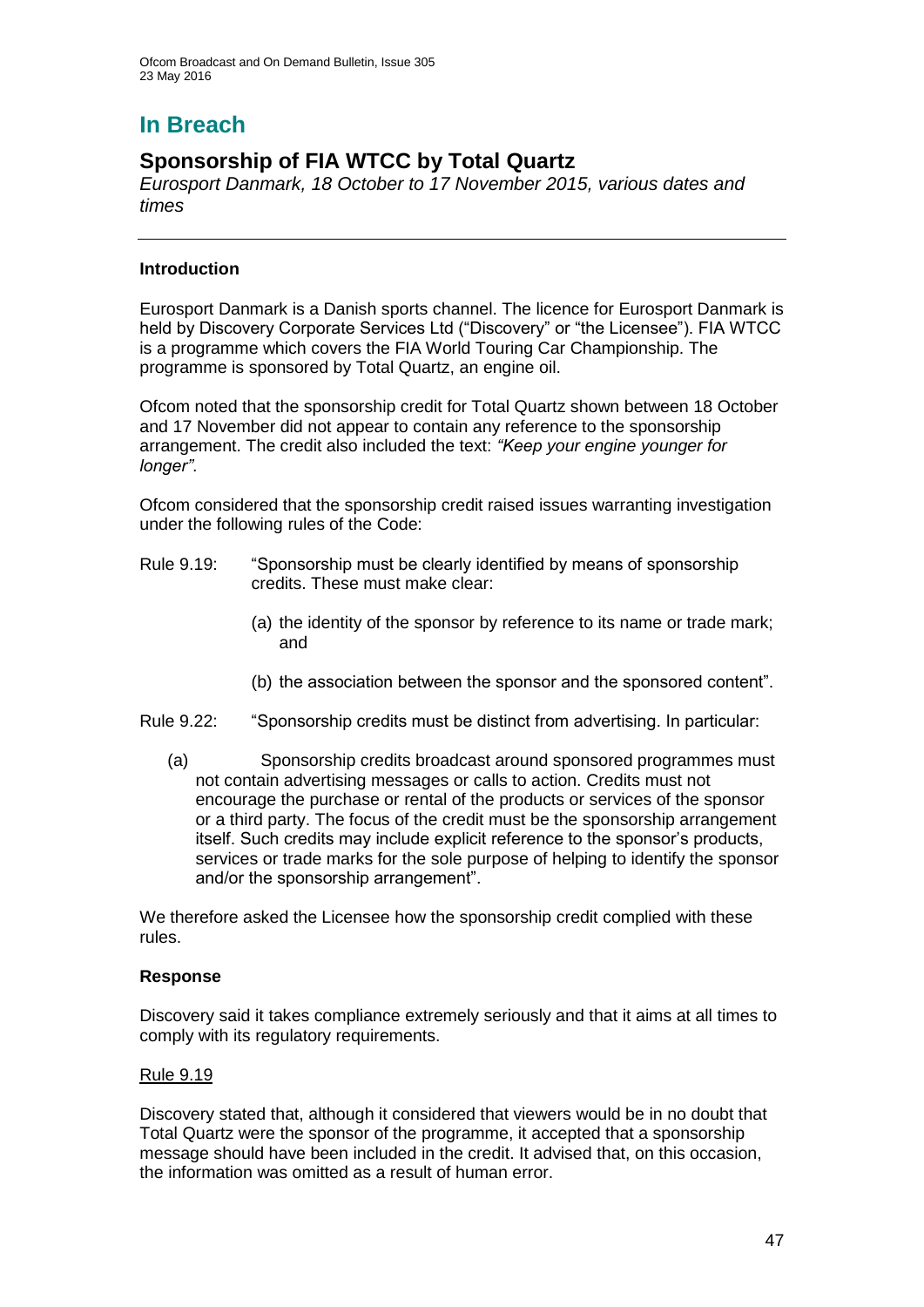# In Breach

## Sponsorship of FIA WTCC by Total Quartz

*Eurosport Danmark, 18 October to 17 November 2015, various dates and times*

---

### Introduction

Eurosport Danmark is a Danish sports channel. The licence for Eurosport Danmark is held by Discovery Corporate Services Ltd ("Discovery" or "the Licensee"). FIA WTCC is a programme which covers the FIA World Touring Car Championship. The programme is sponsored by Total Quartz, an engine oil.

Ofcom noted that the sponsorship credit for Total Quartz shown between 18 October and 17 November did not appear to contain any reference to the sponsorship arrangement. The credit also included the text: *"Keep your engine younger for longer"*.

Ofcom considered that the sponsorship credit raised issues warranting investigation under the following rules of the Code:

Rule 9.19: "Sponsorship must be clearly identified by means of sponsorship credits. These must make clear:

(a) the identity of the sponsor by reference to its name or trade mark; and

(b) the association between the sponsor and the sponsored content".

Rule 9.22: "Sponsorship credits must be distinct from advertising. In particular:

(a) Sponsorship credits broadcast around sponsored programmes must not contain advertising messages or calls to action. Credits must not encourage the purchase or rental of the products or services of the sponsor or a third party. The focus of the credit must be the sponsorship arrangement itself. Such credits may include explicit reference to the sponsor's products, services or trade marks for the sole purpose of helping to identify the sponsor and/or the sponsorship arrangement".

We therefore asked the Licensee how the sponsorship credit complied with these rules.

### Response

Discovery said it takes compliance extremely seriously and that it aims at all times to comply with its regulatory requirements.

Rule 9.19

Discovery stated that, although it considered that viewers would be in no doubt that Total Quartz were the sponsor of the programme, it accepted that a sponsorship message should have been included in the credit. It advised that, on this occasion, the information was omitted as a result of human error.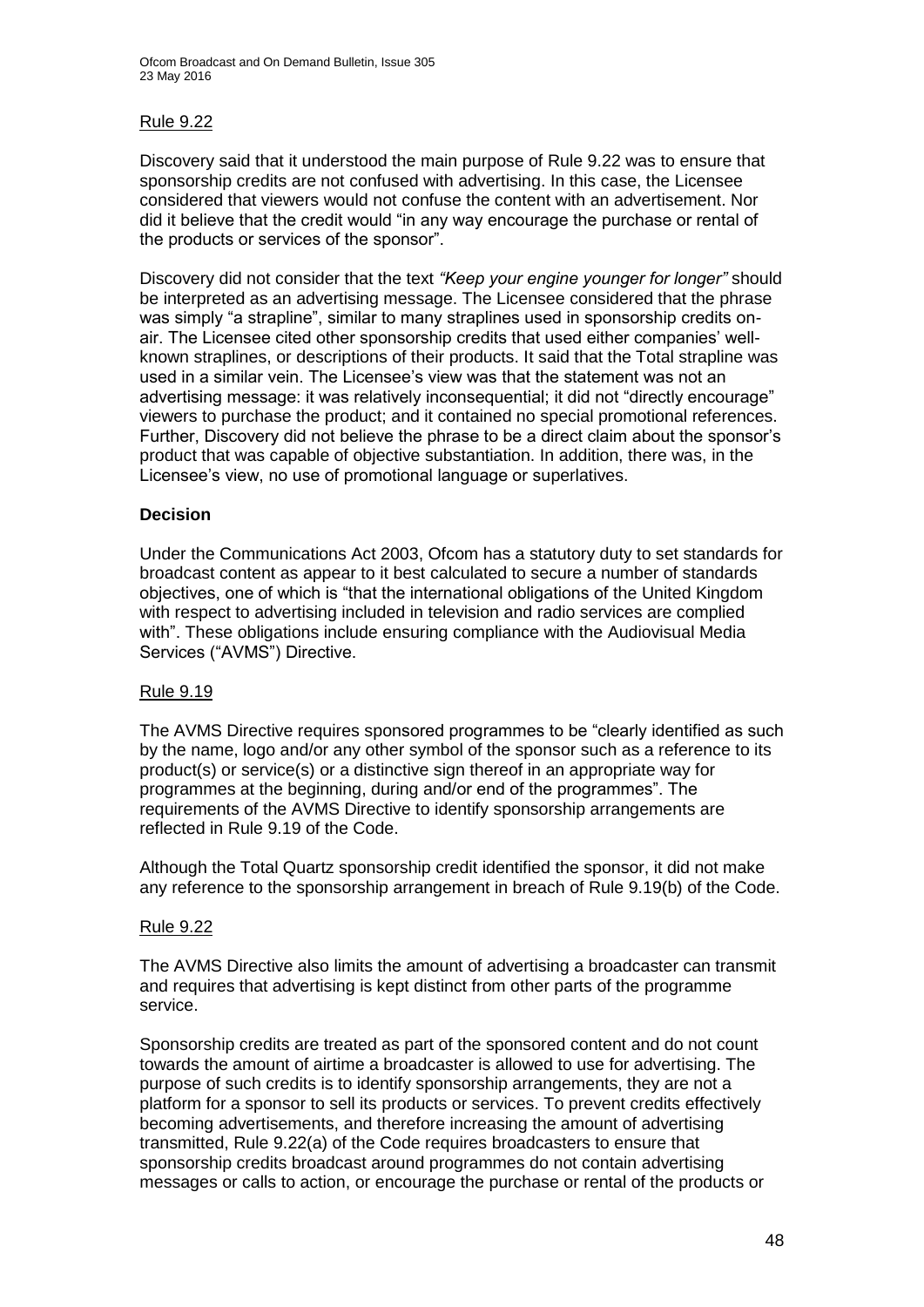Rule 9.22

Discovery said that it understood the main purpose of Rule 9.22 was to ensure that sponsorship credits are not confused with advertising. In this case, the Licensee considered that viewers would not confuse the content with an advertisement. Nor did it believe that the credit would "in any way encourage the purchase or rental of the products or services of the sponsor".

Discovery did not consider that the text *"Keep your engine younger for longer"* should be interpreted as an advertising message. The Licensee considered that the phrase was simply "a strapline", similar to many straplines used in sponsorship credits on-air. The Licensee cited other sponsorship credits that used either companies' well-known straplines, or descriptions of their products. It said that the Total strapline was used in a similar vein. The Licensee's view was that the statement was not an advertising message: it was relatively inconsequential; it did not "directly encourage" viewers to purchase the product; and it contained no special promotional references. Further, Discovery did not believe the phrase to be a direct claim about the sponsor's product that was capable of objective substantiation. In addition, there was, in the Licensee's view, no use of promotional language or superlatives.

**Decision**

Under the Communications Act 2003, Ofcom has a statutory duty to set standards for broadcast content as appear to it best calculated to secure a number of standards objectives, one of which is "that the international obligations of the United Kingdom with respect to advertising included in television and radio services are complied with". These obligations include ensuring compliance with the Audiovisual Media Services ("AVMS") Directive.

Rule 9.19

The AVMS Directive requires sponsored programmes to be "clearly identified as such by the name, logo and/or any other symbol of the sponsor such as a reference to its product(s) or service(s) or a distinctive sign thereof in an appropriate way for programmes at the beginning, during and/or end of the programmes". The requirements of the AVMS Directive to identify sponsorship arrangements are reflected in Rule 9.19 of the Code.

Although the Total Quartz sponsorship credit identified the sponsor, it did not make any reference to the sponsorship arrangement in breach of Rule 9.19(b) of the Code.

Rule 9.22

The AVMS Directive also limits the amount of advertising a broadcaster can transmit and requires that advertising is kept distinct from other parts of the programme service.

Sponsorship credits are treated as part of the sponsored content and do not count towards the amount of airtime a broadcaster is allowed to use for advertising. The purpose of such credits is to identify sponsorship arrangements, they are not a platform for a sponsor to sell its products or services. To prevent credits effectively becoming advertisements, and therefore increasing the amount of advertising transmitted, Rule 9.22(a) of the Code requires broadcasters to ensure that sponsorship credits broadcast around programmes do not contain advertising messages or calls to action, or encourage the purchase or rental of the products or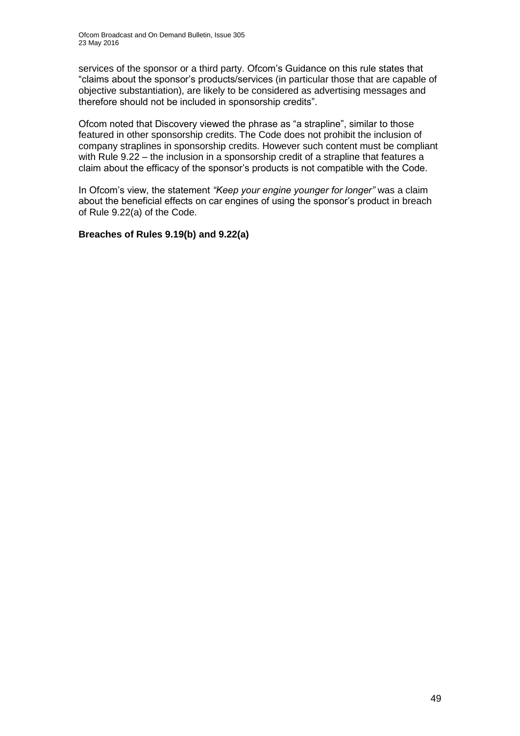services of the sponsor or a third party. Ofcom's Guidance on this rule states that "claims about the sponsor's products/services (in particular those that are capable of objective substantiation), are likely to be considered as advertising messages and therefore should not be included in sponsorship credits".

Ofcom noted that Discovery viewed the phrase as "a strapline", similar to those featured in other sponsorship credits. The Code does not prohibit the inclusion of company straplines in sponsorship credits. However such content must be compliant with Rule 9.22 – the inclusion in a sponsorship credit of a strapline that features a claim about the efficacy of the sponsor's products is not compatible with the Code.

In Ofcom's view, the statement *"Keep your engine younger for longer"* was a claim about the beneficial effects on car engines of using the sponsor's product in breach of Rule 9.22(a) of the Code.

**Breaches of Rules 9.19(b) and 9.22(a)**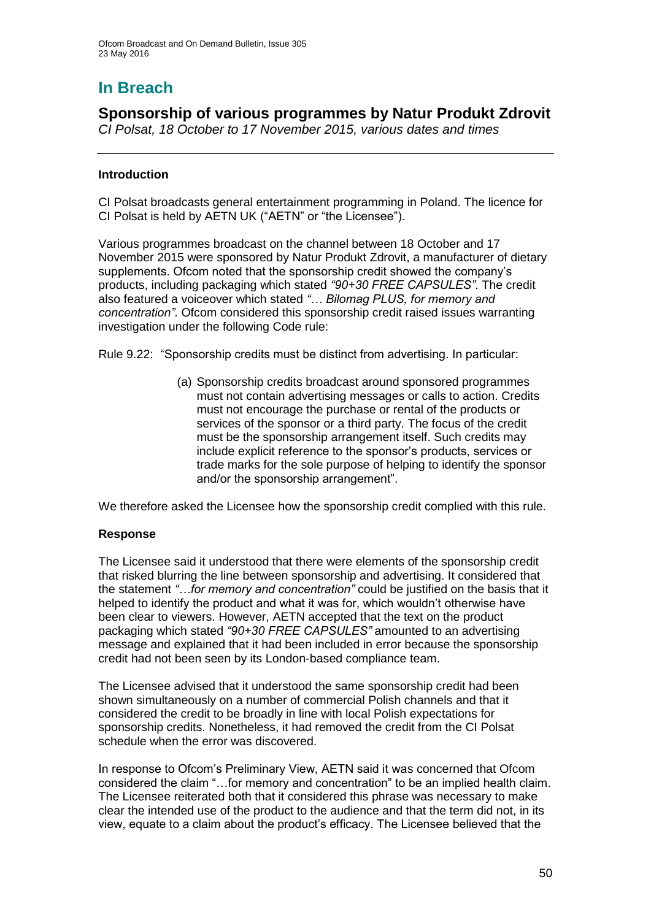# In Breach

## Sponsorship of various programmes by Natur Produkt Zdrovit

*CI Polsat, 18 October to 17 November 2015, various dates and times*

### Introduction

CI Polsat broadcasts general entertainment programming in Poland. The licence for CI Polsat is held by AETN UK ("AETN" or "the Licensee").

Various programmes broadcast on the channel between 18 October and 17 November 2015 were sponsored by Natur Produkt Zdrovit, a manufacturer of dietary supplements. Ofcom noted that the sponsorship credit showed the company's products, including packaging which stated *"90+30 FREE CAPSULES"*. The credit also featured a voiceover which stated *"… Bilomag PLUS, for memory and concentration"*. Ofcom considered this sponsorship credit raised issues warranting investigation under the following Code rule:

Rule 9.22: "Sponsorship credits must be distinct from advertising. In particular:

> (a) Sponsorship credits broadcast around sponsored programmes must not contain advertising messages or calls to action. Credits must not encourage the purchase or rental of the products or services of the sponsor or a third party. The focus of the credit must be the sponsorship arrangement itself. Such credits may include explicit reference to the sponsor's products, services or trade marks for the sole purpose of helping to identify the sponsor and/or the sponsorship arrangement".

We therefore asked the Licensee how the sponsorship credit complied with this rule.

### Response

The Licensee said it understood that there were elements of the sponsorship credit that risked blurring the line between sponsorship and advertising. It considered that the statement *"…for memory and concentration"* could be justified on the basis that it helped to identify the product and what it was for, which wouldn't otherwise have been clear to viewers. However, AETN accepted that the text on the product packaging which stated *"90+30 FREE CAPSULES"* amounted to an advertising message and explained that it had been included in error because the sponsorship credit had not been seen by its London-based compliance team.

The Licensee advised that it understood the same sponsorship credit had been shown simultaneously on a number of commercial Polish channels and that it considered the credit to be broadly in line with local Polish expectations for sponsorship credits. Nonetheless, it had removed the credit from the CI Polsat schedule when the error was discovered.

In response to Ofcom's Preliminary View, AETN said it was concerned that Ofcom considered the claim "…for memory and concentration" to be an implied health claim. The Licensee reiterated both that it considered this phrase was necessary to make clear the intended use of the product to the audience and that the term did not, in its view, equate to a claim about the product's efficacy. The Licensee believed that the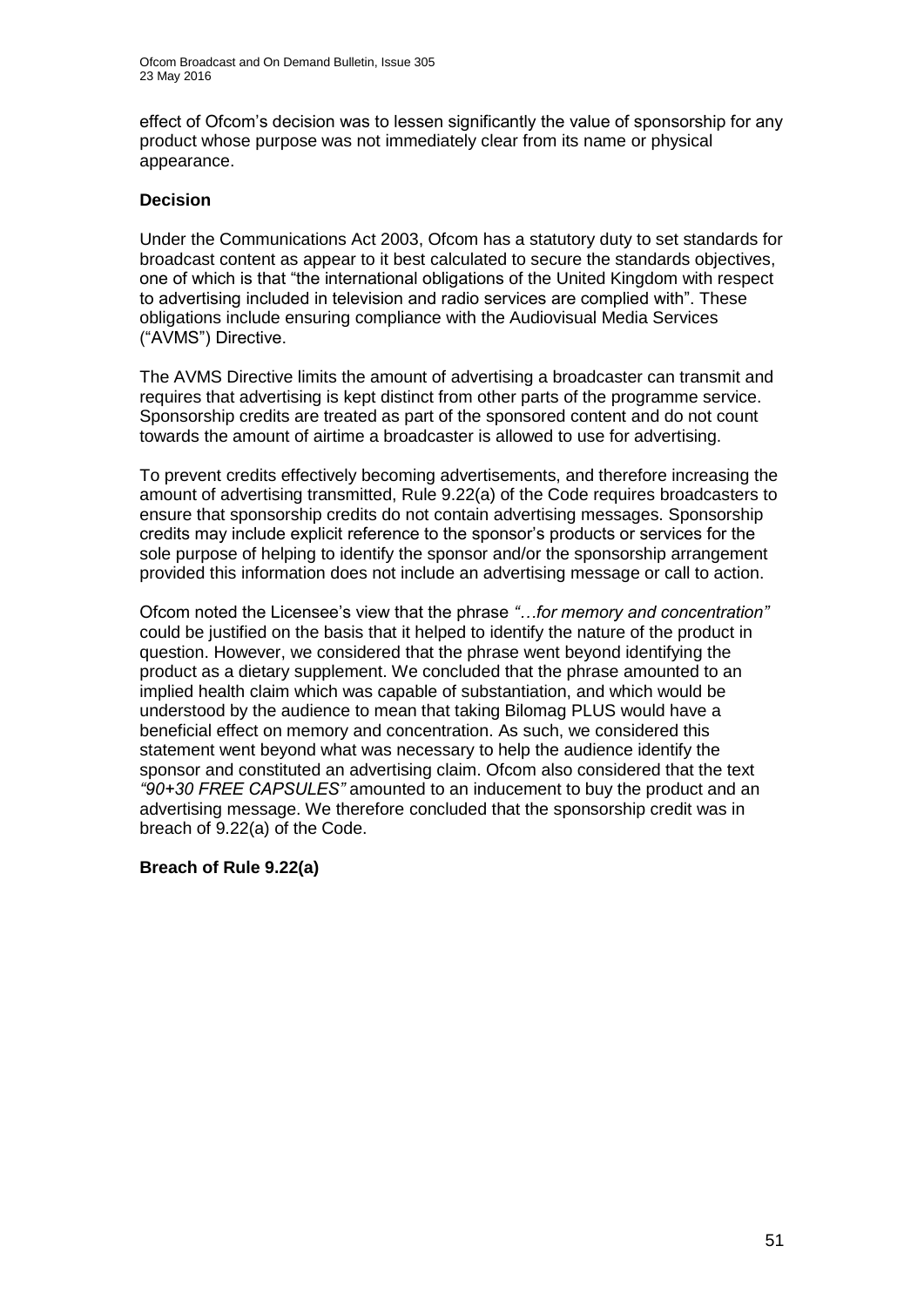effect of Ofcom's decision was to lessen significantly the value of sponsorship for any product whose purpose was not immediately clear from its name or physical appearance.

**Decision**

Under the Communications Act 2003, Ofcom has a statutory duty to set standards for broadcast content as appear to it best calculated to secure the standards objectives, one of which is that "the international obligations of the United Kingdom with respect to advertising included in television and radio services are complied with". These obligations include ensuring compliance with the Audiovisual Media Services ("AVMS") Directive.

The AVMS Directive limits the amount of advertising a broadcaster can transmit and requires that advertising is kept distinct from other parts of the programme service. Sponsorship credits are treated as part of the sponsored content and do not count towards the amount of airtime a broadcaster is allowed to use for advertising.

To prevent credits effectively becoming advertisements, and therefore increasing the amount of advertising transmitted, Rule 9.22(a) of the Code requires broadcasters to ensure that sponsorship credits do not contain advertising messages. Sponsorship credits may include explicit reference to the sponsor's products or services for the sole purpose of helping to identify the sponsor and/or the sponsorship arrangement provided this information does not include an advertising message or call to action.

Ofcom noted the Licensee's view that the phrase *"…for memory and concentration"* could be justified on the basis that it helped to identify the nature of the product in question. However, we considered that the phrase went beyond identifying the product as a dietary supplement. We concluded that the phrase amounted to an implied health claim which was capable of substantiation, and which would be understood by the audience to mean that taking Bilomag PLUS would have a beneficial effect on memory and concentration. As such, we considered this statement went beyond what was necessary to help the audience identify the sponsor and constituted an advertising claim. Ofcom also considered that the text *"90+30 FREE CAPSULES"* amounted to an inducement to buy the product and an advertising message. We therefore concluded that the sponsorship credit was in breach of 9.22(a) of the Code.

**Breach of Rule 9.22(a)**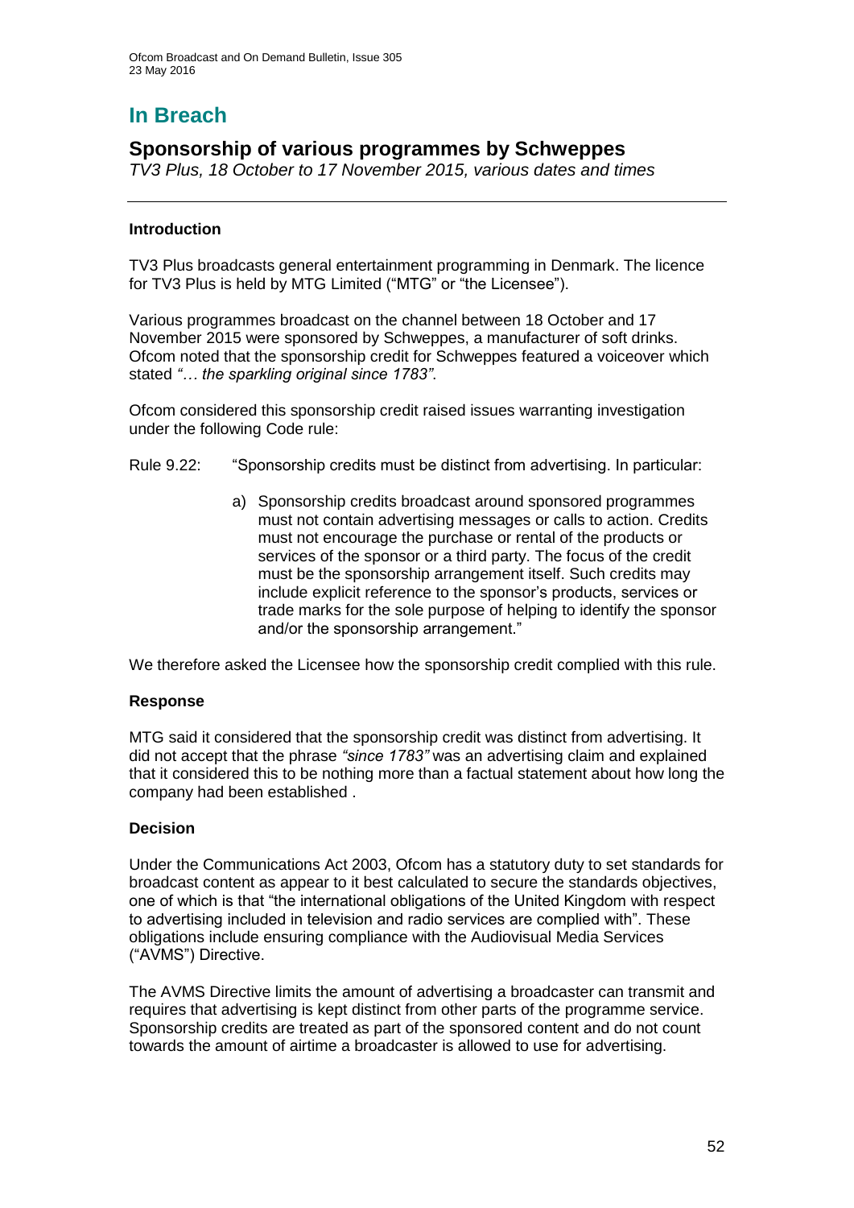# In Breach

## Sponsorship of various programmes by Schweppes

*TV3 Plus, 18 October to 17 November 2015, various dates and times*

---

### Introduction

TV3 Plus broadcasts general entertainment programming in Denmark. The licence for TV3 Plus is held by MTG Limited ("MTG" or "the Licensee").

Various programmes broadcast on the channel between 18 October and 17 November 2015 were sponsored by Schweppes, a manufacturer of soft drinks. Ofcom noted that the sponsorship credit for Schweppes featured a voiceover which stated *"… the sparkling original since 1783"*.

Ofcom considered this sponsorship credit raised issues warranting investigation under the following Code rule:

Rule 9.22: "Sponsorship credits must be distinct from advertising. In particular:

> a) Sponsorship credits broadcast around sponsored programmes must not contain advertising messages or calls to action. Credits must not encourage the purchase or rental of the products or services of the sponsor or a third party. The focus of the credit must be the sponsorship arrangement itself. Such credits may include explicit reference to the sponsor's products, services or trade marks for the sole purpose of helping to identify the sponsor and/or the sponsorship arrangement."

We therefore asked the Licensee how the sponsorship credit complied with this rule.

### Response

MTG said it considered that the sponsorship credit was distinct from advertising. It did not accept that the phrase *"since 1783"* was an advertising claim and explained that it considered this to be nothing more than a factual statement about how long the company had been established .

### Decision

Under the Communications Act 2003, Ofcom has a statutory duty to set standards for broadcast content as appear to it best calculated to secure the standards objectives, one of which is that "the international obligations of the United Kingdom with respect to advertising included in television and radio services are complied with". These obligations include ensuring compliance with the Audiovisual Media Services ("AVMS") Directive.

The AVMS Directive limits the amount of advertising a broadcaster can transmit and requires that advertising is kept distinct from other parts of the programme service. Sponsorship credits are treated as part of the sponsored content and do not count towards the amount of airtime a broadcaster is allowed to use for advertising.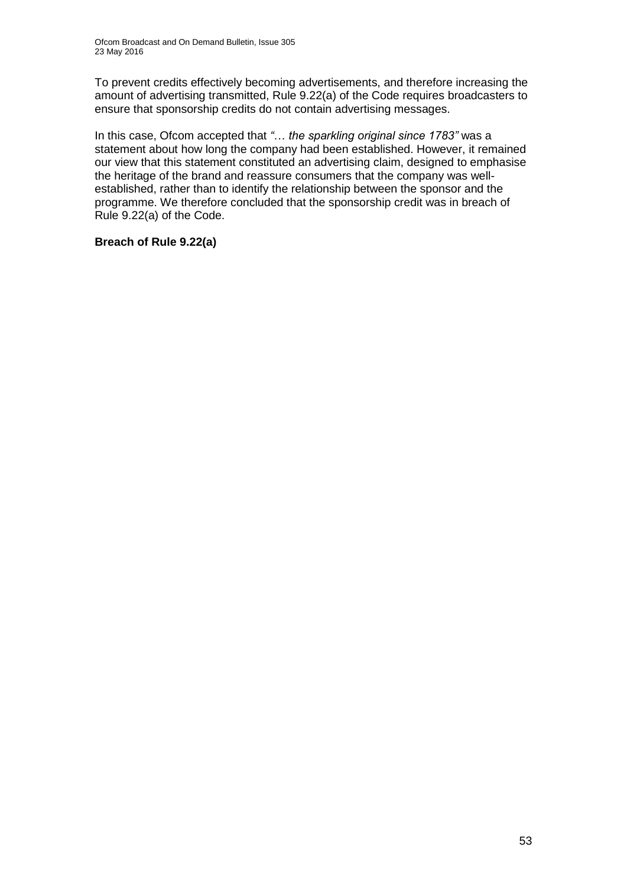To prevent credits effectively becoming advertisements, and therefore increasing the amount of advertising transmitted, Rule 9.22(a) of the Code requires broadcasters to ensure that sponsorship credits do not contain advertising messages.

In this case, Ofcom accepted that *"… the sparkling original since 1783"* was a statement about how long the company had been established. However, it remained our view that this statement constituted an advertising claim, designed to emphasise the heritage of the brand and reassure consumers that the company was well-established, rather than to identify the relationship between the sponsor and the programme. We therefore concluded that the sponsorship credit was in breach of Rule 9.22(a) of the Code.

**Breach of Rule 9.22(a)**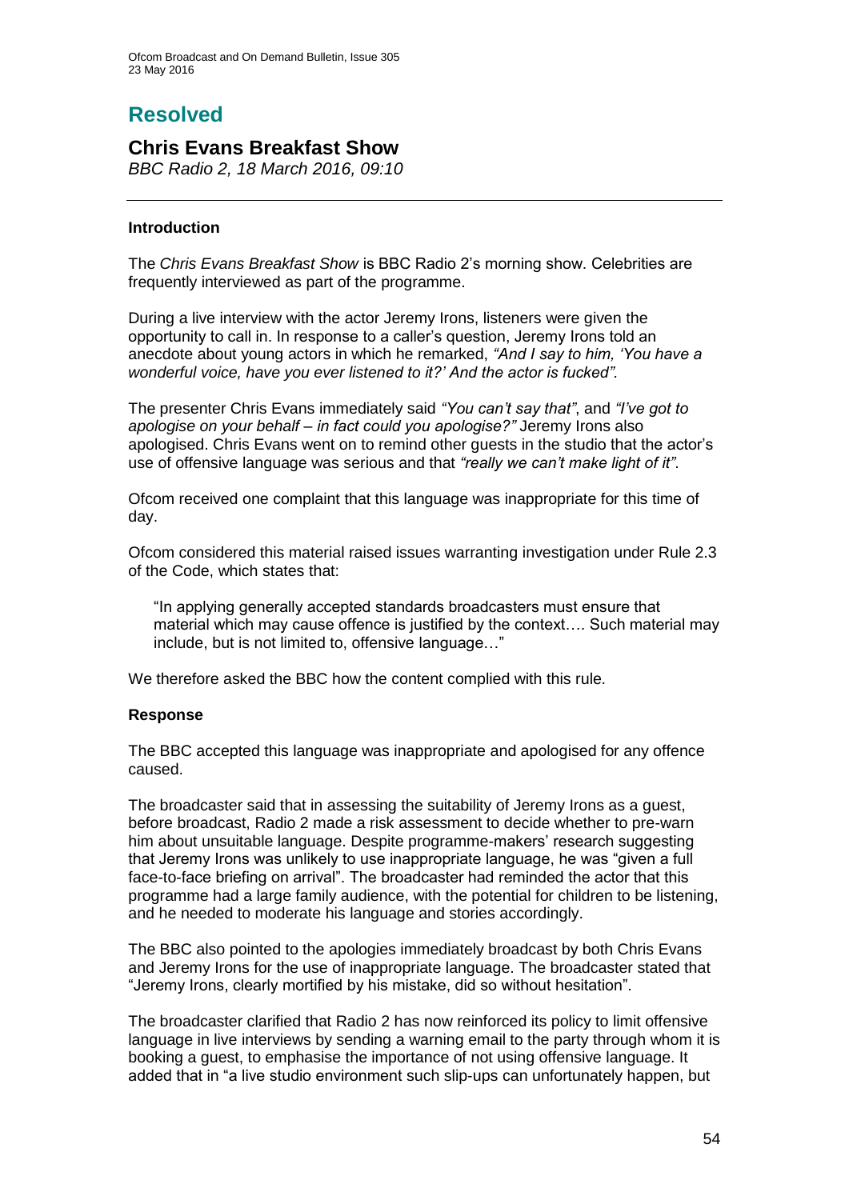# Resolved

## Chris Evans Breakfast Show

*BBC Radio 2, 18 March 2016, 09:10*

---

### Introduction

The *Chris Evans Breakfast Show* is BBC Radio 2's morning show. Celebrities are frequently interviewed as part of the programme.

During a live interview with the actor Jeremy Irons, listeners were given the opportunity to call in. In response to a caller's question, Jeremy Irons told an anecdote about young actors in which he remarked, *"And I say to him, 'You have a wonderful voice, have you ever listened to it?' And the actor is fucked".*

The presenter Chris Evans immediately said *"You can't say that"*, and *"I've got to apologise on your behalf – in fact could you apologise?"* Jeremy Irons also apologised. Chris Evans went on to remind other guests in the studio that the actor's use of offensive language was serious and that *"really we can't make light of it"*.

Ofcom received one complaint that this language was inappropriate for this time of day.

Ofcom considered this material raised issues warranting investigation under Rule 2.3 of the Code, which states that:

> "In applying generally accepted standards broadcasters must ensure that material which may cause offence is justified by the context…. Such material may include, but is not limited to, offensive language…"

We therefore asked the BBC how the content complied with this rule.

### Response

The BBC accepted this language was inappropriate and apologised for any offence caused.

The broadcaster said that in assessing the suitability of Jeremy Irons as a guest, before broadcast, Radio 2 made a risk assessment to decide whether to pre-warn him about unsuitable language. Despite programme-makers' research suggesting that Jeremy Irons was unlikely to use inappropriate language, he was "given a full face-to-face briefing on arrival". The broadcaster had reminded the actor that this programme had a large family audience, with the potential for children to be listening, and he needed to moderate his language and stories accordingly.

The BBC also pointed to the apologies immediately broadcast by both Chris Evans and Jeremy Irons for the use of inappropriate language. The broadcaster stated that "Jeremy Irons, clearly mortified by his mistake, did so without hesitation".

The broadcaster clarified that Radio 2 has now reinforced its policy to limit offensive language in live interviews by sending a warning email to the party through whom it is booking a guest, to emphasise the importance of not using offensive language. It added that in "a live studio environment such slip-ups can unfortunately happen, but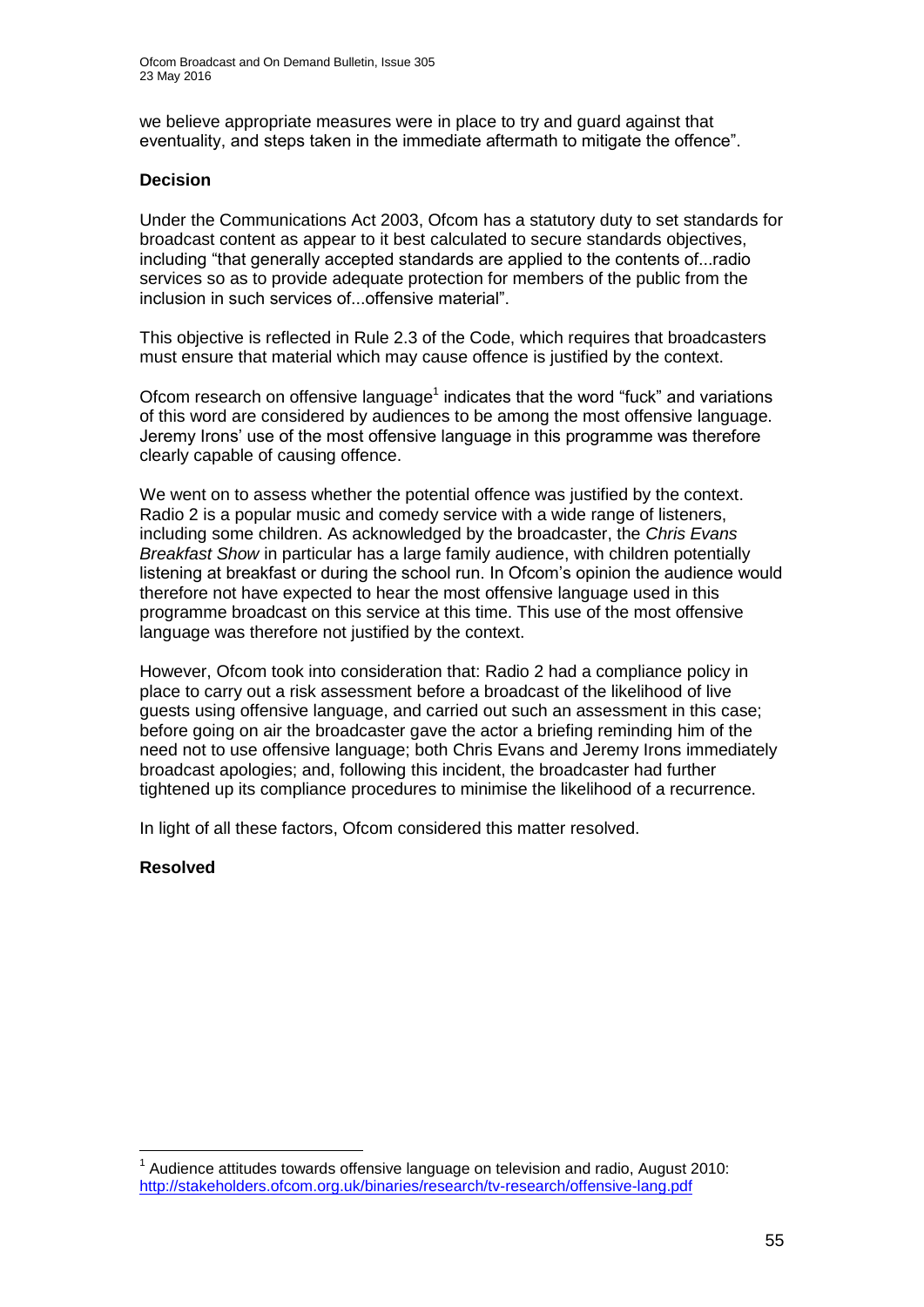we believe appropriate measures were in place to try and guard against that eventuality, and steps taken in the immediate aftermath to mitigate the offence".

**Decision**

Under the Communications Act 2003, Ofcom has a statutory duty to set standards for broadcast content as appear to it best calculated to secure standards objectives, including "that generally accepted standards are applied to the contents of...radio services so as to provide adequate protection for members of the public from the inclusion in such services of...offensive material".

This objective is reflected in Rule 2.3 of the Code, which requires that broadcasters must ensure that material which may cause offence is justified by the context.

Ofcom research on offensive language[1] indicates that the word "fuck" and variations of this word are considered by audiences to be among the most offensive language. Jeremy Irons' use of the most offensive language in this programme was therefore clearly capable of causing offence.

We went on to assess whether the potential offence was justified by the context. Radio 2 is a popular music and comedy service with a wide range of listeners, including some children. As acknowledged by the broadcaster, the *Chris Evans Breakfast Show* in particular has a large family audience, with children potentially listening at breakfast or during the school run. In Ofcom's opinion the audience would therefore not have expected to hear the most offensive language used in this programme broadcast on this service at this time. This use of the most offensive language was therefore not justified by the context.

However, Ofcom took into consideration that: Radio 2 had a compliance policy in place to carry out a risk assessment before a broadcast of the likelihood of live guests using offensive language, and carried out such an assessment in this case; before going on air the broadcaster gave the actor a briefing reminding him of the need not to use offensive language; both Chris Evans and Jeremy Irons immediately broadcast apologies; and, following this incident, the broadcaster had further tightened up its compliance procedures to minimise the likelihood of a recurrence.

In light of all these factors, Ofcom considered this matter resolved.

**Resolved**

---

[1] Audience attitudes towards offensive language on television and radio, August 2010: http://stakeholders.ofcom.org.uk/binaries/research/tv-research/offensive-lang.pdf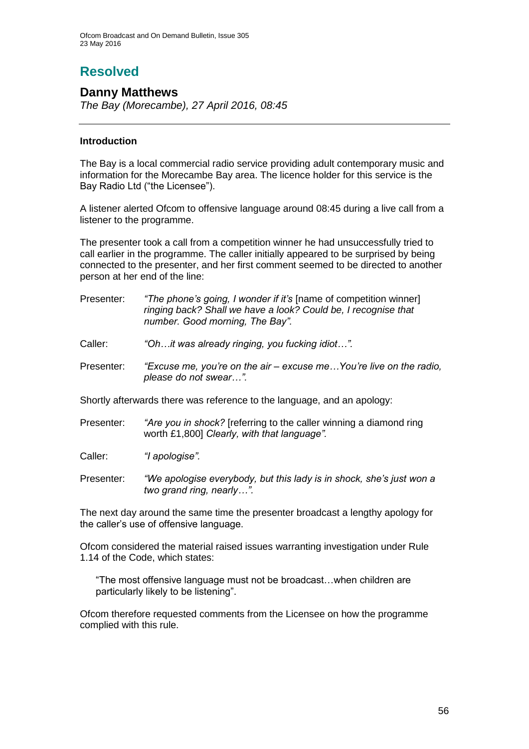# Resolved

## Danny Matthews

*The Bay (Morecambe), 27 April 2016, 08:45*

---

### Introduction

The Bay is a local commercial radio service providing adult contemporary music and information for the Morecambe Bay area. The licence holder for this service is the Bay Radio Ltd ("the Licensee").

A listener alerted Ofcom to offensive language around 08:45 during a live call from a listener to the programme.

The presenter took a call from a competition winner he had unsuccessfully tried to call earlier in the programme. The caller initially appeared to be surprised by being connected to the presenter, and her first comment seemed to be directed to another person at her end of the line:

Presenter: *"The phone's going, I wonder if it's* [name of competition winner] *ringing back? Shall we have a look? Could be, I recognise that number. Good morning, The Bay".*

Caller: *"Oh…it was already ringing, you fucking idiot…".*

Presenter: *"Excuse me, you're on the air – excuse me…You're live on the radio, please do not swear…".*

Shortly afterwards there was reference to the language, and an apology:

Presenter: *"Are you in shock?* [referring to the caller winning a diamond ring worth £1,800] *Clearly, with that language".*

Caller: *"I apologise".*

Presenter: *"We apologise everybody, but this lady is in shock, she's just won a two grand ring, nearly…".*

The next day around the same time the presenter broadcast a lengthy apology for the caller's use of offensive language.

Ofcom considered the material raised issues warranting investigation under Rule 1.14 of the Code, which states:

> "The most offensive language must not be broadcast…when children are particularly likely to be listening".

Ofcom therefore requested comments from the Licensee on how the programme complied with this rule.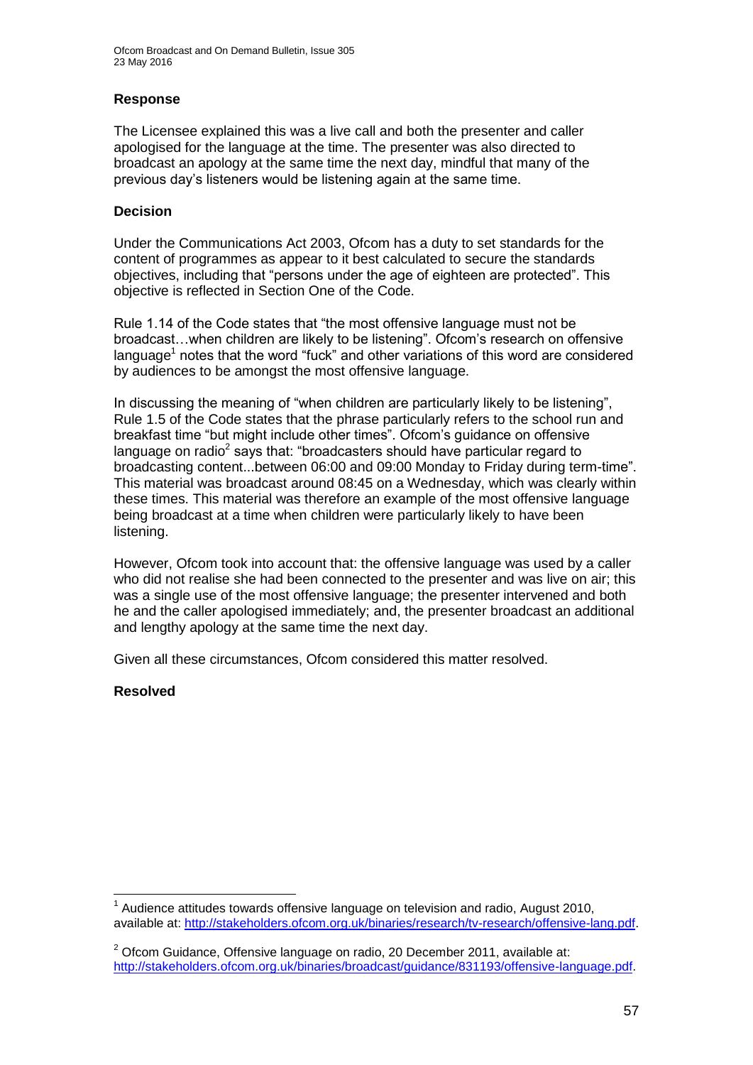### Response

The Licensee explained this was a live call and both the presenter and caller apologised for the language at the time. The presenter was also directed to broadcast an apology at the same time the next day, mindful that many of the previous day's listeners would be listening again at the same time.

### Decision

Under the Communications Act 2003, Ofcom has a duty to set standards for the content of programmes as appear to it best calculated to secure the standards objectives, including that "persons under the age of eighteen are protected". This objective is reflected in Section One of the Code.

Rule 1.14 of the Code states that "the most offensive language must not be broadcast…when children are likely to be listening". Ofcom's research on offensive language[1] notes that the word "fuck" and other variations of this word are considered by audiences to be amongst the most offensive language.

In discussing the meaning of "when children are particularly likely to be listening", Rule 1.5 of the Code states that the phrase particularly refers to the school run and breakfast time "but might include other times". Ofcom's guidance on offensive language on radio[2] says that: "broadcasters should have particular regard to broadcasting content...between 06:00 and 09:00 Monday to Friday during term-time". This material was broadcast around 08:45 on a Wednesday, which was clearly within these times. This material was therefore an example of the most offensive language being broadcast at a time when children were particularly likely to have been listening.

However, Ofcom took into account that: the offensive language was used by a caller who did not realise she had been connected to the presenter and was live on air; this was a single use of the most offensive language; the presenter intervened and both he and the caller apologised immediately; and, the presenter broadcast an additional and lengthy apology at the same time the next day.

Given all these circumstances, Ofcom considered this matter resolved.

**Resolved**

---

[1] Audience attitudes towards offensive language on television and radio, August 2010, available at: http://stakeholders.ofcom.org.uk/binaries/research/tv-research/offensive-lang.pdf.

[2] Ofcom Guidance, Offensive language on radio, 20 December 2011, available at: http://stakeholders.ofcom.org.uk/binaries/broadcast/guidance/831193/offensive-language.pdf.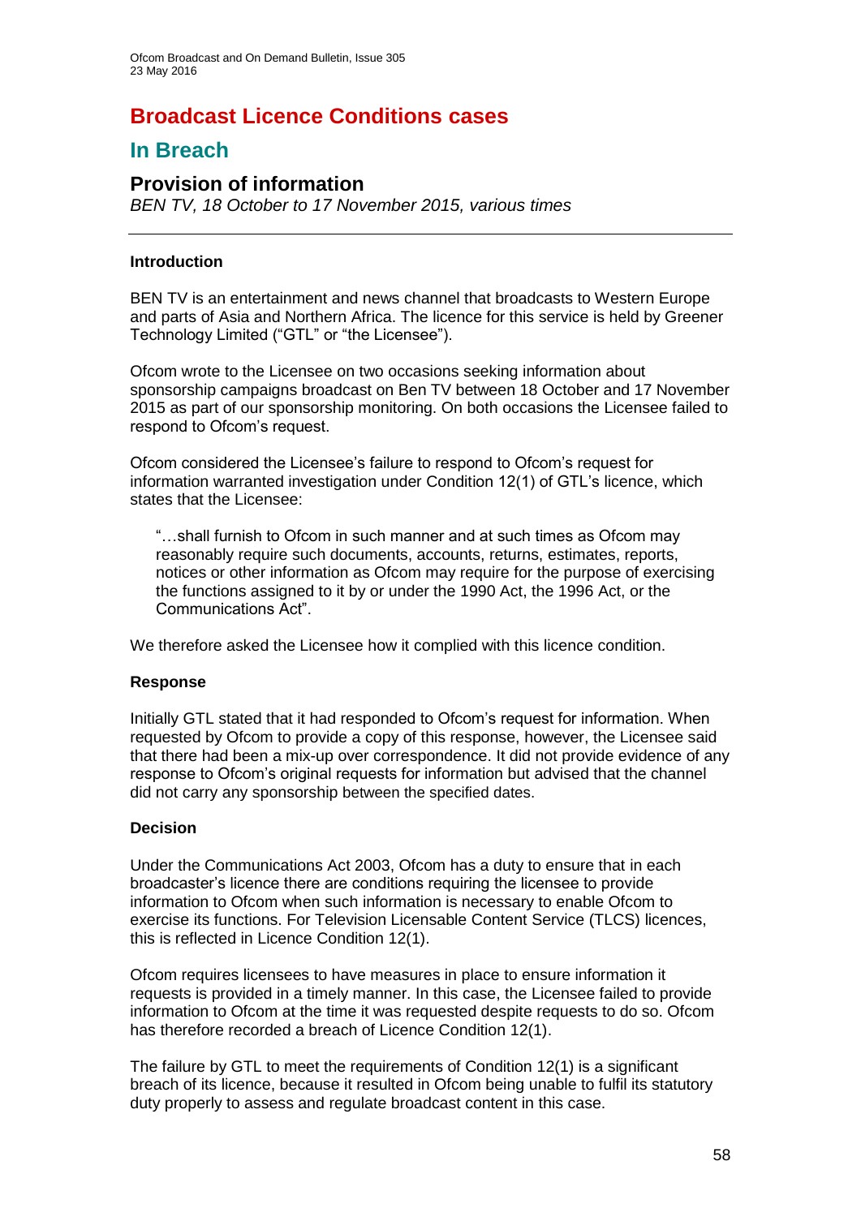# Broadcast Licence Conditions cases

## In Breach

### Provision of information

*BEN TV, 18 October to 17 November 2015, various times*

---

#### Introduction

BEN TV is an entertainment and news channel that broadcasts to Western Europe and parts of Asia and Northern Africa. The licence for this service is held by Greener Technology Limited ("GTL" or "the Licensee").

Ofcom wrote to the Licensee on two occasions seeking information about sponsorship campaigns broadcast on Ben TV between 18 October and 17 November 2015 as part of our sponsorship monitoring. On both occasions the Licensee failed to respond to Ofcom's request.

Ofcom considered the Licensee's failure to respond to Ofcom's request for information warranted investigation under Condition 12(1) of GTL's licence, which states that the Licensee:

> "…shall furnish to Ofcom in such manner and at such times as Ofcom may reasonably require such documents, accounts, returns, estimates, reports, notices or other information as Ofcom may require for the purpose of exercising the functions assigned to it by or under the 1990 Act, the 1996 Act, or the Communications Act".

We therefore asked the Licensee how it complied with this licence condition.

#### Response

Initially GTL stated that it had responded to Ofcom's request for information. When requested by Ofcom to provide a copy of this response, however, the Licensee said that there had been a mix-up over correspondence. It did not provide evidence of any response to Ofcom's original requests for information but advised that the channel did not carry any sponsorship between the specified dates.

#### Decision

Under the Communications Act 2003, Ofcom has a duty to ensure that in each broadcaster's licence there are conditions requiring the licensee to provide information to Ofcom when such information is necessary to enable Ofcom to exercise its functions. For Television Licensable Content Service (TLCS) licences, this is reflected in Licence Condition 12(1).

Ofcom requires licensees to have measures in place to ensure information it requests is provided in a timely manner. In this case, the Licensee failed to provide information to Ofcom at the time it was requested despite requests to do so. Ofcom has therefore recorded a breach of Licence Condition 12(1).

The failure by GTL to meet the requirements of Condition 12(1) is a significant breach of its licence, because it resulted in Ofcom being unable to fulfil its statutory duty properly to assess and regulate broadcast content in this case.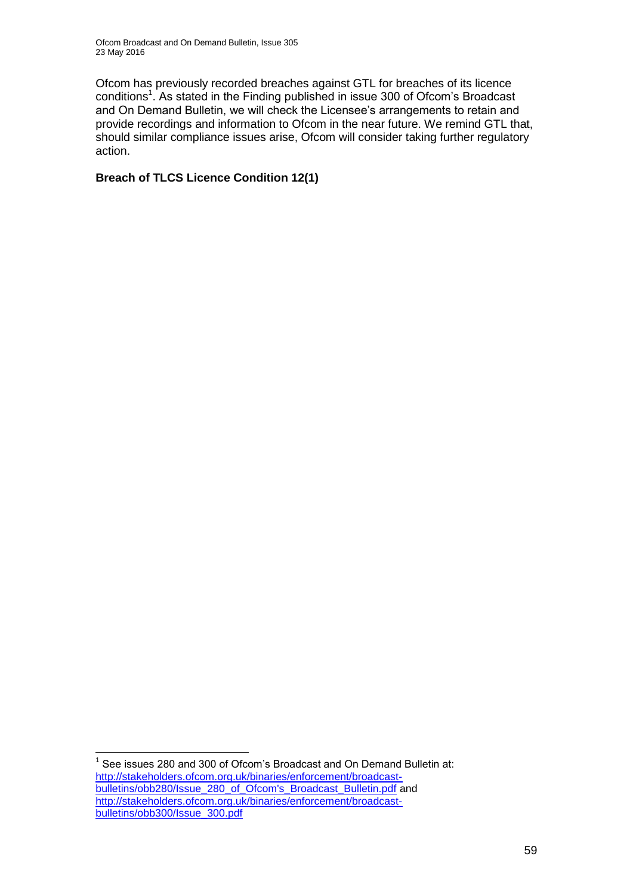Ofcom has previously recorded breaches against GTL for breaches of its licence conditions[1]. As stated in the Finding published in issue 300 of Ofcom's Broadcast and On Demand Bulletin, we will check the Licensee's arrangements to retain and provide recordings and information to Ofcom in the near future. We remind GTL that, should similar compliance issues arise, Ofcom will consider taking further regulatory action.

**Breach of TLCS Licence Condition 12(1)**

---

[1] See issues 280 and 300 of Ofcom's Broadcast and On Demand Bulletin at: http://stakeholders.ofcom.org.uk/binaries/enforcement/broadcast-bulletins/obb280/Issue_280_of_Ofcom's_Broadcast_Bulletin.pdf and http://stakeholders.ofcom.org.uk/binaries/enforcement/broadcast-bulletins/obb300/Issue_300.pdf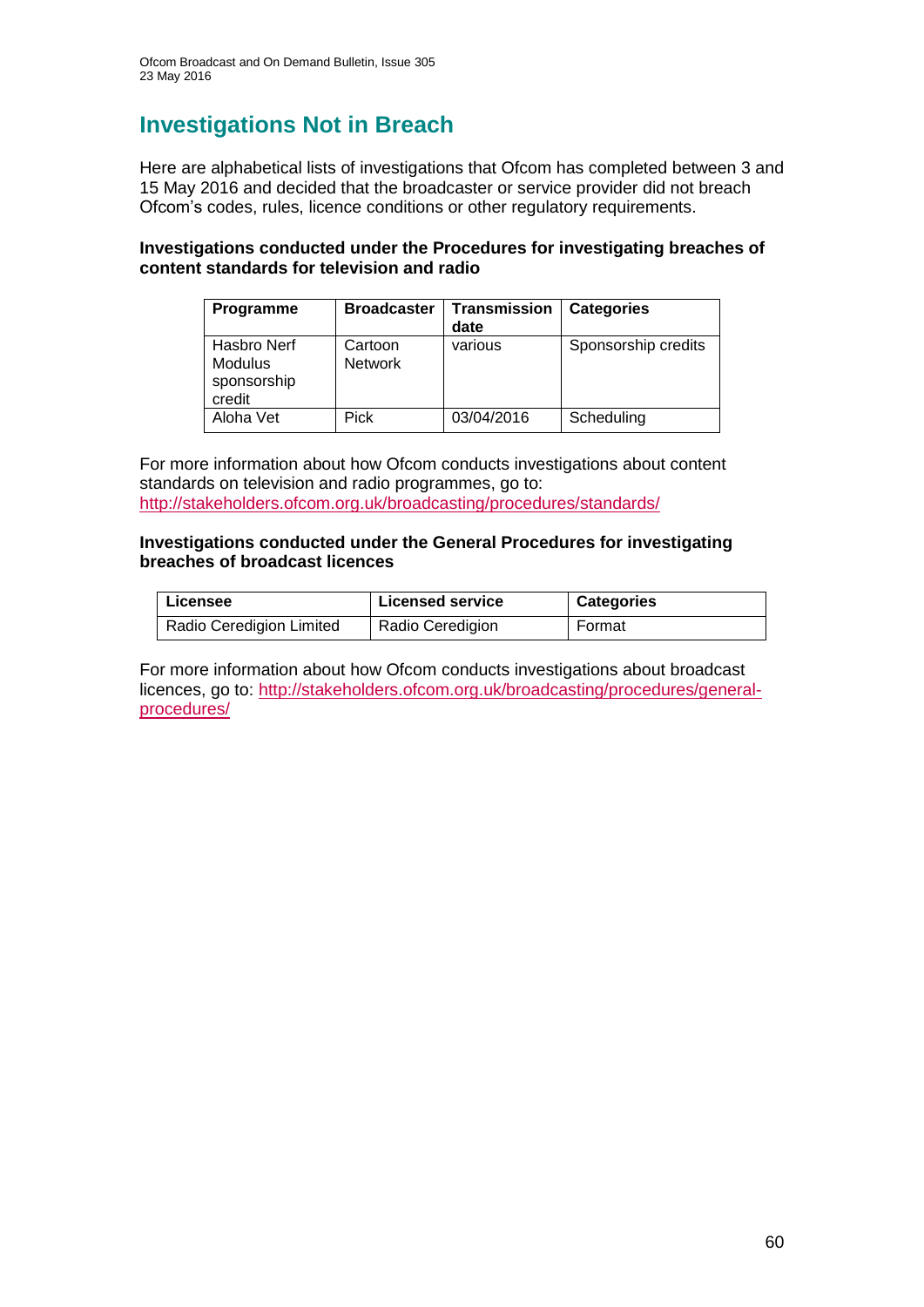# Investigations Not in Breach

Here are alphabetical lists of investigations that Ofcom has completed between 3 and 15 May 2016 and decided that the broadcaster or service provider did not breach Ofcom's codes, rules, licence conditions or other regulatory requirements.

**Investigations conducted under the Procedures for investigating breaches of content standards for television and radio**

| Programme | Broadcaster | Transmission date | Categories |
|---|---|---|---|
| Hasbro Nerf Modulus sponsorship credit | Cartoon Network | various | Sponsorship credits |
| Aloha Vet | Pick | 03/04/2016 | Scheduling |

For more information about how Ofcom conducts investigations about content standards on television and radio programmes, go to: http://stakeholders.ofcom.org.uk/broadcasting/procedures/standards/

**Investigations conducted under the General Procedures for investigating breaches of broadcast licences**

| Licensee | Licensed service | Categories |
|---|---|---|
| Radio Ceredigion Limited | Radio Ceredigion | Format |

For more information about how Ofcom conducts investigations about broadcast licences, go to: http://stakeholders.ofcom.org.uk/broadcasting/procedures/general-procedures/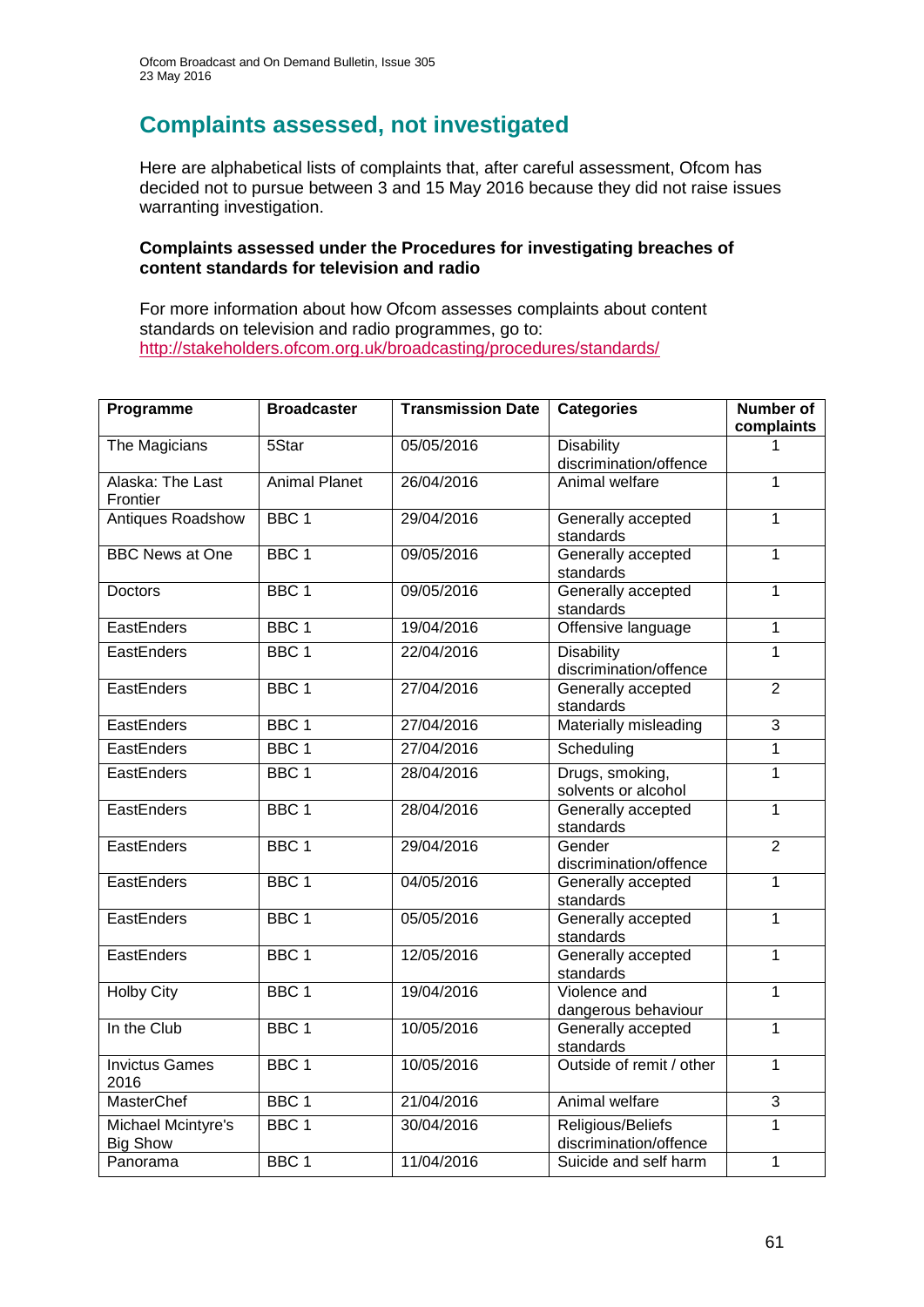## Complaints assessed, not investigated

Here are alphabetical lists of complaints that, after careful assessment, Ofcom has decided not to pursue between 3 and 15 May 2016 because they did not raise issues warranting investigation.

**Complaints assessed under the Procedures for investigating breaches of content standards for television and radio**

For more information about how Ofcom assesses complaints about content standards on television and radio programmes, go to: http://stakeholders.ofcom.org.uk/broadcasting/procedures/standards/

| Programme | Broadcaster | Transmission Date | Categories | Number of complaints |
|---|---|---|---|---|
| The Magicians | 5Star | 05/05/2016 | Disability discrimination/offence | 1 |
| Alaska: The Last Frontier | Animal Planet | 26/04/2016 | Animal welfare | 1 |
| Antiques Roadshow | BBC 1 | 29/04/2016 | Generally accepted standards | 1 |
| BBC News at One | BBC 1 | 09/05/2016 | Generally accepted standards | 1 |
| Doctors | BBC 1 | 09/05/2016 | Generally accepted standards | 1 |
| EastEnders | BBC 1 | 19/04/2016 | Offensive language | 1 |
| EastEnders | BBC 1 | 22/04/2016 | Disability discrimination/offence | 1 |
| EastEnders | BBC 1 | 27/04/2016 | Generally accepted standards | 2 |
| EastEnders | BBC 1 | 27/04/2016 | Materially misleading | 3 |
| EastEnders | BBC 1 | 27/04/2016 | Scheduling | 1 |
| EastEnders | BBC 1 | 28/04/2016 | Drugs, smoking, solvents or alcohol | 1 |
| EastEnders | BBC 1 | 28/04/2016 | Generally accepted standards | 1 |
| EastEnders | BBC 1 | 29/04/2016 | Gender discrimination/offence | 2 |
| EastEnders | BBC 1 | 04/05/2016 | Generally accepted standards | 1 |
| EastEnders | BBC 1 | 05/05/2016 | Generally accepted standards | 1 |
| EastEnders | BBC 1 | 12/05/2016 | Generally accepted standards | 1 |
| Holby City | BBC 1 | 19/04/2016 | Violence and dangerous behaviour | 1 |
| In the Club | BBC 1 | 10/05/2016 | Generally accepted standards | 1 |
| Invictus Games 2016 | BBC 1 | 10/05/2016 | Outside of remit / other | 1 |
| MasterChef | BBC 1 | 21/04/2016 | Animal welfare | 3 |
| Michael Mcintyre's Big Show | BBC 1 | 30/04/2016 | Religious/Beliefs discrimination/offence | 1 |
| Panorama | BBC 1 | 11/04/2016 | Suicide and self harm | 1 |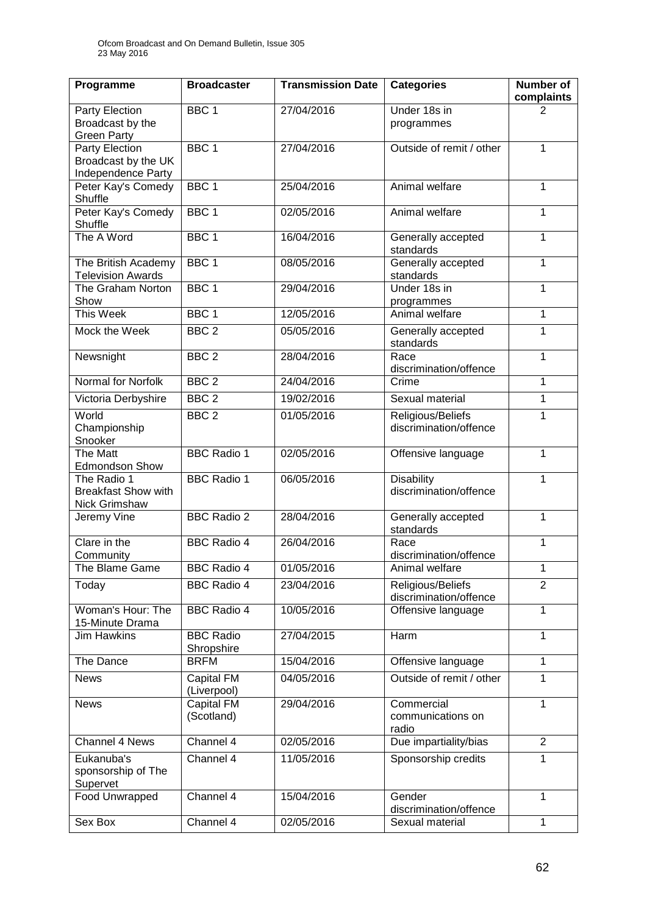| Programme | Broadcaster | Transmission Date | Categories | Number of complaints |
|---|---|---|---|---|
| Party Election Broadcast by the Green Party | BBC 1 | 27/04/2016 | Under 18s in programmes | 2 |
| Party Election Broadcast by the UK Independence Party | BBC 1 | 27/04/2016 | Outside of remit / other | 1 |
| Peter Kay's Comedy Shuffle | BBC 1 | 25/04/2016 | Animal welfare | 1 |
| Peter Kay's Comedy Shuffle | BBC 1 | 02/05/2016 | Animal welfare | 1 |
| The A Word | BBC 1 | 16/04/2016 | Generally accepted standards | 1 |
| The British Academy Television Awards | BBC 1 | 08/05/2016 | Generally accepted standards | 1 |
| The Graham Norton Show | BBC 1 | 29/04/2016 | Under 18s in programmes | 1 |
| This Week | BBC 1 | 12/05/2016 | Animal welfare | 1 |
| Mock the Week | BBC 2 | 05/05/2016 | Generally accepted standards | 1 |
| Newsnight | BBC 2 | 28/04/2016 | Race discrimination/offence | 1 |
| Normal for Norfolk | BBC 2 | 24/04/2016 | Crime | 1 |
| Victoria Derbyshire | BBC 2 | 19/02/2016 | Sexual material | 1 |
| World Championship Snooker | BBC 2 | 01/05/2016 | Religious/Beliefs discrimination/offence | 1 |
| The Matt Edmondson Show | BBC Radio 1 | 02/05/2016 | Offensive language | 1 |
| The Radio 1 Breakfast Show with Nick Grimshaw | BBC Radio 1 | 06/05/2016 | Disability discrimination/offence | 1 |
| Jeremy Vine | BBC Radio 2 | 28/04/2016 | Generally accepted standards | 1 |
| Clare in the Community | BBC Radio 4 | 26/04/2016 | Race discrimination/offence | 1 |
| The Blame Game | BBC Radio 4 | 01/05/2016 | Animal welfare | 1 |
| Today | BBC Radio 4 | 23/04/2016 | Religious/Beliefs discrimination/offence | 2 |
| Woman's Hour: The 15-Minute Drama | BBC Radio 4 | 10/05/2016 | Offensive language | 1 |
| Jim Hawkins | BBC Radio Shropshire | 27/04/2015 | Harm | 1 |
| The Dance | BRFM | 15/04/2016 | Offensive language | 1 |
| News | Capital FM (Liverpool) | 04/05/2016 | Outside of remit / other | 1 |
| News | Capital FM (Scotland) | 29/04/2016 | Commercial communications on radio | 1 |
| Channel 4 News | Channel 4 | 02/05/2016 | Due impartiality/bias | 2 |
| Eukanuba's sponsorship of The Supervet | Channel 4 | 11/05/2016 | Sponsorship credits | 1 |
| Food Unwrapped | Channel 4 | 15/04/2016 | Gender discrimination/offence | 1 |
| Sex Box | Channel 4 | 02/05/2016 | Sexual material | 1 |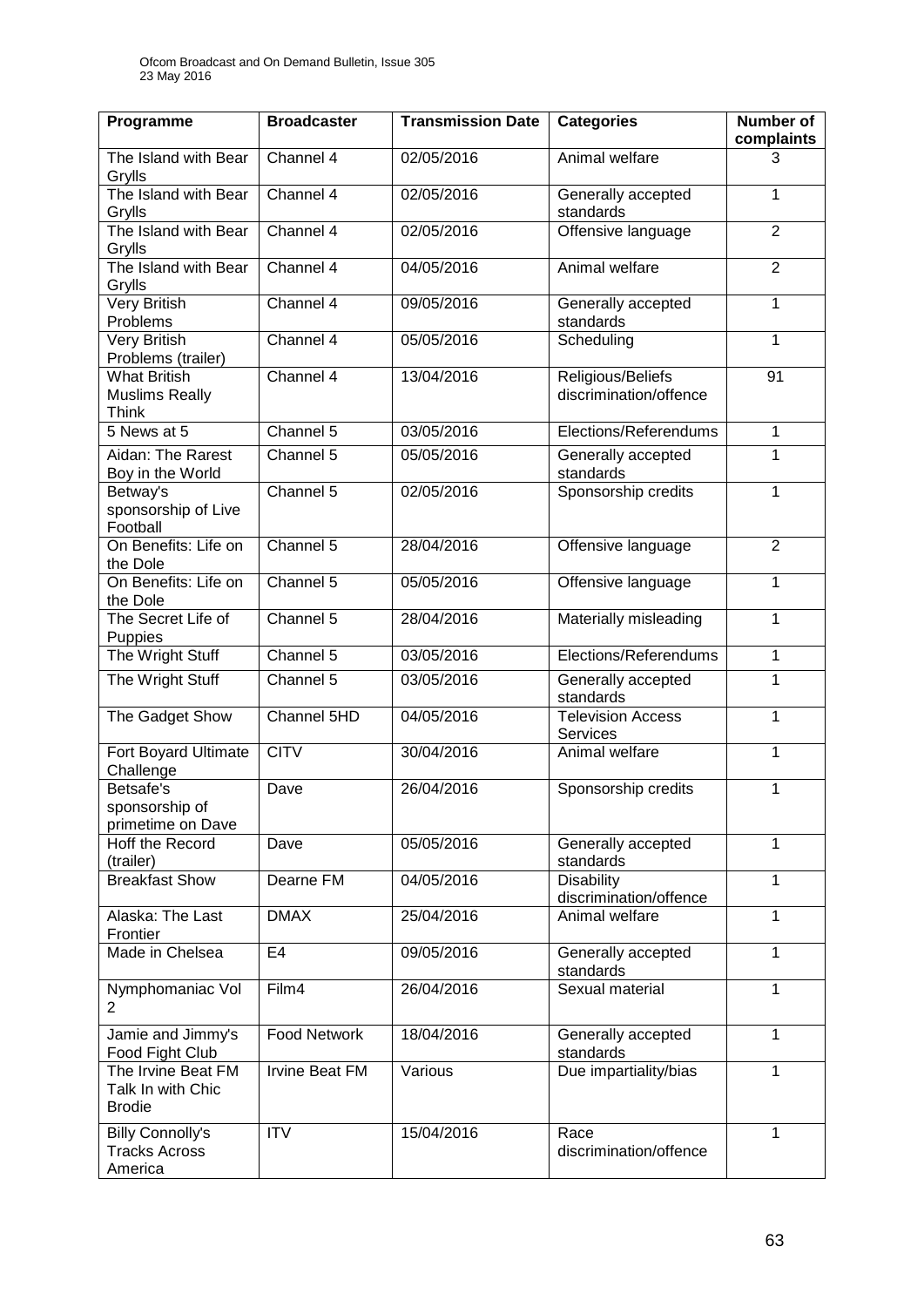| Programme | Broadcaster | Transmission Date | Categories | Number of complaints |
|---|---|---|---|---|
| The Island with Bear Grylls | Channel 4 | 02/05/2016 | Animal welfare | 3 |
| The Island with Bear Grylls | Channel 4 | 02/05/2016 | Generally accepted standards | 1 |
| The Island with Bear Grylls | Channel 4 | 02/05/2016 | Offensive language | 2 |
| The Island with Bear Grylls | Channel 4 | 04/05/2016 | Animal welfare | 2 |
| Very British Problems | Channel 4 | 09/05/2016 | Generally accepted standards | 1 |
| Very British Problems (trailer) | Channel 4 | 05/05/2016 | Scheduling | 1 |
| What British Muslims Really Think | Channel 4 | 13/04/2016 | Religious/Beliefs discrimination/offence | 91 |
| 5 News at 5 | Channel 5 | 03/05/2016 | Elections/Referendums | 1 |
| Aidan: The Rarest Boy in the World | Channel 5 | 05/05/2016 | Generally accepted standards | 1 |
| Betway's sponsorship of Live Football | Channel 5 | 02/05/2016 | Sponsorship credits | 1 |
| On Benefits: Life on the Dole | Channel 5 | 28/04/2016 | Offensive language | 2 |
| On Benefits: Life on the Dole | Channel 5 | 05/05/2016 | Offensive language | 1 |
| The Secret Life of Puppies | Channel 5 | 28/04/2016 | Materially misleading | 1 |
| The Wright Stuff | Channel 5 | 03/05/2016 | Elections/Referendums | 1 |
| The Wright Stuff | Channel 5 | 03/05/2016 | Generally accepted standards | 1 |
| The Gadget Show | Channel 5HD | 04/05/2016 | Television Access Services | 1 |
| Fort Boyard Ultimate Challenge | CITV | 30/04/2016 | Animal welfare | 1 |
| Betsafe's sponsorship of primetime on Dave | Dave | 26/04/2016 | Sponsorship credits | 1 |
| Hoff the Record (trailer) | Dave | 05/05/2016 | Generally accepted standards | 1 |
| Breakfast Show | Dearne FM | 04/05/2016 | Disability discrimination/offence | 1 |
| Alaska: The Last Frontier | DMAX | 25/04/2016 | Animal welfare | 1 |
| Made in Chelsea | E4 | 09/05/2016 | Generally accepted standards | 1 |
| Nymphomaniac Vol 2 | Film4 | 26/04/2016 | Sexual material | 1 |
| Jamie and Jimmy's Food Fight Club | Food Network | 18/04/2016 | Generally accepted standards | 1 |
| The Irvine Beat FM Talk In with Chic Brodie | Irvine Beat FM | Various | Due impartiality/bias | 1 |
| Billy Connolly's Tracks Across America | ITV | 15/04/2016 | Race discrimination/offence | 1 |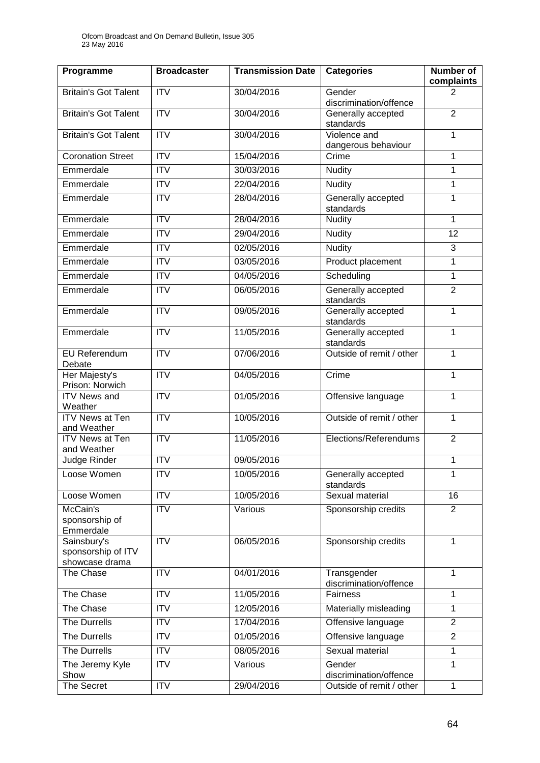| Programme | Broadcaster | Transmission Date | Categories | Number of complaints |
|---|---|---|---|---|
| Britain's Got Talent | ITV | 30/04/2016 | Gender discrimination/offence | 2 |
| Britain's Got Talent | ITV | 30/04/2016 | Generally accepted standards | 2 |
| Britain's Got Talent | ITV | 30/04/2016 | Violence and dangerous behaviour | 1 |
| Coronation Street | ITV | 15/04/2016 | Crime | 1 |
| Emmerdale | ITV | 30/03/2016 | Nudity | 1 |
| Emmerdale | ITV | 22/04/2016 | Nudity | 1 |
| Emmerdale | ITV | 28/04/2016 | Generally accepted standards | 1 |
| Emmerdale | ITV | 28/04/2016 | Nudity | 1 |
| Emmerdale | ITV | 29/04/2016 | Nudity | 12 |
| Emmerdale | ITV | 02/05/2016 | Nudity | 3 |
| Emmerdale | ITV | 03/05/2016 | Product placement | 1 |
| Emmerdale | ITV | 04/05/2016 | Scheduling | 1 |
| Emmerdale | ITV | 06/05/2016 | Generally accepted standards | 2 |
| Emmerdale | ITV | 09/05/2016 | Generally accepted standards | 1 |
| Emmerdale | ITV | 11/05/2016 | Generally accepted standards | 1 |
| EU Referendum Debate | ITV | 07/06/2016 | Outside of remit / other | 1 |
| Her Majesty's Prison: Norwich | ITV | 04/05/2016 | Crime | 1 |
| ITV News and Weather | ITV | 01/05/2016 | Offensive language | 1 |
| ITV News at Ten and Weather | ITV | 10/05/2016 | Outside of remit / other | 1 |
| ITV News at Ten and Weather | ITV | 11/05/2016 | Elections/Referendums | 2 |
| Judge Rinder | ITV | 09/05/2016 | | 1 |
| Loose Women | ITV | 10/05/2016 | Generally accepted standards | 1 |
| Loose Women | ITV | 10/05/2016 | Sexual material | 16 |
| McCain's sponsorship of Emmerdale | ITV | Various | Sponsorship credits | 2 |
| Sainsbury's sponsorship of ITV showcase drama | ITV | 06/05/2016 | Sponsorship credits | 1 |
| The Chase | ITV | 04/01/2016 | Transgender discrimination/offence | 1 |
| The Chase | ITV | 11/05/2016 | Fairness | 1 |
| The Chase | ITV | 12/05/2016 | Materially misleading | 1 |
| The Durrells | ITV | 17/04/2016 | Offensive language | 2 |
| The Durrells | ITV | 01/05/2016 | Offensive language | 2 |
| The Durrells | ITV | 08/05/2016 | Sexual material | 1 |
| The Jeremy Kyle Show | ITV | Various | Gender discrimination/offence | 1 |
| The Secret | ITV | 29/04/2016 | Outside of remit / other | 1 |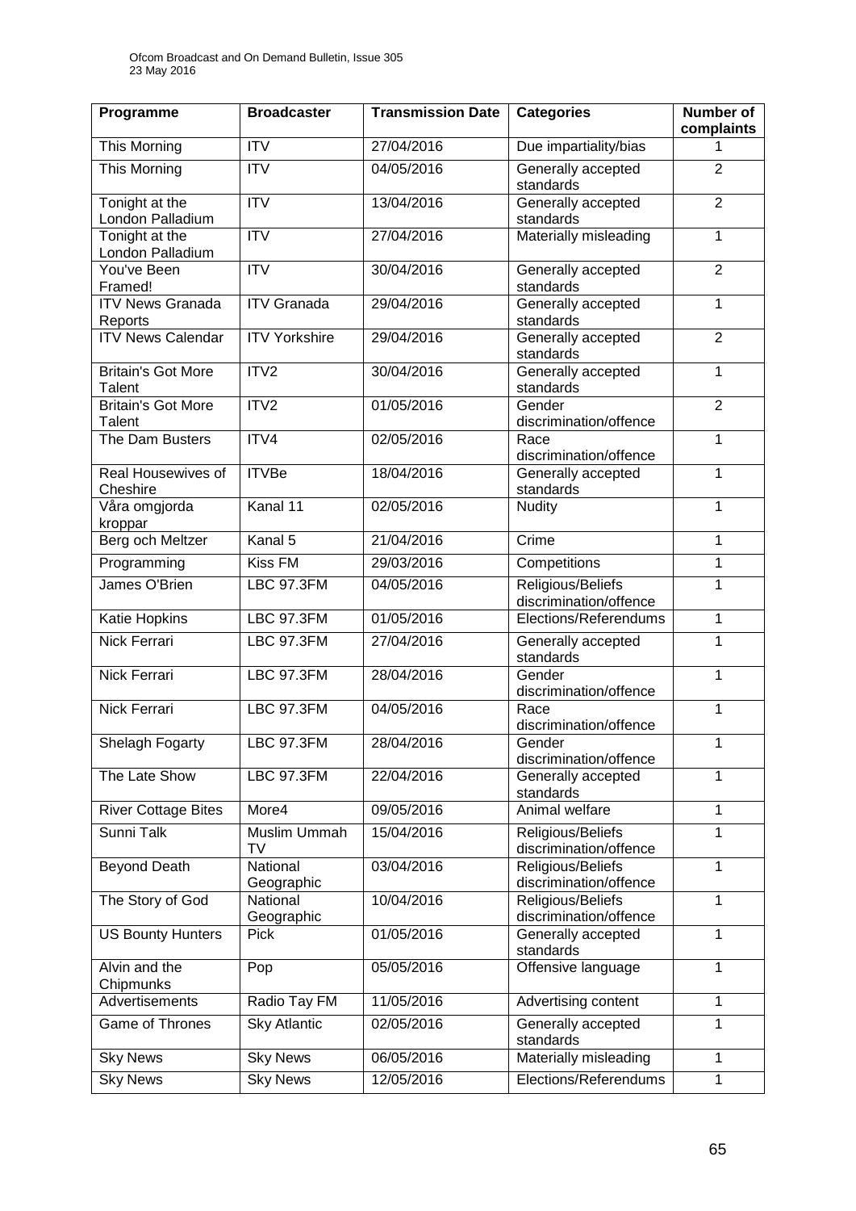| Programme | Broadcaster | Transmission Date | Categories | Number of complaints |
|---|---|---|---|---|
| This Morning | ITV | 27/04/2016 | Due impartiality/bias | 1 |
| This Morning | ITV | 04/05/2016 | Generally accepted standards | 2 |
| Tonight at the London Palladium | ITV | 13/04/2016 | Generally accepted standards | 2 |
| Tonight at the London Palladium | ITV | 27/04/2016 | Materially misleading | 1 |
| You've Been Framed! | ITV | 30/04/2016 | Generally accepted standards | 2 |
| ITV News Granada Reports | ITV Granada | 29/04/2016 | Generally accepted standards | 1 |
| ITV News Calendar | ITV Yorkshire | 29/04/2016 | Generally accepted standards | 2 |
| Britain's Got More Talent | ITV2 | 30/04/2016 | Generally accepted standards | 1 |
| Britain's Got More Talent | ITV2 | 01/05/2016 | Gender discrimination/offence | 2 |
| The Dam Busters | ITV4 | 02/05/2016 | Race discrimination/offence | 1 |
| Real Housewives of Cheshire | ITVBe | 18/04/2016 | Generally accepted standards | 1 |
| Våra omgjorda kroppar | Kanal 11 | 02/05/2016 | Nudity | 1 |
| Berg och Meltzer | Kanal 5 | 21/04/2016 | Crime | 1 |
| Programming | Kiss FM | 29/03/2016 | Competitions | 1 |
| James O'Brien | LBC 97.3FM | 04/05/2016 | Religious/Beliefs discrimination/offence | 1 |
| Katie Hopkins | LBC 97.3FM | 01/05/2016 | Elections/Referendums | 1 |
| Nick Ferrari | LBC 97.3FM | 27/04/2016 | Generally accepted standards | 1 |
| Nick Ferrari | LBC 97.3FM | 28/04/2016 | Gender discrimination/offence | 1 |
| Nick Ferrari | LBC 97.3FM | 04/05/2016 | Race discrimination/offence | 1 |
| Shelagh Fogarty | LBC 97.3FM | 28/04/2016 | Gender discrimination/offence | 1 |
| The Late Show | LBC 97.3FM | 22/04/2016 | Generally accepted standards | 1 |
| River Cottage Bites | More4 | 09/05/2016 | Animal welfare | 1 |
| Sunni Talk | Muslim Ummah TV | 15/04/2016 | Religious/Beliefs discrimination/offence | 1 |
| Beyond Death | National Geographic | 03/04/2016 | Religious/Beliefs discrimination/offence | 1 |
| The Story of God | National Geographic | 10/04/2016 | Religious/Beliefs discrimination/offence | 1 |
| US Bounty Hunters | Pick | 01/05/2016 | Generally accepted standards | 1 |
| Alvin and the Chipmunks | Pop | 05/05/2016 | Offensive language | 1 |
| Advertisements | Radio Tay FM | 11/05/2016 | Advertising content | 1 |
| Game of Thrones | Sky Atlantic | 02/05/2016 | Generally accepted standards | 1 |
| Sky News | Sky News | 06/05/2016 | Materially misleading | 1 |
| Sky News | Sky News | 12/05/2016 | Elections/Referendums | 1 |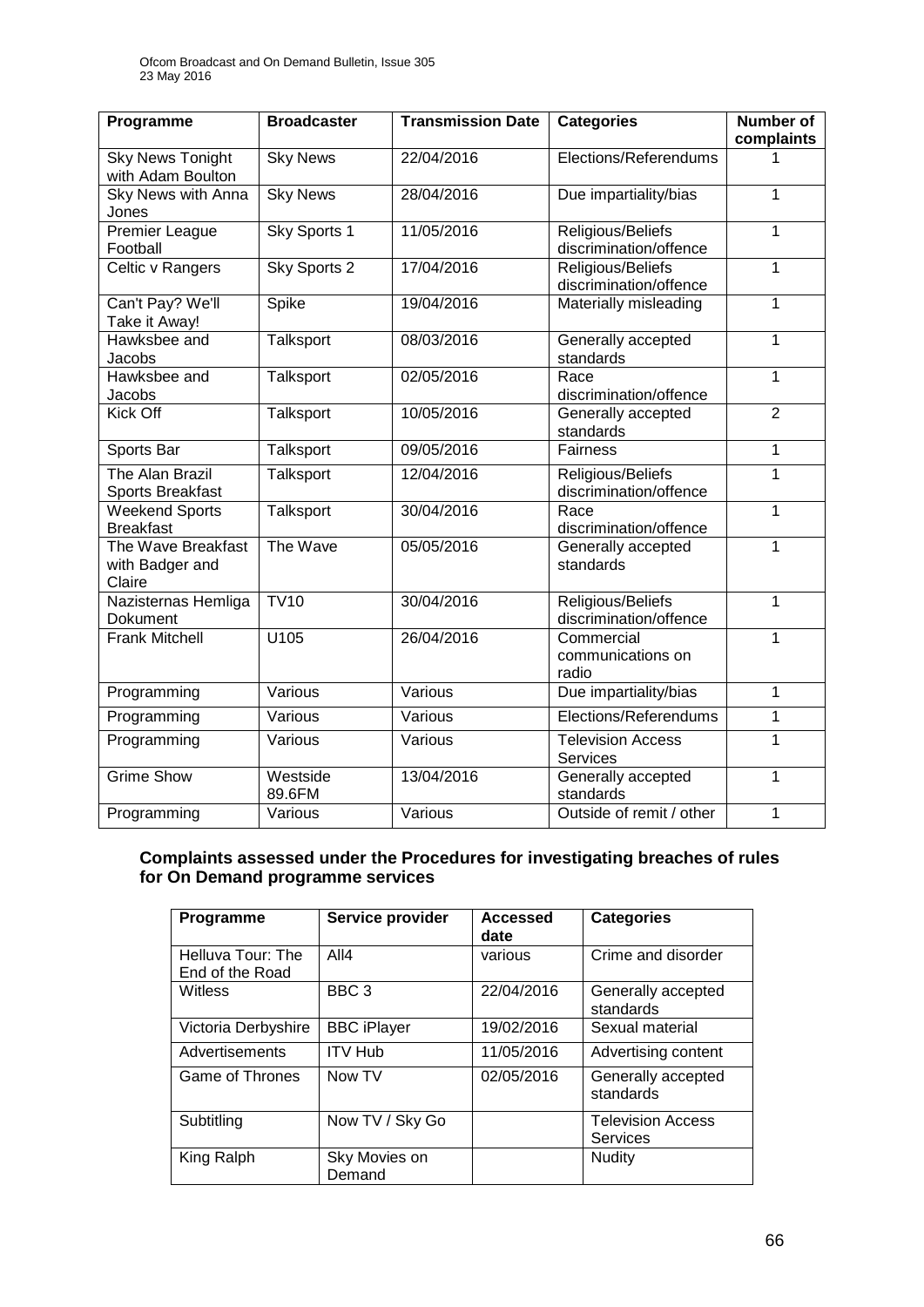| Programme | Broadcaster | Transmission Date | Categories | Number of complaints |
|---|---|---|---|---|
| Sky News Tonight with Adam Boulton | Sky News | 22/04/2016 | Elections/Referendums | 1 |
| Sky News with Anna Jones | Sky News | 28/04/2016 | Due impartiality/bias | 1 |
| Premier League Football | Sky Sports 1 | 11/05/2016 | Religious/Beliefs discrimination/offence | 1 |
| Celtic v Rangers | Sky Sports 2 | 17/04/2016 | Religious/Beliefs discrimination/offence | 1 |
| Can't Pay? We'll Take it Away! | Spike | 19/04/2016 | Materially misleading | 1 |
| Hawksbee and Jacobs | Talksport | 08/03/2016 | Generally accepted standards | 1 |
| Hawksbee and Jacobs | Talksport | 02/05/2016 | Race discrimination/offence | 1 |
| Kick Off | Talksport | 10/05/2016 | Generally accepted standards | 2 |
| Sports Bar | Talksport | 09/05/2016 | Fairness | 1 |
| The Alan Brazil Sports Breakfast | Talksport | 12/04/2016 | Religious/Beliefs discrimination/offence | 1 |
| Weekend Sports Breakfast | Talksport | 30/04/2016 | Race discrimination/offence | 1 |
| The Wave Breakfast with Badger and Claire | The Wave | 05/05/2016 | Generally accepted standards | 1 |
| Nazisternas Hemliga Dokument | TV10 | 30/04/2016 | Religious/Beliefs discrimination/offence | 1 |
| Frank Mitchell | U105 | 26/04/2016 | Commercial communications on radio | 1 |
| Programming | Various | Various | Due impartiality/bias | 1 |
| Programming | Various | Various | Elections/Referendums | 1 |
| Programming | Various | Various | Television Access Services | 1 |
| Grime Show | Westside 89.6FM | 13/04/2016 | Generally accepted standards | 1 |
| Programming | Various | Various | Outside of remit / other | 1 |

## Complaints assessed under the Procedures for investigating breaches of rules for On Demand programme services

| Programme | Service provider | Accessed date | Categories |
|---|---|---|---|
| Helluva Tour: The End of the Road | All4 | various | Crime and disorder |
| Witless | BBC 3 | 22/04/2016 | Generally accepted standards |
| Victoria Derbyshire | BBC iPlayer | 19/02/2016 | Sexual material |
| Advertisements | ITV Hub | 11/05/2016 | Advertising content |
| Game of Thrones | Now TV | 02/05/2016 | Generally accepted standards |
| Subtitling | Now TV / Sky Go | | Television Access Services |
| King Ralph | Sky Movies on Demand | | Nudity |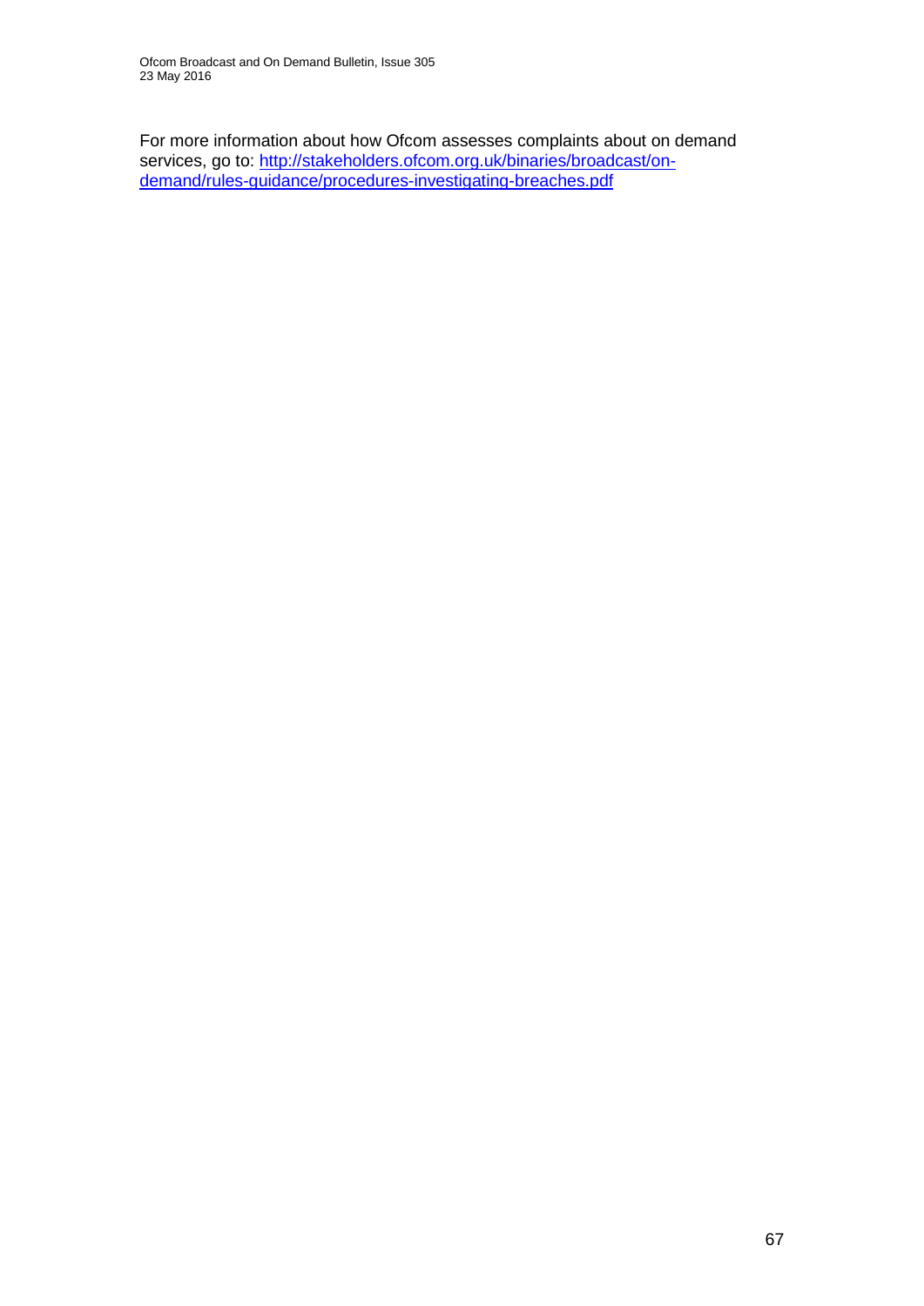For more information about how Ofcom assesses complaints about on demand services, go to: [http://stakeholders.ofcom.org.uk/binaries/broadcast/on-demand/rules-guidance/procedures-investigating-breaches.pdf](http://stakeholders.ofcom.org.uk/binaries/broadcast/on-demand/rules-guidance/procedures-investigating-breaches.pdf)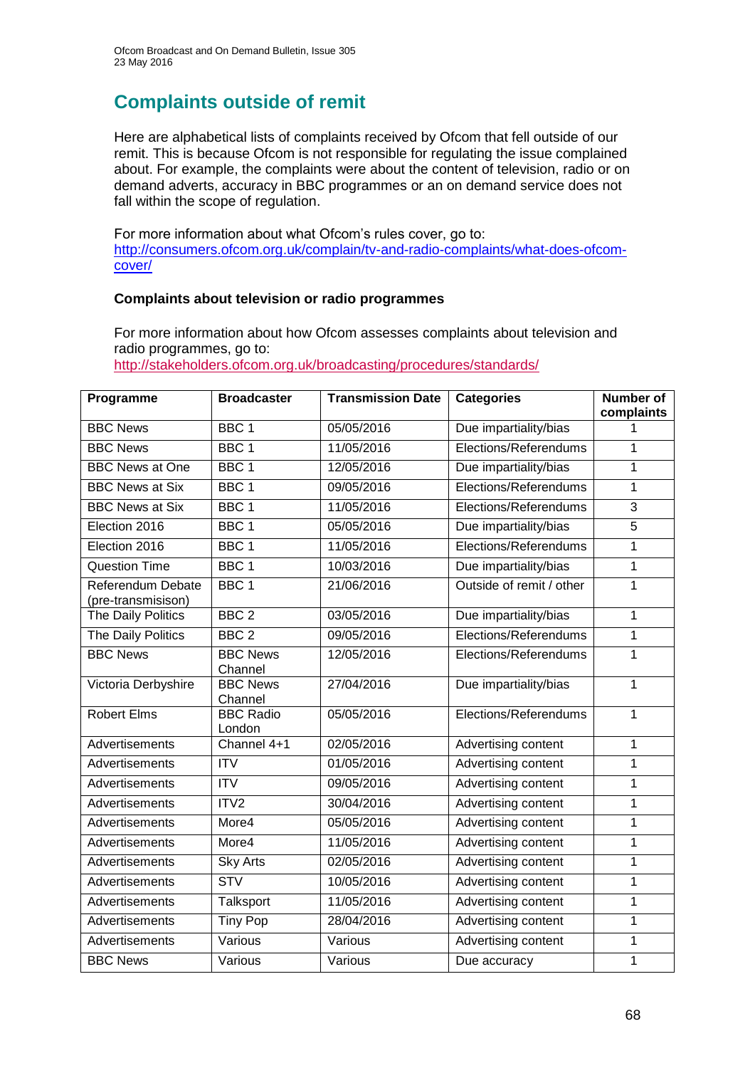# Complaints outside of remit

Here are alphabetical lists of complaints received by Ofcom that fell outside of our remit. This is because Ofcom is not responsible for regulating the issue complained about. For example, the complaints were about the content of television, radio or on demand adverts, accuracy in BBC programmes or an on demand service does not fall within the scope of regulation.

For more information about what Ofcom's rules cover, go to: http://consumers.ofcom.org.uk/complain/tv-and-radio-complaints/what-does-ofcom-cover/

### Complaints about television or radio programmes

For more information about how Ofcom assesses complaints about television and radio programmes, go to: http://stakeholders.ofcom.org.uk/broadcasting/procedures/standards/

| Programme | Broadcaster | Transmission Date | Categories | Number of complaints |
|---|---|---|---|---|
| BBC News | BBC 1 | 05/05/2016 | Due impartiality/bias | 1 |
| BBC News | BBC 1 | 11/05/2016 | Elections/Referendums | 1 |
| BBC News at One | BBC 1 | 12/05/2016 | Due impartiality/bias | 1 |
| BBC News at Six | BBC 1 | 09/05/2016 | Elections/Referendums | 1 |
| BBC News at Six | BBC 1 | 11/05/2016 | Elections/Referendums | 3 |
| Election 2016 | BBC 1 | 05/05/2016 | Due impartiality/bias | 5 |
| Election 2016 | BBC 1 | 11/05/2016 | Elections/Referendums | 1 |
| Question Time | BBC 1 | 10/03/2016 | Due impartiality/bias | 1 |
| Referendum Debate (pre-transmisison) | BBC 1 | 21/06/2016 | Outside of remit / other | 1 |
| The Daily Politics | BBC 2 | 03/05/2016 | Due impartiality/bias | 1 |
| The Daily Politics | BBC 2 | 09/05/2016 | Elections/Referendums | 1 |
| BBC News | BBC News Channel | 12/05/2016 | Elections/Referendums | 1 |
| Victoria Derbyshire | BBC News Channel | 27/04/2016 | Due impartiality/bias | 1 |
| Robert Elms | BBC Radio London | 05/05/2016 | Elections/Referendums | 1 |
| Advertisements | Channel 4+1 | 02/05/2016 | Advertising content | 1 |
| Advertisements | ITV | 01/05/2016 | Advertising content | 1 |
| Advertisements | ITV | 09/05/2016 | Advertising content | 1 |
| Advertisements | ITV2 | 30/04/2016 | Advertising content | 1 |
| Advertisements | More4 | 05/05/2016 | Advertising content | 1 |
| Advertisements | More4 | 11/05/2016 | Advertising content | 1 |
| Advertisements | Sky Arts | 02/05/2016 | Advertising content | 1 |
| Advertisements | STV | 10/05/2016 | Advertising content | 1 |
| Advertisements | Talksport | 11/05/2016 | Advertising content | 1 |
| Advertisements | Tiny Pop | 28/04/2016 | Advertising content | 1 |
| Advertisements | Various | Various | Advertising content | 1 |
| BBC News | Various | Various | Due accuracy | 1 |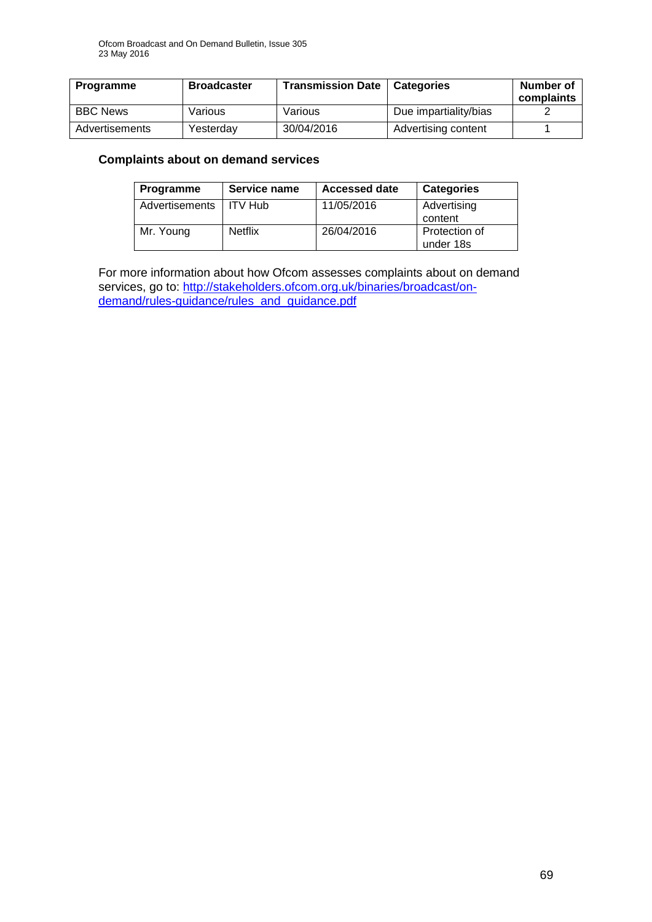| Programme | Broadcaster | Transmission Date | Categories | Number of complaints |
| --- | --- | --- | --- | --- |
| BBC News | Various | Various | Due impartiality/bias | 2 |
| Advertisements | Yesterday | 30/04/2016 | Advertising content | 1 |

**Complaints about on demand services**

| Programme | Service name | Accessed date | Categories |
| --- | --- | --- | --- |
| Advertisements | ITV Hub | 11/05/2016 | Advertising content |
| Mr. Young | Netflix | 26/04/2016 | Protection of under 18s |

For more information about how Ofcom assesses complaints about on demand services, go to: [http://stakeholders.ofcom.org.uk/binaries/broadcast/on-demand/rules-guidance/rules_and_guidance.pdf](http://stakeholders.ofcom.org.uk/binaries/broadcast/on-demand/rules-guidance/rules_and_guidance.pdf)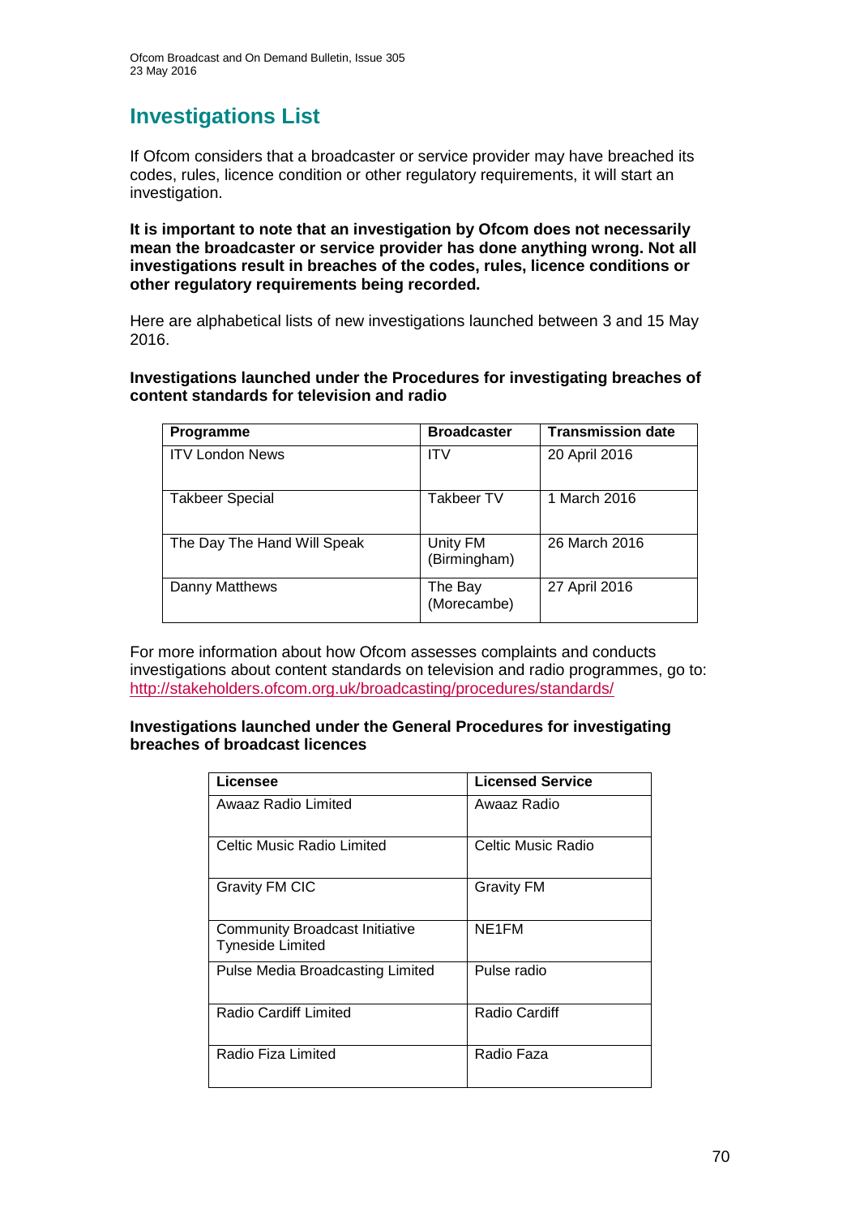# Investigations List

If Ofcom considers that a broadcaster or service provider may have breached its codes, rules, licence condition or other regulatory requirements, it will start an investigation.

**It is important to note that an investigation by Ofcom does not necessarily mean the broadcaster or service provider has done anything wrong. Not all investigations result in breaches of the codes, rules, licence conditions or other regulatory requirements being recorded.**

Here are alphabetical lists of new investigations launched between 3 and 15 May 2016.

**Investigations launched under the Procedures for investigating breaches of content standards for television and radio**

| Programme | Broadcaster | Transmission date |
|---|---|---|
| ITV London News | ITV | 20 April 2016 |
| Takbeer Special | Takbeer TV | 1 March 2016 |
| The Day The Hand Will Speak | Unity FM (Birmingham) | 26 March 2016 |
| Danny Matthews | The Bay (Morecambe) | 27 April 2016 |

For more information about how Ofcom assesses complaints and conducts investigations about content standards on television and radio programmes, go to: http://stakeholders.ofcom.org.uk/broadcasting/procedures/standards/

**Investigations launched under the General Procedures for investigating breaches of broadcast licences**

| Licensee | Licensed Service |
|---|---|
| Awaaz Radio Limited | Awaaz Radio |
| Celtic Music Radio Limited | Celtic Music Radio |
| Gravity FM CIC | Gravity FM |
| Community Broadcast Initiative Tyneside Limited | NE1FM |
| Pulse Media Broadcasting Limited | Pulse radio |
| Radio Cardiff Limited | Radio Cardiff |
| Radio Fiza Limited | Radio Faza |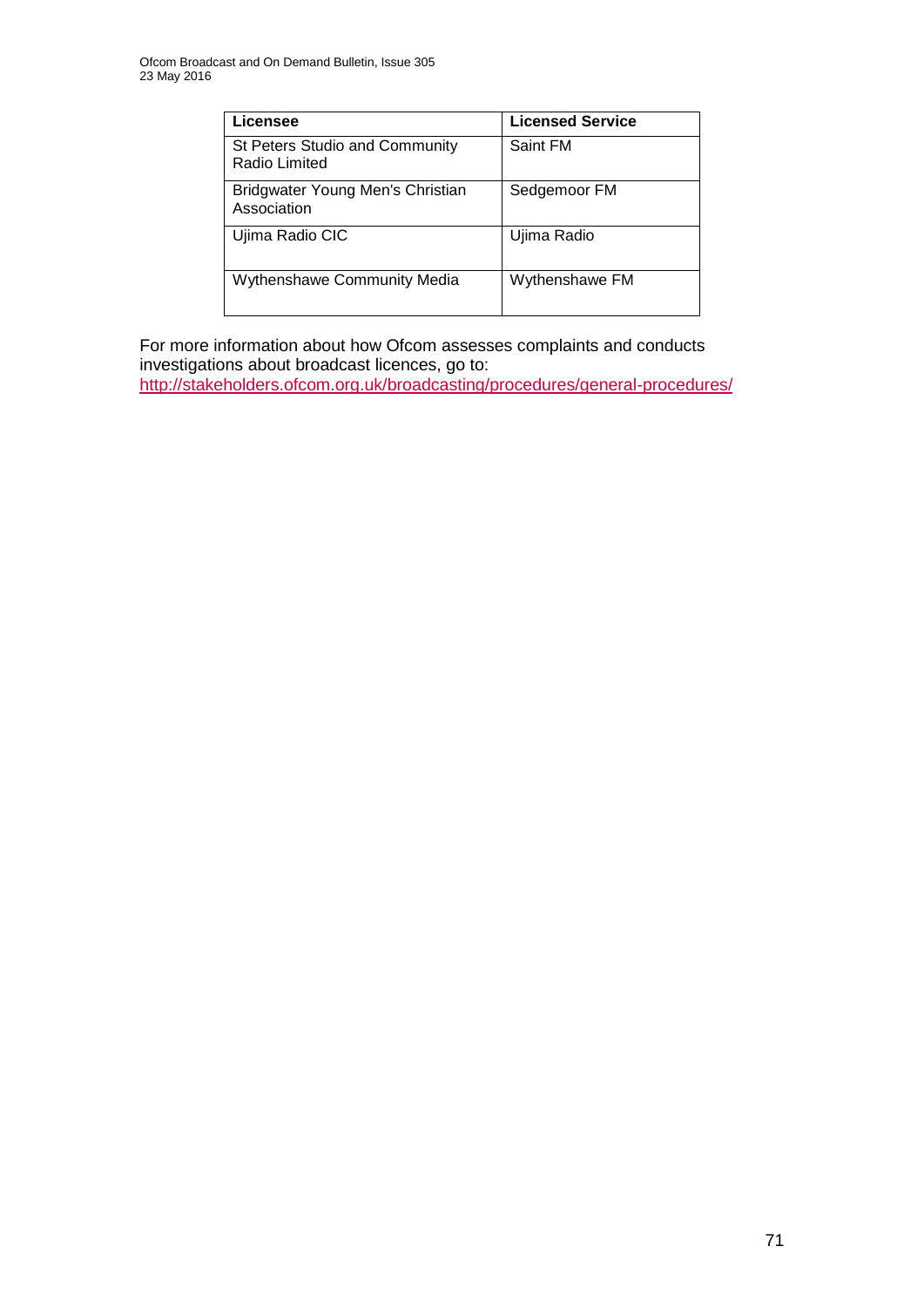| Licensee | Licensed Service |
|---|---|
| St Peters Studio and Community Radio Limited | Saint FM |
| Bridgwater Young Men's Christian Association | Sedgemoor FM |
| Ujima Radio CIC | Ujima Radio |
| Wythenshawe Community Media | Wythenshawe FM |

For more information about how Ofcom assesses complaints and conducts investigations about broadcast licences, go to:
http://stakeholders.ofcom.org.uk/broadcasting/procedures/general-procedures/